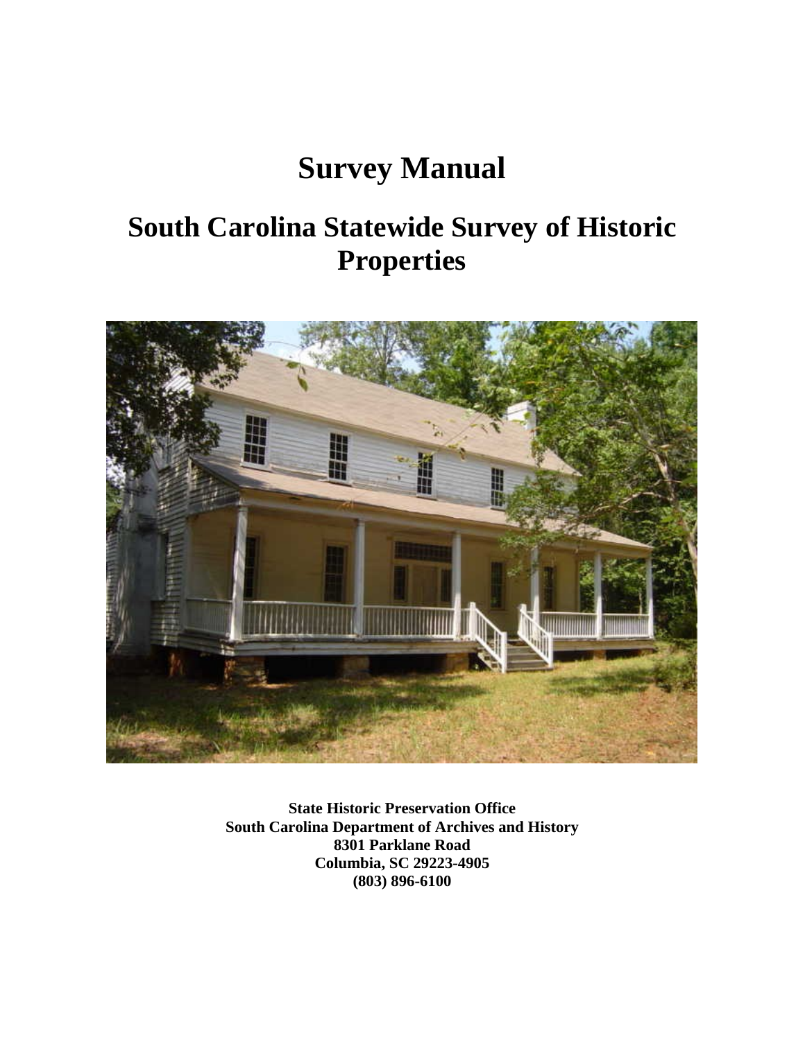# Survey Manual

# South Carolina Statewide Survey of Historic Properties

**State Historic Preservation Office**
**South Carolina Department of Archives and History**
**8301 Parklane Road**
**Columbia, SC 29223-4905**
**(803) 896-6100**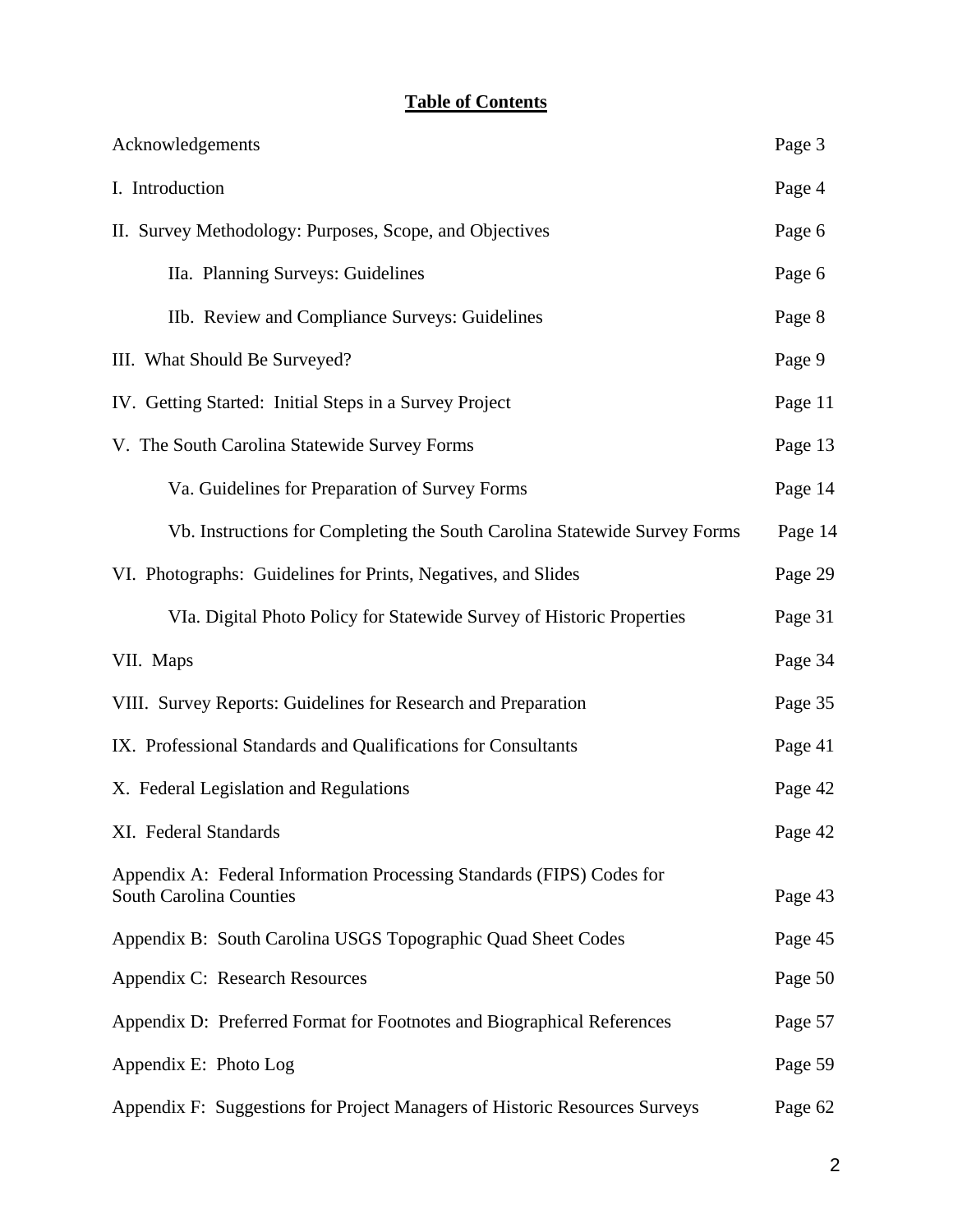# **Table of Contents**

| | |
|---|---|
| Acknowledgements | Page 3 |
| I. Introduction | Page 4 |
| II. Survey Methodology: Purposes, Scope, and Objectives | Page 6 |
| IIa. Planning Surveys: Guidelines | Page 6 |
| IIb. Review and Compliance Surveys: Guidelines | Page 8 |
| III. What Should Be Surveyed? | Page 9 |
| IV. Getting Started: Initial Steps in a Survey Project | Page 11 |
| V. The South Carolina Statewide Survey Forms | Page 13 |
| Va. Guidelines for Preparation of Survey Forms | Page 14 |
| Vb. Instructions for Completing the South Carolina Statewide Survey Forms | Page 14 |
| VI. Photographs: Guidelines for Prints, Negatives, and Slides | Page 29 |
| VIa. Digital Photo Policy for Statewide Survey of Historic Properties | Page 31 |
| VII. Maps | Page 34 |
| VIII. Survey Reports: Guidelines for Research and Preparation | Page 35 |
| IX. Professional Standards and Qualifications for Consultants | Page 41 |
| X. Federal Legislation and Regulations | Page 42 |
| XI. Federal Standards | Page 42 |
| Appendix A: Federal Information Processing Standards (FIPS) Codes for South Carolina Counties | Page 43 |
| Appendix B: South Carolina USGS Topographic Quad Sheet Codes | Page 45 |
| Appendix C: Research Resources | Page 50 |
| Appendix D: Preferred Format for Footnotes and Biographical References | Page 57 |
| Appendix E: Photo Log | Page 59 |
| Appendix F: Suggestions for Project Managers of Historic Resources Surveys | Page 62 |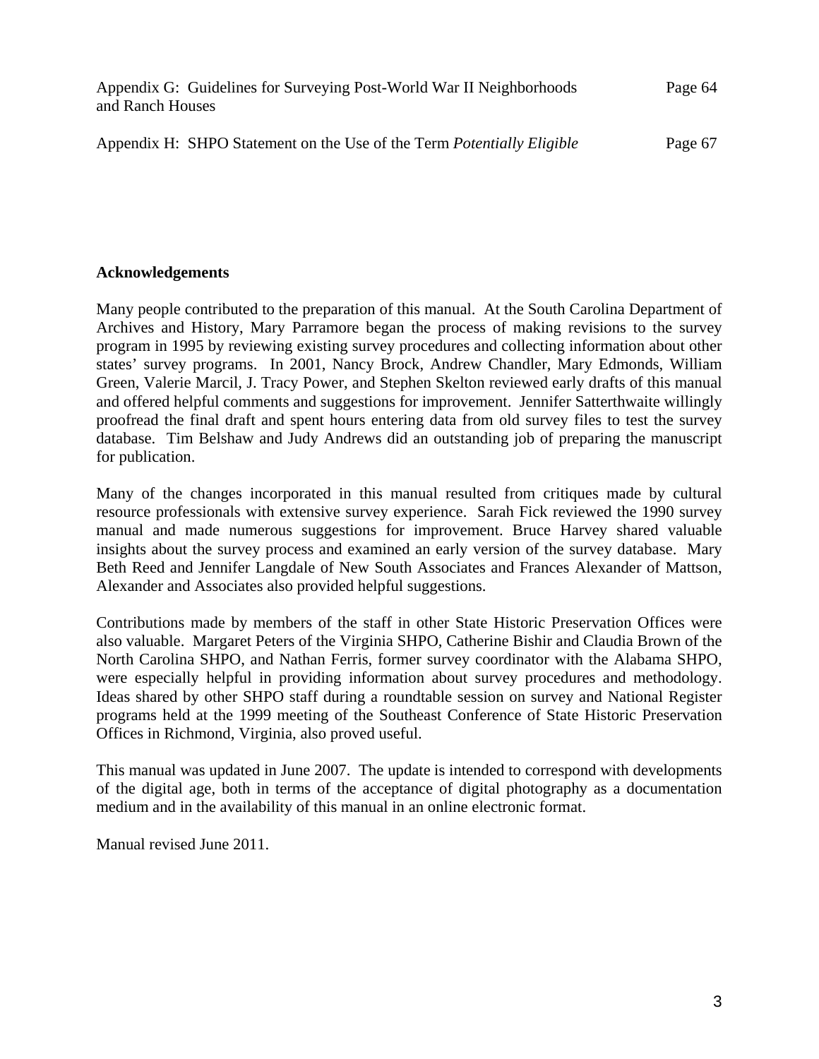| | |
|---|---|
| Appendix G: Guidelines for Surveying Post-World War II Neighborhoods and Ranch Houses | Page 64 |
| Appendix H: SHPO Statement on the Use of the Term *Potentially Eligible* | Page 67 |

**Acknowledgements**

Many people contributed to the preparation of this manual. At the South Carolina Department of Archives and History, Mary Parramore began the process of making revisions to the survey program in 1995 by reviewing existing survey procedures and collecting information about other states' survey programs. In 2001, Nancy Brock, Andrew Chandler, Mary Edmonds, William Green, Valerie Marcil, J. Tracy Power, and Stephen Skelton reviewed early drafts of this manual and offered helpful comments and suggestions for improvement. Jennifer Satterthwaite willingly proofread the final draft and spent hours entering data from old survey files to test the survey database. Tim Belshaw and Judy Andrews did an outstanding job of preparing the manuscript for publication.

Many of the changes incorporated in this manual resulted from critiques made by cultural resource professionals with extensive survey experience. Sarah Fick reviewed the 1990 survey manual and made numerous suggestions for improvement. Bruce Harvey shared valuable insights about the survey process and examined an early version of the survey database. Mary Beth Reed and Jennifer Langdale of New South Associates and Frances Alexander of Mattson, Alexander and Associates also provided helpful suggestions.

Contributions made by members of the staff in other State Historic Preservation Offices were also valuable. Margaret Peters of the Virginia SHPO, Catherine Bishir and Claudia Brown of the North Carolina SHPO, and Nathan Ferris, former survey coordinator with the Alabama SHPO, were especially helpful in providing information about survey procedures and methodology. Ideas shared by other SHPO staff during a roundtable session on survey and National Register programs held at the 1999 meeting of the Southeast Conference of State Historic Preservation Offices in Richmond, Virginia, also proved useful.

This manual was updated in June 2007. The update is intended to correspond with developments of the digital age, both in terms of the acceptance of digital photography as a documentation medium and in the availability of this manual in an online electronic format.

Manual revised June 2011.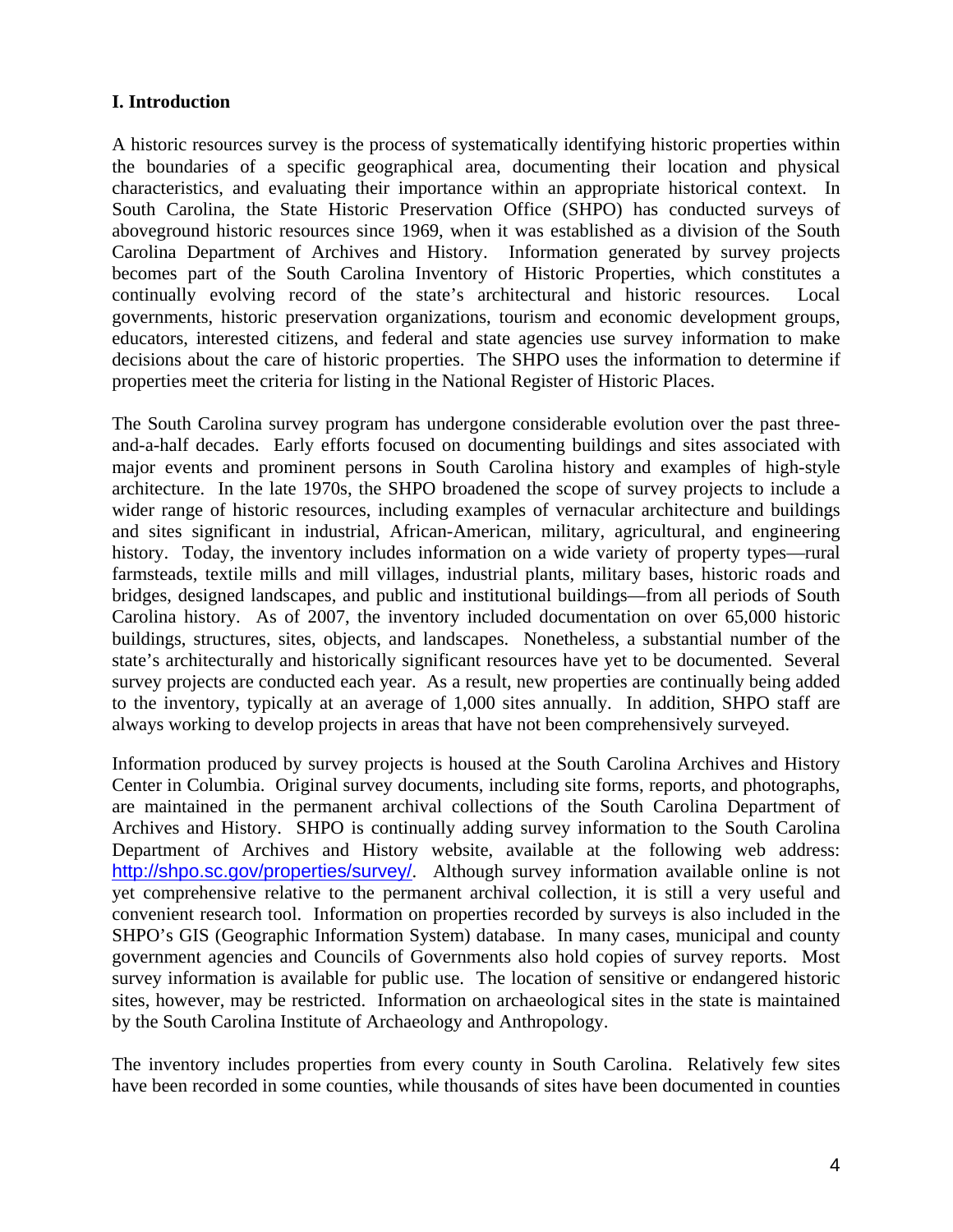## I. Introduction

A historic resources survey is the process of systematically identifying historic properties within the boundaries of a specific geographical area, documenting their location and physical characteristics, and evaluating their importance within an appropriate historical context. In South Carolina, the State Historic Preservation Office (SHPO) has conducted surveys of aboveground historic resources since 1969, when it was established as a division of the South Carolina Department of Archives and History. Information generated by survey projects becomes part of the South Carolina Inventory of Historic Properties, which constitutes a continually evolving record of the state's architectural and historic resources. Local governments, historic preservation organizations, tourism and economic development groups, educators, interested citizens, and federal and state agencies use survey information to make decisions about the care of historic properties. The SHPO uses the information to determine if properties meet the criteria for listing in the National Register of Historic Places.

The South Carolina survey program has undergone considerable evolution over the past three-and-a-half decades. Early efforts focused on documenting buildings and sites associated with major events and prominent persons in South Carolina history and examples of high-style architecture. In the late 1970s, the SHPO broadened the scope of survey projects to include a wider range of historic resources, including examples of vernacular architecture and buildings and sites significant in industrial, African-American, military, agricultural, and engineering history. Today, the inventory includes information on a wide variety of property types—rural farmsteads, textile mills and mill villages, industrial plants, military bases, historic roads and bridges, designed landscapes, and public and institutional buildings—from all periods of South Carolina history. As of 2007, the inventory included documentation on over 65,000 historic buildings, structures, sites, objects, and landscapes. Nonetheless, a substantial number of the state's architecturally and historically significant resources have yet to be documented. Several survey projects are conducted each year. As a result, new properties are continually being added to the inventory, typically at an average of 1,000 sites annually. In addition, SHPO staff are always working to develop projects in areas that have not been comprehensively surveyed.

Information produced by survey projects is housed at the South Carolina Archives and History Center in Columbia. Original survey documents, including site forms, reports, and photographs, are maintained in the permanent archival collections of the South Carolina Department of Archives and History. SHPO is continually adding survey information to the South Carolina Department of Archives and History website, available at the following web address: http://shpo.sc.gov/properties/survey/. Although survey information available online is not yet comprehensive relative to the permanent archival collection, it is still a very useful and convenient research tool. Information on properties recorded by surveys is also included in the SHPO's GIS (Geographic Information System) database. In many cases, municipal and county government agencies and Councils of Governments also hold copies of survey reports. Most survey information is available for public use. The location of sensitive or endangered historic sites, however, may be restricted. Information on archaeological sites in the state is maintained by the South Carolina Institute of Archaeology and Anthropology.

The inventory includes properties from every county in South Carolina. Relatively few sites have been recorded in some counties, while thousands of sites have been documented in counties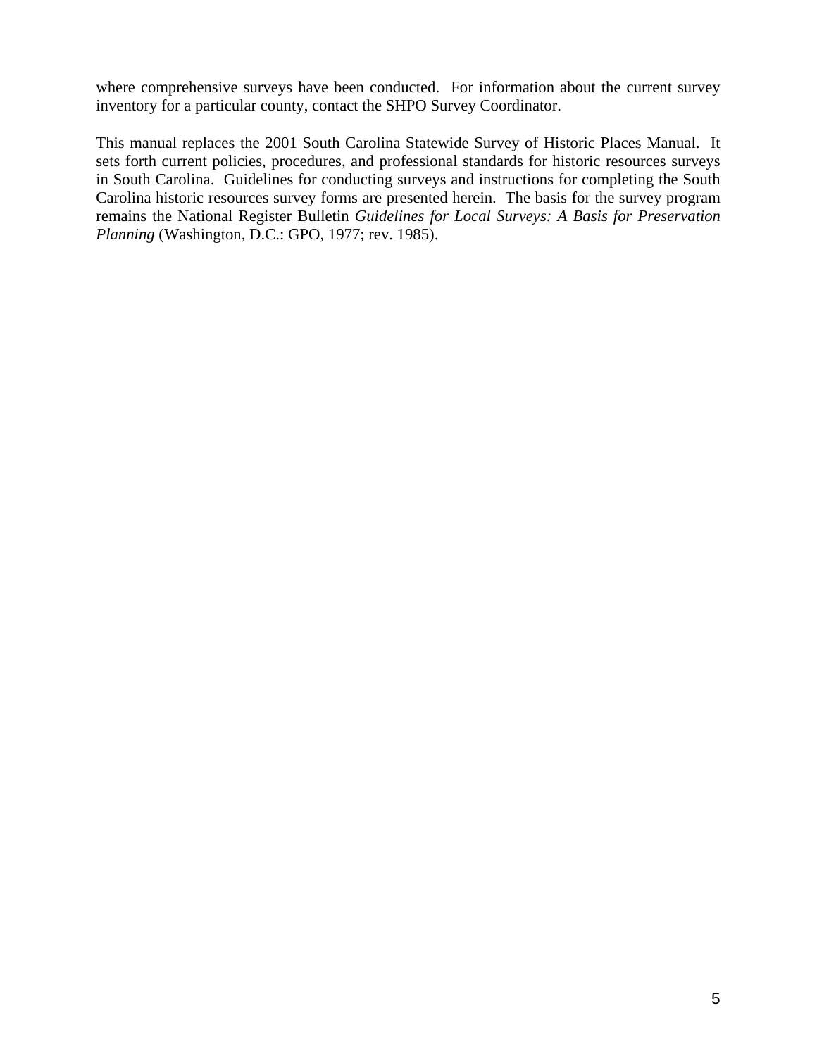where comprehensive surveys have been conducted. For information about the current survey inventory for a particular county, contact the SHPO Survey Coordinator.

This manual replaces the 2001 South Carolina Statewide Survey of Historic Places Manual. It sets forth current policies, procedures, and professional standards for historic resources surveys in South Carolina. Guidelines for conducting surveys and instructions for completing the South Carolina historic resources survey forms are presented herein. The basis for the survey program remains the National Register Bulletin *Guidelines for Local Surveys: A Basis for Preservation Planning* (Washington, D.C.: GPO, 1977; rev. 1985).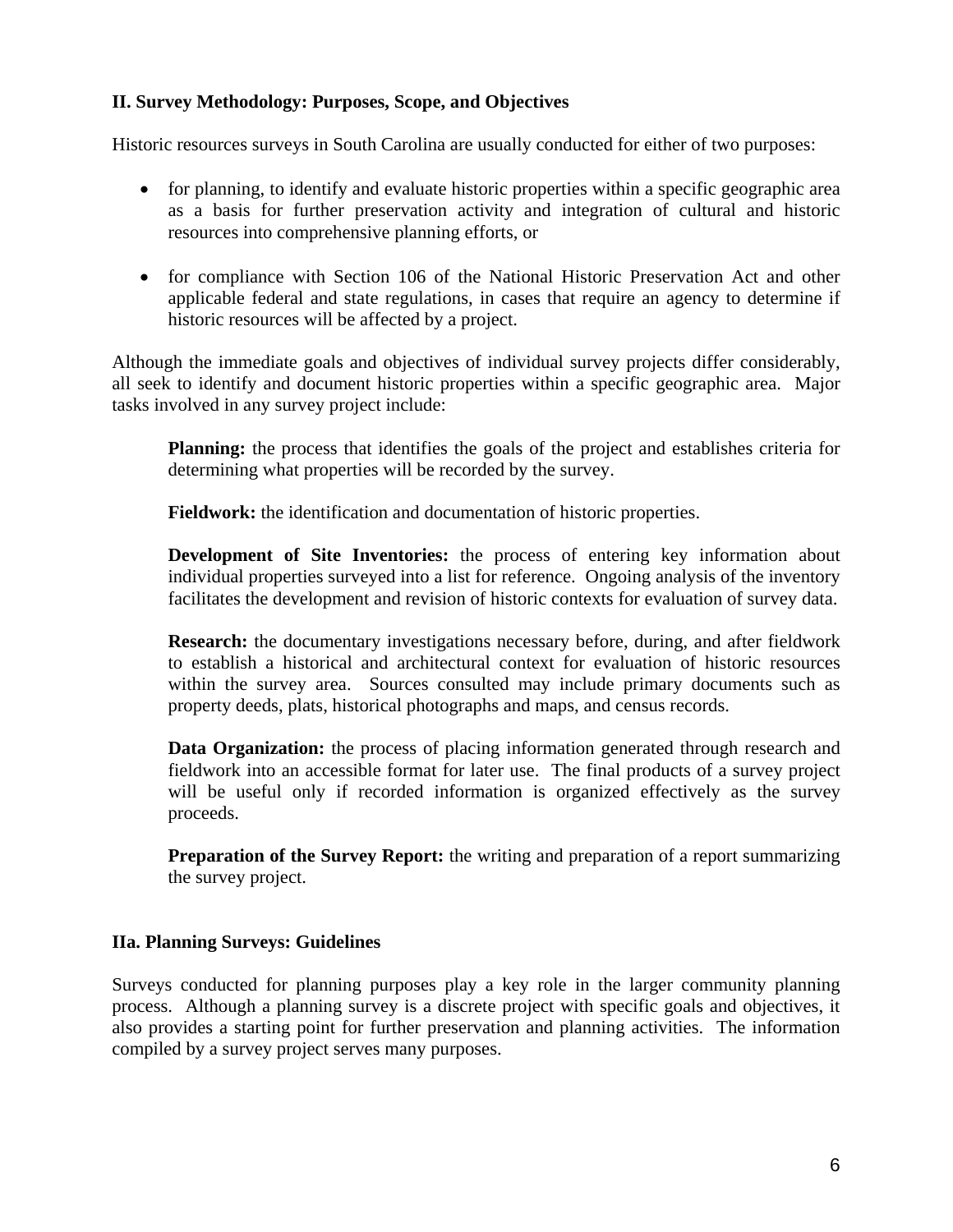## II. Survey Methodology: Purposes, Scope, and Objectives

Historic resources surveys in South Carolina are usually conducted for either of two purposes:

- for planning, to identify and evaluate historic properties within a specific geographic area as a basis for further preservation activity and integration of cultural and historic resources into comprehensive planning efforts, or
- for compliance with Section 106 of the National Historic Preservation Act and other applicable federal and state regulations, in cases that require an agency to determine if historic resources will be affected by a project.

Although the immediate goals and objectives of individual survey projects differ considerably, all seek to identify and document historic properties within a specific geographic area. Major tasks involved in any survey project include:

**Planning:** the process that identifies the goals of the project and establishes criteria for determining what properties will be recorded by the survey.

**Fieldwork:** the identification and documentation of historic properties.

**Development of Site Inventories:** the process of entering key information about individual properties surveyed into a list for reference. Ongoing analysis of the inventory facilitates the development and revision of historic contexts for evaluation of survey data.

**Research:** the documentary investigations necessary before, during, and after fieldwork to establish a historical and architectural context for evaluation of historic resources within the survey area. Sources consulted may include primary documents such as property deeds, plats, historical photographs and maps, and census records.

**Data Organization:** the process of placing information generated through research and fieldwork into an accessible format for later use. The final products of a survey project will be useful only if recorded information is organized effectively as the survey proceeds.

**Preparation of the Survey Report:** the writing and preparation of a report summarizing the survey project.

### IIa. Planning Surveys: Guidelines

Surveys conducted for planning purposes play a key role in the larger community planning process. Although a planning survey is a discrete project with specific goals and objectives, it also provides a starting point for further preservation and planning activities. The information compiled by a survey project serves many purposes.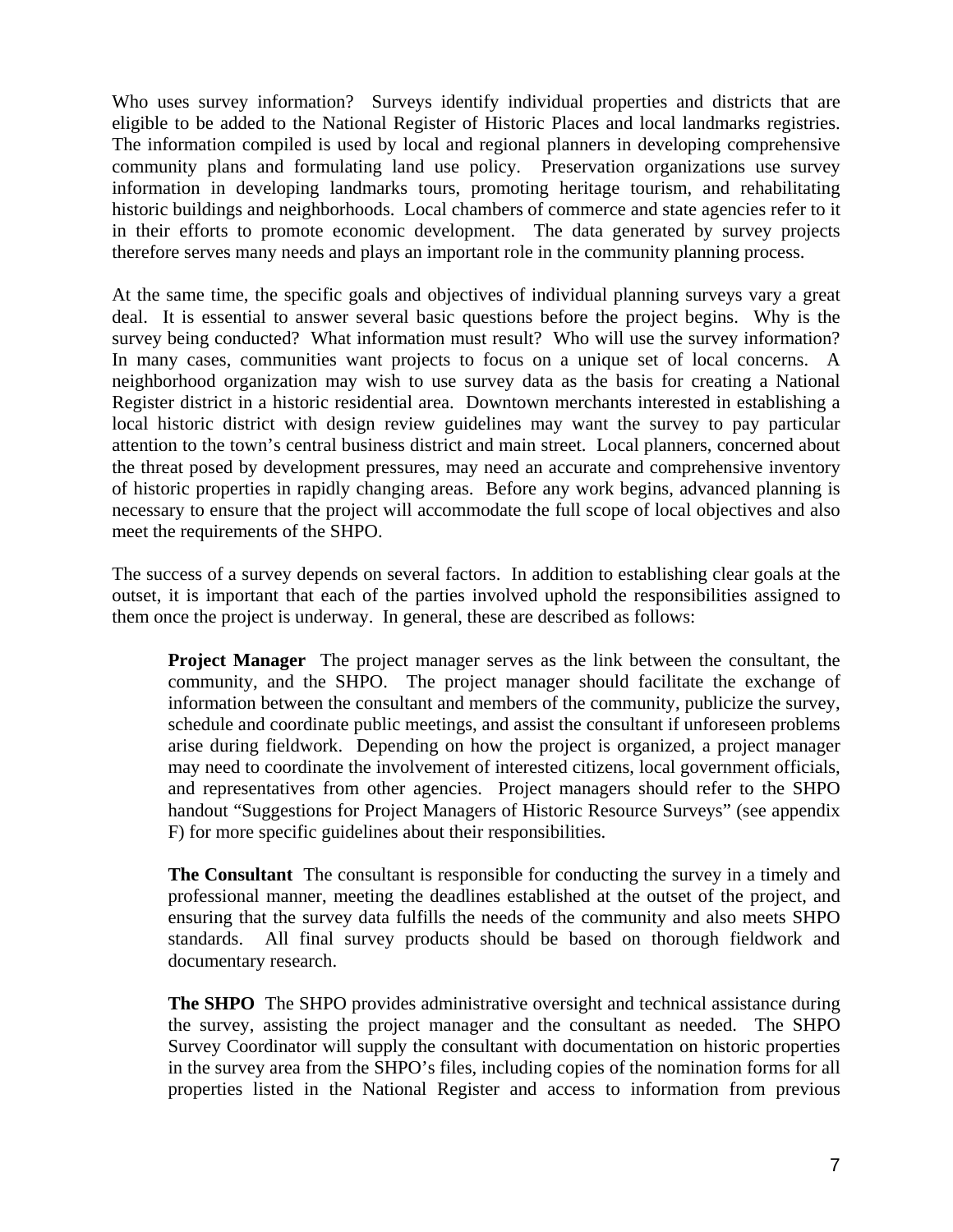Who uses survey information? Surveys identify individual properties and districts that are eligible to be added to the National Register of Historic Places and local landmarks registries. The information compiled is used by local and regional planners in developing comprehensive community plans and formulating land use policy. Preservation organizations use survey information in developing landmarks tours, promoting heritage tourism, and rehabilitating historic buildings and neighborhoods. Local chambers of commerce and state agencies refer to it in their efforts to promote economic development. The data generated by survey projects therefore serves many needs and plays an important role in the community planning process.

At the same time, the specific goals and objectives of individual planning surveys vary a great deal. It is essential to answer several basic questions before the project begins. Why is the survey being conducted? What information must result? Who will use the survey information? In many cases, communities want projects to focus on a unique set of local concerns. A neighborhood organization may wish to use survey data as the basis for creating a National Register district in a historic residential area. Downtown merchants interested in establishing a local historic district with design review guidelines may want the survey to pay particular attention to the town's central business district and main street. Local planners, concerned about the threat posed by development pressures, may need an accurate and comprehensive inventory of historic properties in rapidly changing areas. Before any work begins, advanced planning is necessary to ensure that the project will accommodate the full scope of local objectives and also meet the requirements of the SHPO.

The success of a survey depends on several factors. In addition to establishing clear goals at the outset, it is important that each of the parties involved uphold the responsibilities assigned to them once the project is underway. In general, these are described as follows:

> **Project Manager** The project manager serves as the link between the consultant, the community, and the SHPO. The project manager should facilitate the exchange of information between the consultant and members of the community, publicize the survey, schedule and coordinate public meetings, and assist the consultant if unforeseen problems arise during fieldwork. Depending on how the project is organized, a project manager may need to coordinate the involvement of interested citizens, local government officials, and representatives from other agencies. Project managers should refer to the SHPO handout "Suggestions for Project Managers of Historic Resource Surveys" (see appendix F) for more specific guidelines about their responsibilities.
>
> **The Consultant** The consultant is responsible for conducting the survey in a timely and professional manner, meeting the deadlines established at the outset of the project, and ensuring that the survey data fulfills the needs of the community and also meets SHPO standards. All final survey products should be based on thorough fieldwork and documentary research.
>
> **The SHPO** The SHPO provides administrative oversight and technical assistance during the survey, assisting the project manager and the consultant as needed. The SHPO Survey Coordinator will supply the consultant with documentation on historic properties in the survey area from the SHPO's files, including copies of the nomination forms for all properties listed in the National Register and access to information from previous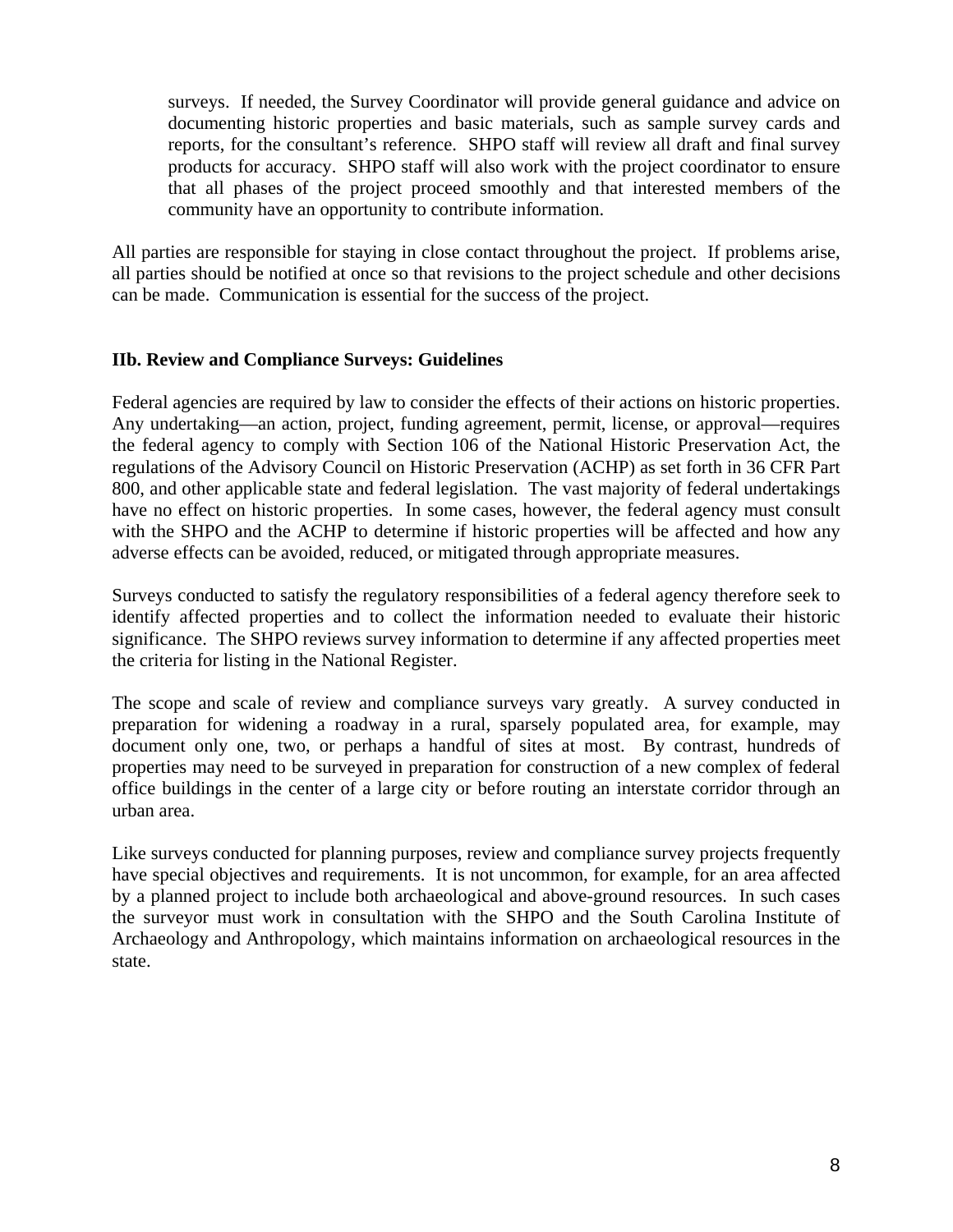surveys. If needed, the Survey Coordinator will provide general guidance and advice on documenting historic properties and basic materials, such as sample survey cards and reports, for the consultant's reference. SHPO staff will review all draft and final survey products for accuracy. SHPO staff will also work with the project coordinator to ensure that all phases of the project proceed smoothly and that interested members of the community have an opportunity to contribute information.

All parties are responsible for staying in close contact throughout the project. If problems arise, all parties should be notified at once so that revisions to the project schedule and other decisions can be made. Communication is essential for the success of the project.

**IIb. Review and Compliance Surveys: Guidelines**

Federal agencies are required by law to consider the effects of their actions on historic properties. Any undertaking—an action, project, funding agreement, permit, license, or approval—requires the federal agency to comply with Section 106 of the National Historic Preservation Act, the regulations of the Advisory Council on Historic Preservation (ACHP) as set forth in 36 CFR Part 800, and other applicable state and federal legislation. The vast majority of federal undertakings have no effect on historic properties. In some cases, however, the federal agency must consult with the SHPO and the ACHP to determine if historic properties will be affected and how any adverse effects can be avoided, reduced, or mitigated through appropriate measures.

Surveys conducted to satisfy the regulatory responsibilities of a federal agency therefore seek to identify affected properties and to collect the information needed to evaluate their historic significance. The SHPO reviews survey information to determine if any affected properties meet the criteria for listing in the National Register.

The scope and scale of review and compliance surveys vary greatly. A survey conducted in preparation for widening a roadway in a rural, sparsely populated area, for example, may document only one, two, or perhaps a handful of sites at most. By contrast, hundreds of properties may need to be surveyed in preparation for construction of a new complex of federal office buildings in the center of a large city or before routing an interstate corridor through an urban area.

Like surveys conducted for planning purposes, review and compliance survey projects frequently have special objectives and requirements. It is not uncommon, for example, for an area affected by a planned project to include both archaeological and above-ground resources. In such cases the surveyor must work in consultation with the SHPO and the South Carolina Institute of Archaeology and Anthropology, which maintains information on archaeological resources in the state.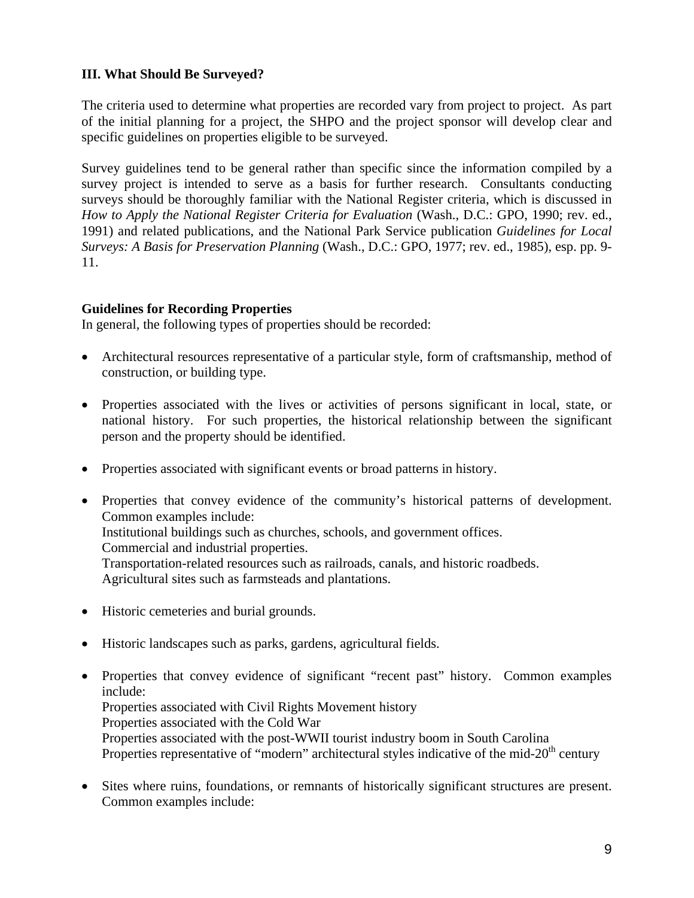## III. What Should Be Surveyed?

The criteria used to determine what properties are recorded vary from project to project. As part of the initial planning for a project, the SHPO and the project sponsor will develop clear and specific guidelines on properties eligible to be surveyed.

Survey guidelines tend to be general rather than specific since the information compiled by a survey project is intended to serve as a basis for further research. Consultants conducting surveys should be thoroughly familiar with the National Register criteria, which is discussed in *How to Apply the National Register Criteria for Evaluation* (Wash., D.C.: GPO, 1990; rev. ed., 1991) and related publications, and the National Park Service publication *Guidelines for Local Surveys: A Basis for Preservation Planning* (Wash., D.C.: GPO, 1977; rev. ed., 1985), esp. pp. 9-11.

### Guidelines for Recording Properties

In general, the following types of properties should be recorded:

- Architectural resources representative of a particular style, form of craftsmanship, method of construction, or building type.
- Properties associated with the lives or activities of persons significant in local, state, or national history. For such properties, the historical relationship between the significant person and the property should be identified.
- Properties associated with significant events or broad patterns in history.
- Properties that convey evidence of the community's historical patterns of development. Common examples include:
  Institutional buildings such as churches, schools, and government offices.
  Commercial and industrial properties.
  Transportation-related resources such as railroads, canals, and historic roadbeds.
  Agricultural sites such as farmsteads and plantations.
- Historic cemeteries and burial grounds.
- Historic landscapes such as parks, gardens, agricultural fields.
- Properties that convey evidence of significant "recent past" history. Common examples include:
  Properties associated with Civil Rights Movement history
  Properties associated with the Cold War
  Properties associated with the post-WWII tourist industry boom in South Carolina
  Properties representative of "modern" architectural styles indicative of the mid-20th century
- Sites where ruins, foundations, or remnants of historically significant structures are present. Common examples include: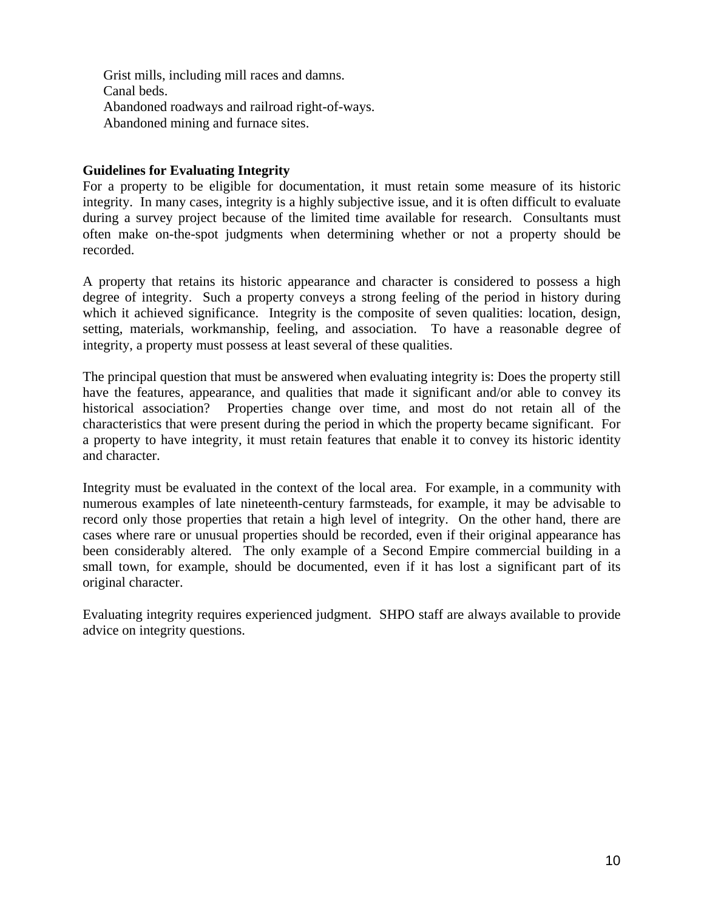Grist mills, including mill races and damns.
Canal beds.
Abandoned roadways and railroad right-of-ways.
Abandoned mining and furnace sites.

**Guidelines for Evaluating Integrity**
For a property to be eligible for documentation, it must retain some measure of its historic integrity. In many cases, integrity is a highly subjective issue, and it is often difficult to evaluate during a survey project because of the limited time available for research. Consultants must often make on-the-spot judgments when determining whether or not a property should be recorded.

A property that retains its historic appearance and character is considered to possess a high degree of integrity. Such a property conveys a strong feeling of the period in history during which it achieved significance. Integrity is the composite of seven qualities: location, design, setting, materials, workmanship, feeling, and association. To have a reasonable degree of integrity, a property must possess at least several of these qualities.

The principal question that must be answered when evaluating integrity is: Does the property still have the features, appearance, and qualities that made it significant and/or able to convey its historical association? Properties change over time, and most do not retain all of the characteristics that were present during the period in which the property became significant. For a property to have integrity, it must retain features that enable it to convey its historic identity and character.

Integrity must be evaluated in the context of the local area. For example, in a community with numerous examples of late nineteenth-century farmsteads, for example, it may be advisable to record only those properties that retain a high level of integrity. On the other hand, there are cases where rare or unusual properties should be recorded, even if their original appearance has been considerably altered. The only example of a Second Empire commercial building in a small town, for example, should be documented, even if it has lost a significant part of its original character.

Evaluating integrity requires experienced judgment. SHPO staff are always available to provide advice on integrity questions.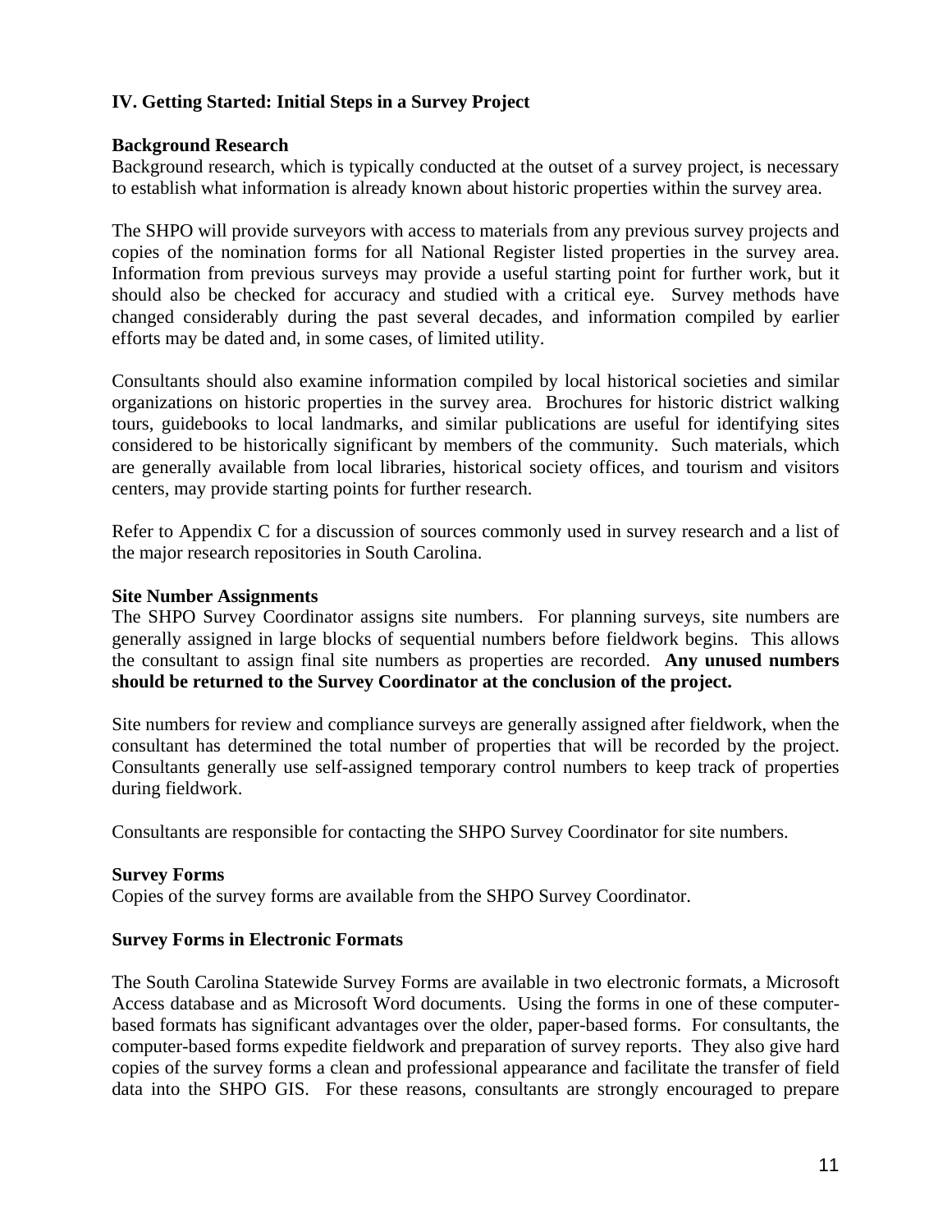## IV. Getting Started: Initial Steps in a Survey Project

### Background Research

Background research, which is typically conducted at the outset of a survey project, is necessary to establish what information is already known about historic properties within the survey area.

The SHPO will provide surveyors with access to materials from any previous survey projects and copies of the nomination forms for all National Register listed properties in the survey area. Information from previous surveys may provide a useful starting point for further work, but it should also be checked for accuracy and studied with a critical eye. Survey methods have changed considerably during the past several decades, and information compiled by earlier efforts may be dated and, in some cases, of limited utility.

Consultants should also examine information compiled by local historical societies and similar organizations on historic properties in the survey area. Brochures for historic district walking tours, guidebooks to local landmarks, and similar publications are useful for identifying sites considered to be historically significant by members of the community. Such materials, which are generally available from local libraries, historical society offices, and tourism and visitors centers, may provide starting points for further research.

Refer to Appendix C for a discussion of sources commonly used in survey research and a list of the major research repositories in South Carolina.

### Site Number Assignments

The SHPO Survey Coordinator assigns site numbers. For planning surveys, site numbers are generally assigned in large blocks of sequential numbers before fieldwork begins. This allows the consultant to assign final site numbers as properties are recorded. **Any unused numbers should be returned to the Survey Coordinator at the conclusion of the project.**

Site numbers for review and compliance surveys are generally assigned after fieldwork, when the consultant has determined the total number of properties that will be recorded by the project. Consultants generally use self-assigned temporary control numbers to keep track of properties during fieldwork.

Consultants are responsible for contacting the SHPO Survey Coordinator for site numbers.

### Survey Forms

Copies of the survey forms are available from the SHPO Survey Coordinator.

### Survey Forms in Electronic Formats

The South Carolina Statewide Survey Forms are available in two electronic formats, a Microsoft Access database and as Microsoft Word documents. Using the forms in one of these computer-based formats has significant advantages over the older, paper-based forms. For consultants, the computer-based forms expedite fieldwork and preparation of survey reports. They also give hard copies of the survey forms a clean and professional appearance and facilitate the transfer of field data into the SHPO GIS. For these reasons, consultants are strongly encouraged to prepare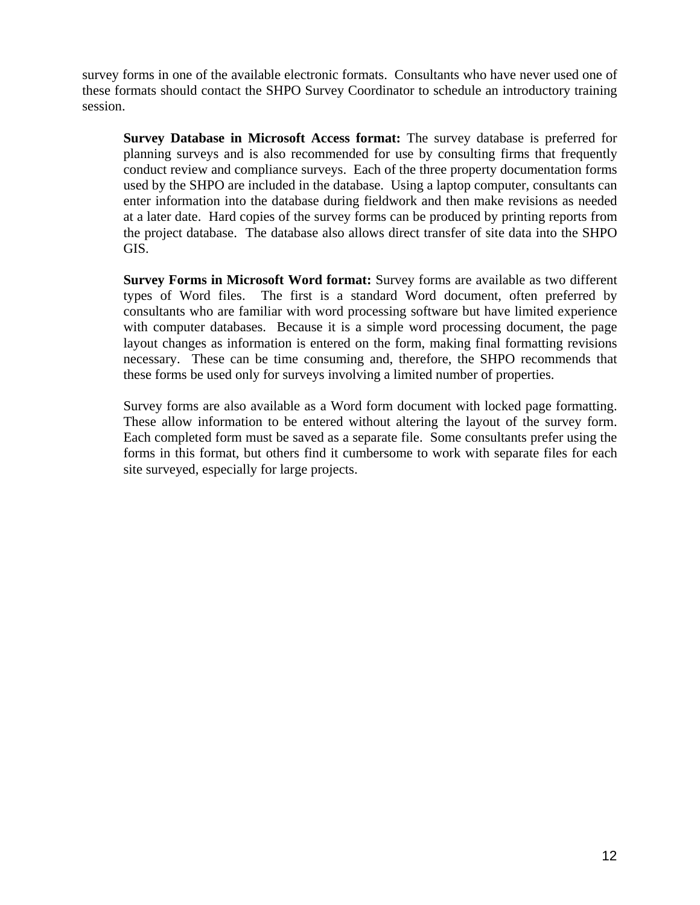survey forms in one of the available electronic formats. Consultants who have never used one of these formats should contact the SHPO Survey Coordinator to schedule an introductory training session.

**Survey Database in Microsoft Access format:** The survey database is preferred for planning surveys and is also recommended for use by consulting firms that frequently conduct review and compliance surveys. Each of the three property documentation forms used by the SHPO are included in the database. Using a laptop computer, consultants can enter information into the database during fieldwork and then make revisions as needed at a later date. Hard copies of the survey forms can be produced by printing reports from the project database. The database also allows direct transfer of site data into the SHPO GIS.

**Survey Forms in Microsoft Word format:** Survey forms are available as two different types of Word files. The first is a standard Word document, often preferred by consultants who are familiar with word processing software but have limited experience with computer databases. Because it is a simple word processing document, the page layout changes as information is entered on the form, making final formatting revisions necessary. These can be time consuming and, therefore, the SHPO recommends that these forms be used only for surveys involving a limited number of properties.

Survey forms are also available as a Word form document with locked page formatting. These allow information to be entered without altering the layout of the survey form. Each completed form must be saved as a separate file. Some consultants prefer using the forms in this format, but others find it cumbersome to work with separate files for each site surveyed, especially for large projects.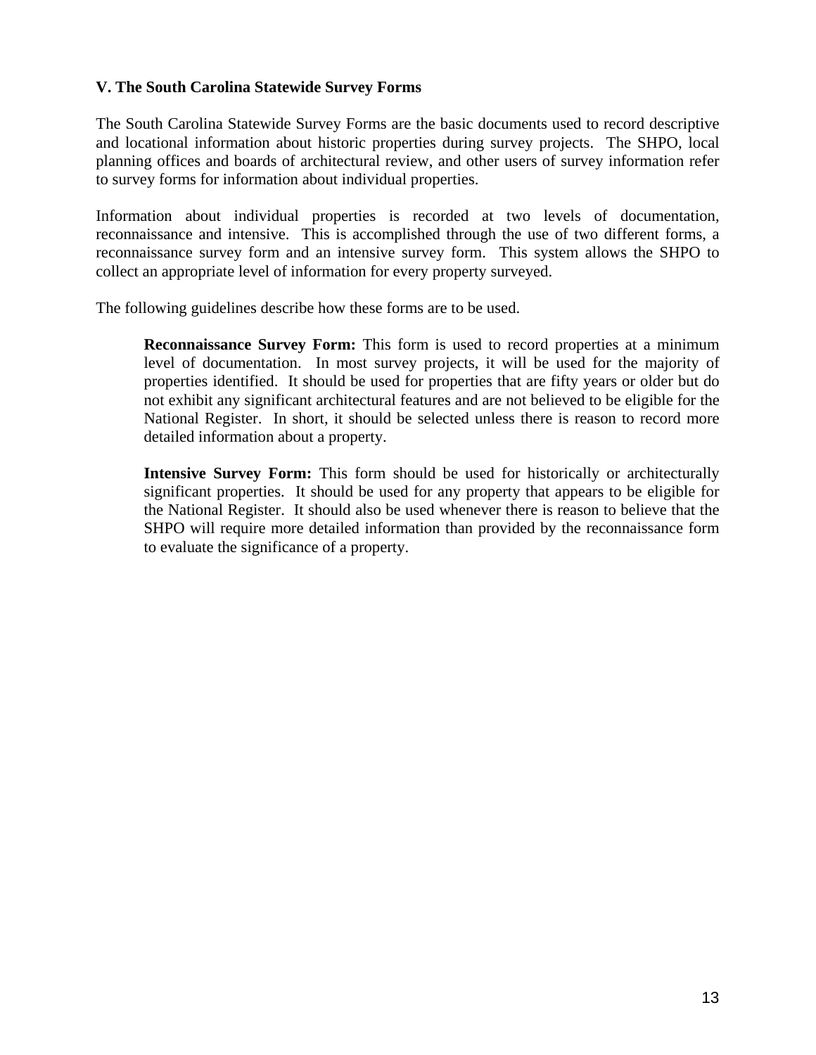## V. The South Carolina Statewide Survey Forms

The South Carolina Statewide Survey Forms are the basic documents used to record descriptive and locational information about historic properties during survey projects. The SHPO, local planning offices and boards of architectural review, and other users of survey information refer to survey forms for information about individual properties.

Information about individual properties is recorded at two levels of documentation, reconnaissance and intensive. This is accomplished through the use of two different forms, a reconnaissance survey form and an intensive survey form. This system allows the SHPO to collect an appropriate level of information for every property surveyed.

The following guidelines describe how these forms are to be used.

> **Reconnaissance Survey Form:** This form is used to record properties at a minimum level of documentation. In most survey projects, it will be used for the majority of properties identified. It should be used for properties that are fifty years or older but do not exhibit any significant architectural features and are not believed to be eligible for the National Register. In short, it should be selected unless there is reason to record more detailed information about a property.
>
> **Intensive Survey Form:** This form should be used for historically or architecturally significant properties. It should be used for any property that appears to be eligible for the National Register. It should also be used whenever there is reason to believe that the SHPO will require more detailed information than provided by the reconnaissance form to evaluate the significance of a property.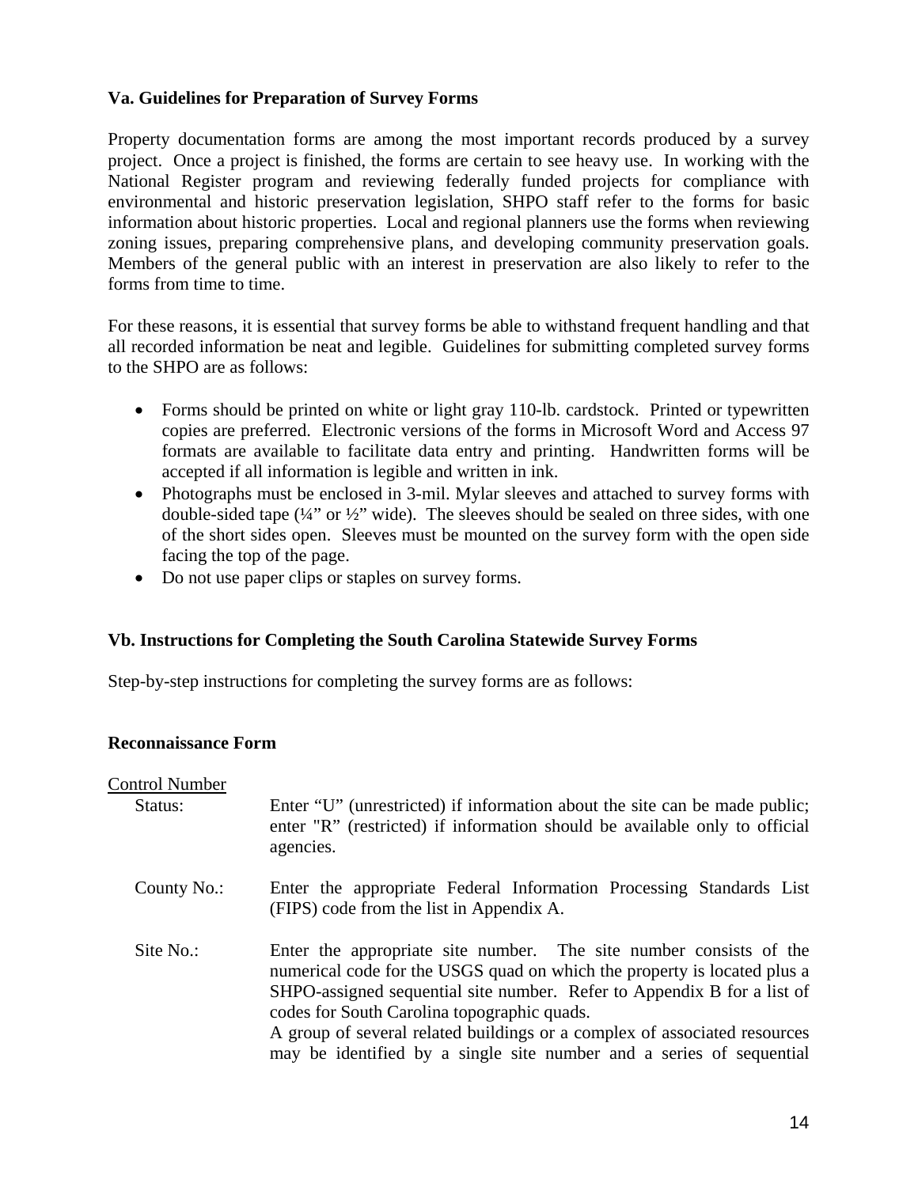### Va. Guidelines for Preparation of Survey Forms

Property documentation forms are among the most important records produced by a survey project. Once a project is finished, the forms are certain to see heavy use. In working with the National Register program and reviewing federally funded projects for compliance with environmental and historic preservation legislation, SHPO staff refer to the forms for basic information about historic properties. Local and regional planners use the forms when reviewing zoning issues, preparing comprehensive plans, and developing community preservation goals. Members of the general public with an interest in preservation are also likely to refer to the forms from time to time.

For these reasons, it is essential that survey forms be able to withstand frequent handling and that all recorded information be neat and legible. Guidelines for submitting completed survey forms to the SHPO are as follows:

- Forms should be printed on white or light gray 110-lb. cardstock. Printed or typewritten copies are preferred. Electronic versions of the forms in Microsoft Word and Access 97 formats are available to facilitate data entry and printing. Handwritten forms will be accepted if all information is legible and written in ink.
- Photographs must be enclosed in 3-mil. Mylar sleeves and attached to survey forms with double-sided tape (¼" or ½" wide). The sleeves should be sealed on three sides, with one of the short sides open. Sleeves must be mounted on the survey form with the open side facing the top of the page.
- Do not use paper clips or staples on survey forms.

### Vb. Instructions for Completing the South Carolina Statewide Survey Forms

Step-by-step instructions for completing the survey forms are as follows:

#### Reconnaissance Form

<u>Control Number</u>

Status: Enter "U" (unrestricted) if information about the site can be made public; enter "R" (restricted) if information should be available only to official agencies.

County No.: Enter the appropriate Federal Information Processing Standards List (FIPS) code from the list in Appendix A.

Site No.: Enter the appropriate site number. The site number consists of the numerical code for the USGS quad on which the property is located plus a SHPO-assigned sequential site number. Refer to Appendix B for a list of codes for South Carolina topographic quads.
A group of several related buildings or a complex of associated resources may be identified by a single site number and a series of sequential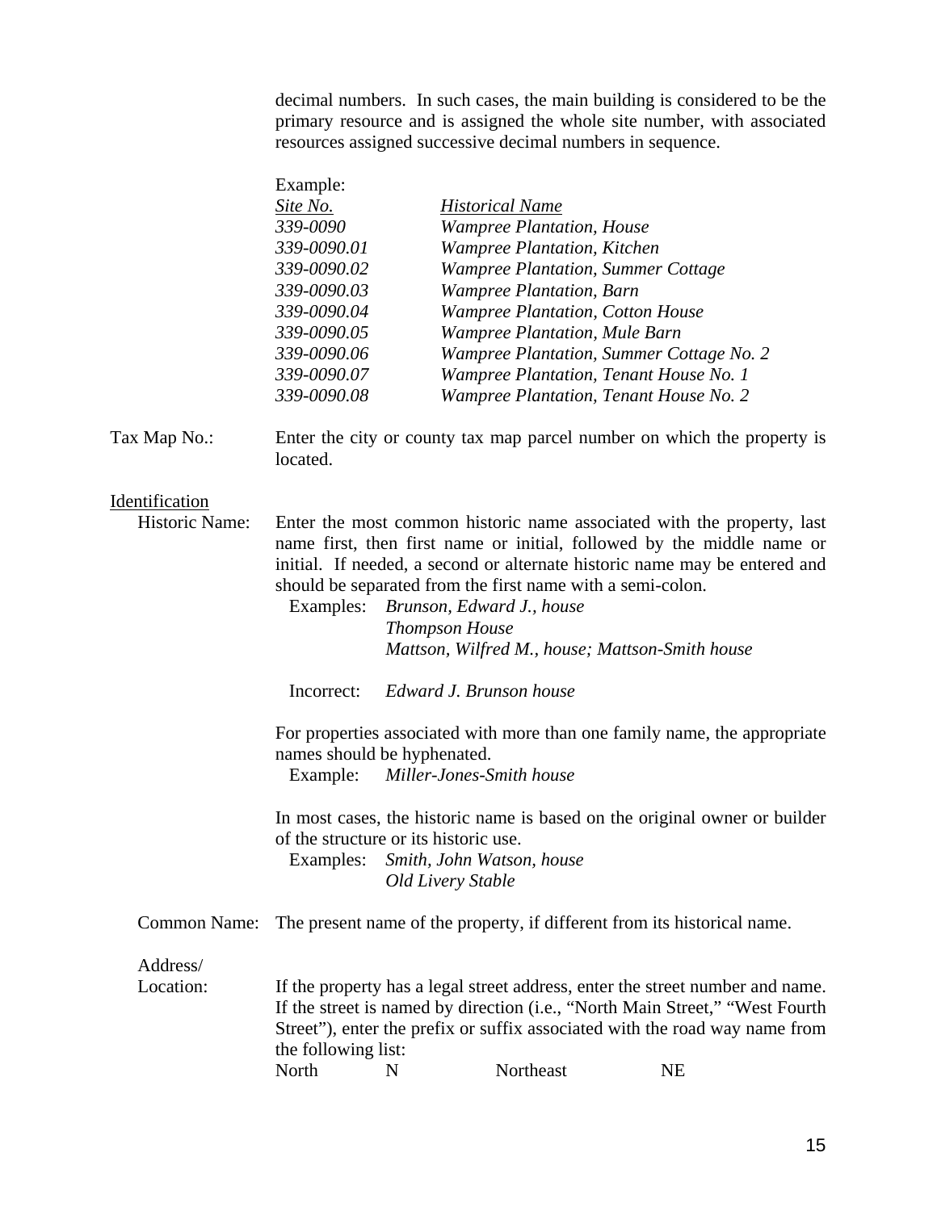decimal numbers. In such cases, the main building is considered to be the primary resource and is assigned the whole site number, with associated resources assigned successive decimal numbers in sequence.

Example:

| *Site No.* | *Historical Name* |
|---|---|
| *339-0090* | *Wampree Plantation, House* |
| *339-0090.01* | *Wampree Plantation, Kitchen* |
| *339-0090.02* | *Wampree Plantation, Summer Cottage* |
| *339-0090.03* | *Wampree Plantation, Barn* |
| *339-0090.04* | *Wampree Plantation, Cotton House* |
| *339-0090.05* | *Wampree Plantation, Mule Barn* |
| *339-0090.06* | *Wampree Plantation, Summer Cottage No. 2* |
| *339-0090.07* | *Wampree Plantation, Tenant House No. 1* |
| *339-0090.08* | *Wampree Plantation, Tenant House No. 2* |

Tax Map No.: Enter the city or county tax map parcel number on which the property is located.

<u>Identification</u>

Historic Name: Enter the most common historic name associated with the property, last name first, then first name or initial, followed by the middle name or initial. If needed, a second or alternate historic name may be entered and should be separated from the first name with a semi-colon.

Examples: *Brunson, Edward J., house*
*Thompson House*
*Mattson, Wilfred M., house; Mattson-Smith house*

Incorrect: *Edward J. Brunson house*

For properties associated with more than one family name, the appropriate names should be hyphenated.

Example: *Miller-Jones-Smith house*

In most cases, the historic name is based on the original owner or builder of the structure or its historic use.

Examples: *Smith, John Watson, house*
*Old Livery Stable*

Common Name: The present name of the property, if different from its historical name.

Address/ Location: If the property has a legal street address, enter the street number and name. If the street is named by direction (i.e., "North Main Street," "West Fourth Street"), enter the prefix or suffix associated with the road way name from the following list:

| | | | |
|---|---|---|---|
| North | N | Northeast | NE |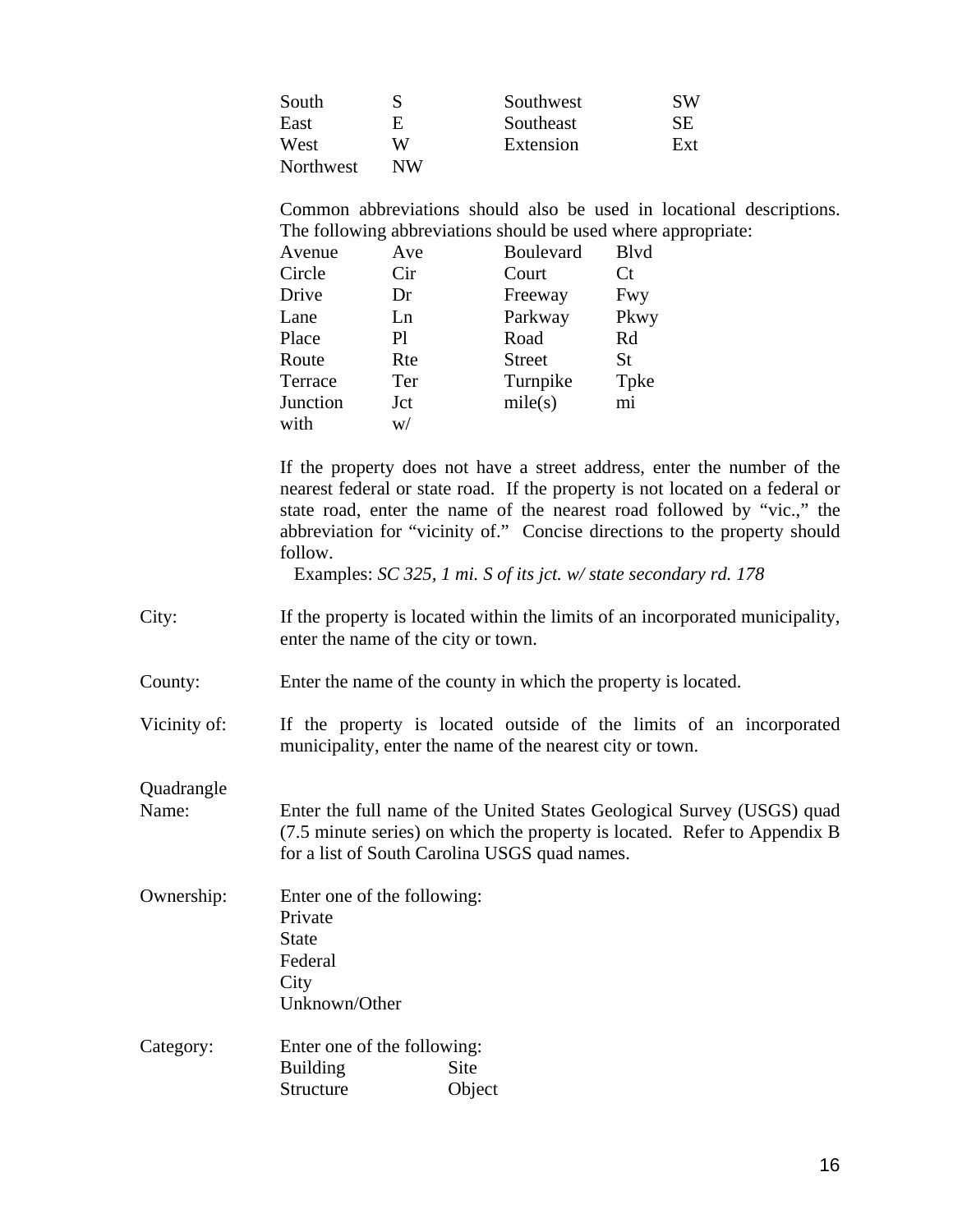| | | | |
|---|---|---|---|
| South | S | Southwest | SW |
| East | E | Southeast | SE |
| West | W | Extension | Ext |
| Northwest | NW | | |

Common abbreviations should also be used in locational descriptions. The following abbreviations should be used where appropriate:

| | | | |
|---|---|---|---|
| Avenue | Ave | Boulevard | Blvd |
| Circle | Cir | Court | Ct |
| Drive | Dr | Freeway | Fwy |
| Lane | Ln | Parkway | Pkwy |
| Place | Pl | Road | Rd |
| Route | Rte | Street | St |
| Terrace | Ter | Turnpike | Tpke |
| Junction | Jct | mile(s) | mi |
| with | w/ | | |

If the property does not have a street address, enter the number of the nearest federal or state road. If the property is not located on a federal or state road, enter the name of the nearest road followed by "vic.," the abbreviation for "vicinity of." Concise directions to the property should follow.

Examples: *SC 325, 1 mi. S of its jct. w/ state secondary rd. 178*

City: If the property is located within the limits of an incorporated municipality, enter the name of the city or town.

County: Enter the name of the county in which the property is located.

Vicinity of: If the property is located outside of the limits of an incorporated municipality, enter the name of the nearest city or town.

Quadrangle Name: Enter the full name of the United States Geological Survey (USGS) quad (7.5 minute series) on which the property is located. Refer to Appendix B for a list of South Carolina USGS quad names.

Ownership: Enter one of the following:
Private
State
Federal
City
Unknown/Other

Category: Enter one of the following:

| | |
|---|---|
| Building | Site |
| Structure | Object |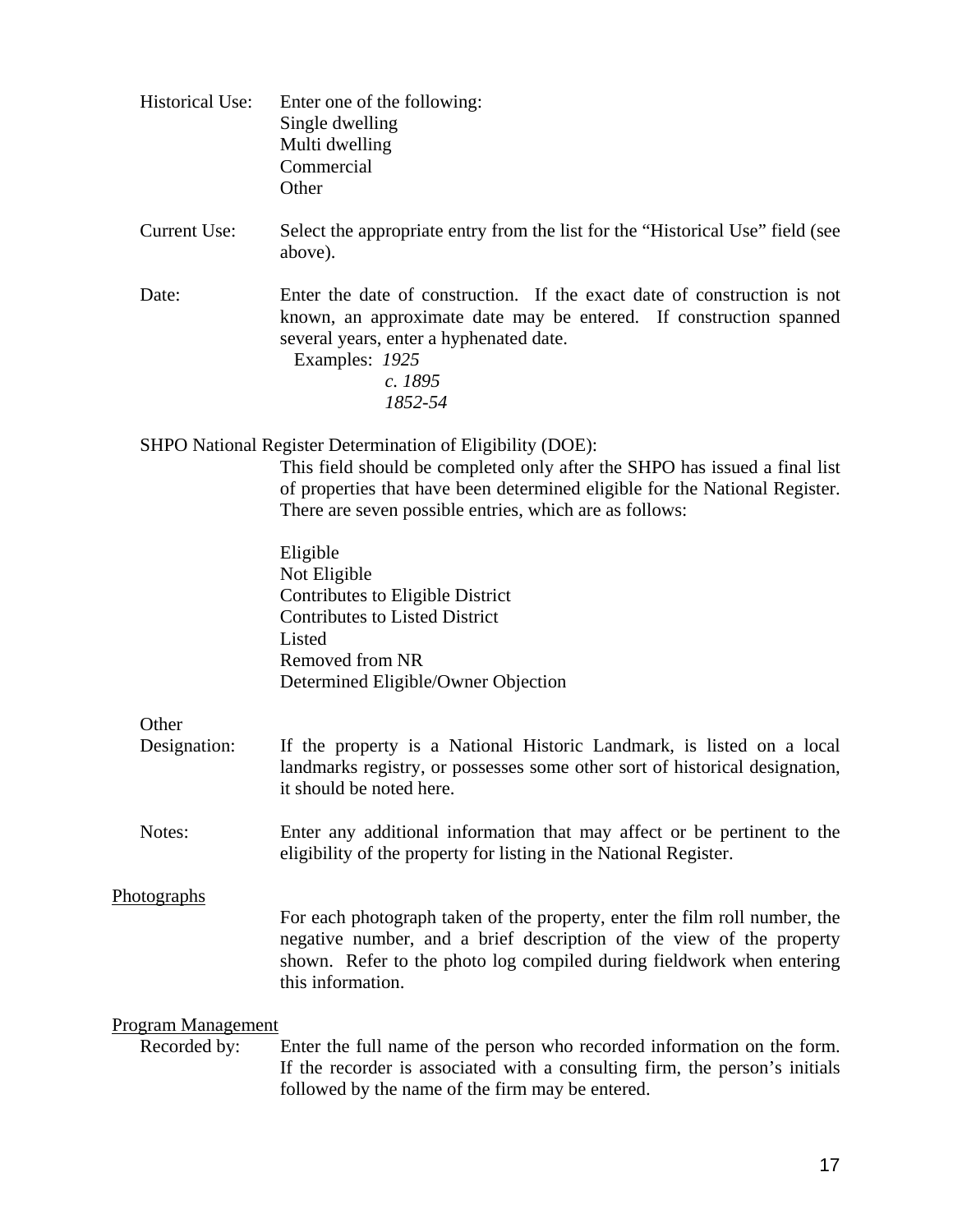Historical Use: Enter one of the following:

- Single dwelling
- Multi dwelling
- Commercial
- Other

Current Use: Select the appropriate entry from the list for the "Historical Use" field (see above).

Date: Enter the date of construction. If the exact date of construction is not known, an approximate date may be entered. If construction spanned several years, enter a hyphenated date.

Examples: *1925*
*c. 1895*
*1852-54*

SHPO National Register Determination of Eligibility (DOE):

This field should be completed only after the SHPO has issued a final list of properties that have been determined eligible for the National Register. There are seven possible entries, which are as follows:

- Eligible
- Not Eligible
- Contributes to Eligible District
- Contributes to Listed District
- Listed
- Removed from NR
- Determined Eligible/Owner Objection

Other Designation: If the property is a National Historic Landmark, is listed on a local landmarks registry, or possesses some other sort of historical designation, it should be noted here.

Notes: Enter any additional information that may affect or be pertinent to the eligibility of the property for listing in the National Register.

Photographs

For each photograph taken of the property, enter the film roll number, the negative number, and a brief description of the view of the property shown. Refer to the photo log compiled during fieldwork when entering this information.

Program Management

Recorded by: Enter the full name of the person who recorded information on the form. If the recorder is associated with a consulting firm, the person's initials followed by the name of the firm may be entered.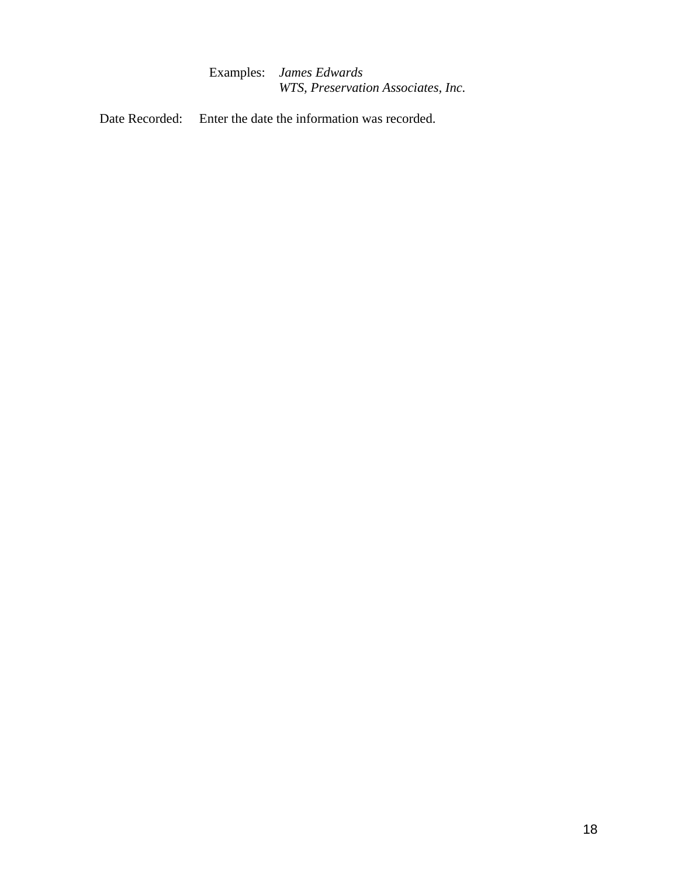Examples: *James Edwards*
*WTS, Preservation Associates, Inc.*

Date Recorded: Enter the date the information was recorded.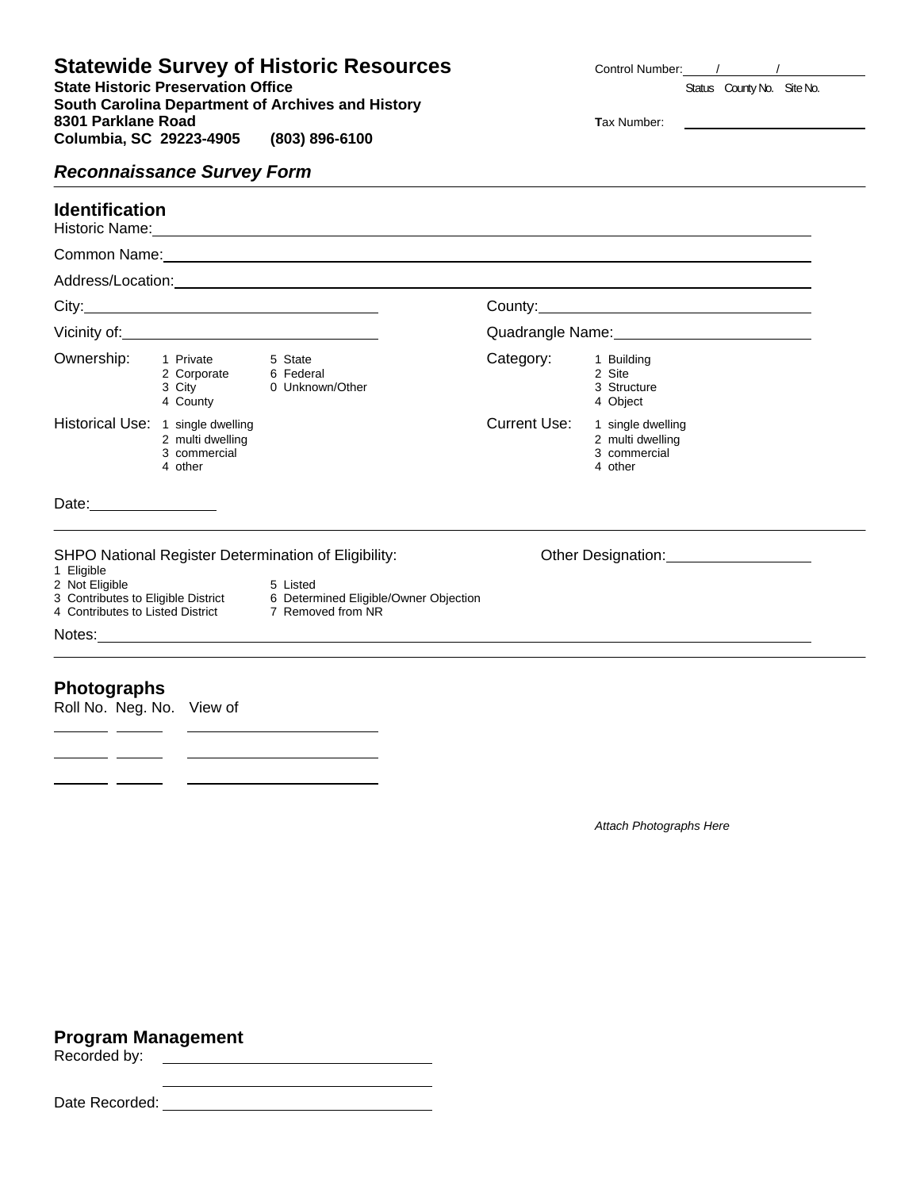# Statewide Survey of Historic Resources

**State Historic Preservation Office**
**South Carolina Department of Archives and History**
**8301 Parklane Road**
**Columbia, SC 29223-4905 (803) 896-6100**

Control Number: ____ / ________ / ____________
Status County No. Site No.

Tax Number: ____________________

## *Reconnaissance Survey Form*

## Identification

Historic Name: ______________________________

Common Name: ______________________________

Address/Location: ______________________________

City: ____________________ County: ____________________

Vicinity of: ____________________ Quadrangle Name: ____________________

**Ownership:**
1 Private
2 Corporate
3 City
4 County
5 State
6 Federal
0 Unknown/Other

**Category:**
1 Building
2 Site
3 Structure
4 Object

**Historical Use:**
1 single dwelling
2 multi dwelling
3 commercial
4 other

**Current Use:**
1 single dwelling
2 multi dwelling
3 commercial
4 other

Date: ____________

SHPO National Register Determination of Eligibility:
1 Eligible
2 Not Eligible
3 Contributes to Eligible District
4 Contributes to Listed District
5 Listed
6 Determined Eligible/Owner Objection
7 Removed from NR

Other Designation: ____________________

Notes: ______________________________

## Photographs

| Roll No. | Neg. No. | View of |
|---|---|---|
| | | |
| | | |
| | | |

*Attach Photographs Here*

## Program Management

Recorded by: ______________________________

______________________________

Date Recorded: ______________________________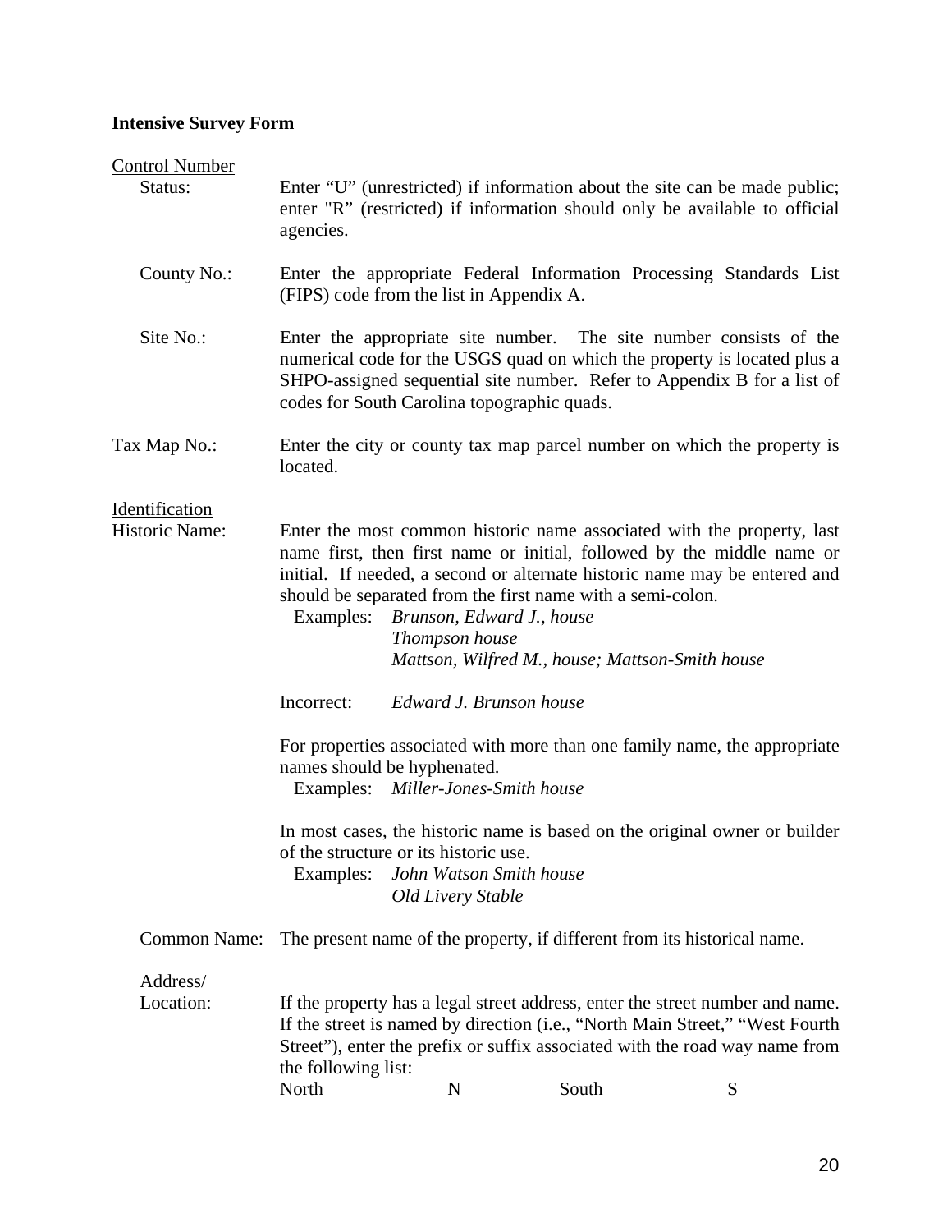**Intensive Survey Form**

<u>Control Number</u>

**Status:** Enter “U” (unrestricted) if information about the site can be made public; enter "R” (restricted) if information should only be available to official agencies.

**County No.:** Enter the appropriate Federal Information Processing Standards List (FIPS) code from the list in Appendix A.

**Site No.:** Enter the appropriate site number. The site number consists of the numerical code for the USGS quad on which the property is located plus a SHPO-assigned sequential site number. Refer to Appendix B for a list of codes for South Carolina topographic quads.

**Tax Map No.:** Enter the city or county tax map parcel number on which the property is located.

<u>Identification</u>

**Historic Name:** Enter the most common historic name associated with the property, last name first, then first name or initial, followed by the middle name or initial. If needed, a second or alternate historic name may be entered and should be separated from the first name with a semi-colon.

Examples: *Brunson, Edward J., house*
*Thompson house*
*Mattson, Wilfred M., house; Mattson-Smith house*

Incorrect: *Edward J. Brunson house*

For properties associated with more than one family name, the appropriate names should be hyphenated.

Examples: *Miller-Jones-Smith house*

In most cases, the historic name is based on the original owner or builder of the structure or its historic use.

Examples: *John Watson Smith house*
*Old Livery Stable*

**Common Name:** The present name of the property, if different from its historical name.

**Address/ Location:** If the property has a legal street address, enter the street number and name. If the street is named by direction (i.e., “North Main Street,” “West Fourth Street”), enter the prefix or suffix associated with the road way name from the following list:

| North | N | South | S |
|---|---|---|---|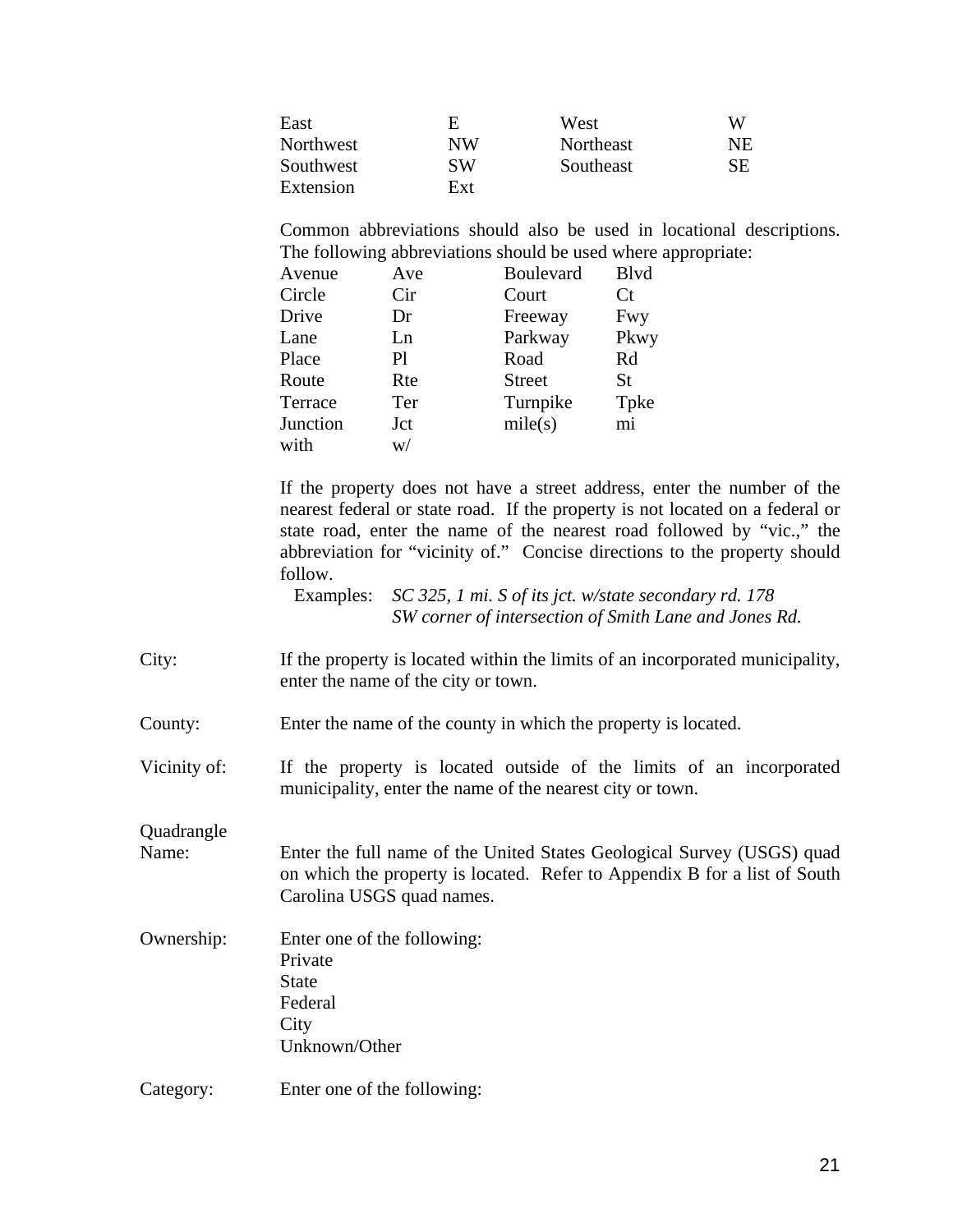| | | | |
|---|---|---|---|
| East | E | West | W |
| Northwest | NW | Northeast | NE |
| Southwest | SW | Southeast | SE |
| Extension | Ext | | |

Common abbreviations should also be used in locational descriptions. The following abbreviations should be used where appropriate:

| | | | |
|---|---|---|---|
| Avenue | Ave | Boulevard | Blvd |
| Circle | Cir | Court | Ct |
| Drive | Dr | Freeway | Fwy |
| Lane | Ln | Parkway | Pkwy |
| Place | Pl | Road | Rd |
| Route | Rte | Street | St |
| Terrace | Ter | Turnpike | Tpke |
| Junction | Jct | mile(s) | mi |
| with | w/ | | |

If the property does not have a street address, enter the number of the nearest federal or state road. If the property is not located on a federal or state road, enter the name of the nearest road followed by "vic.," the abbreviation for "vicinity of." Concise directions to the property should follow.

Examples: *SC 325, 1 mi. S of its jct. w/state secondary rd. 178*
*SW corner of intersection of Smith Lane and Jones Rd.*

City: If the property is located within the limits of an incorporated municipality, enter the name of the city or town.

County: Enter the name of the county in which the property is located.

Vicinity of: If the property is located outside of the limits of an incorporated municipality, enter the name of the nearest city or town.

Quadrangle Name: Enter the full name of the United States Geological Survey (USGS) quad on which the property is located. Refer to Appendix B for a list of South Carolina USGS quad names.

Ownership: Enter one of the following:
Private
State
Federal
City
Unknown/Other

Category: Enter one of the following: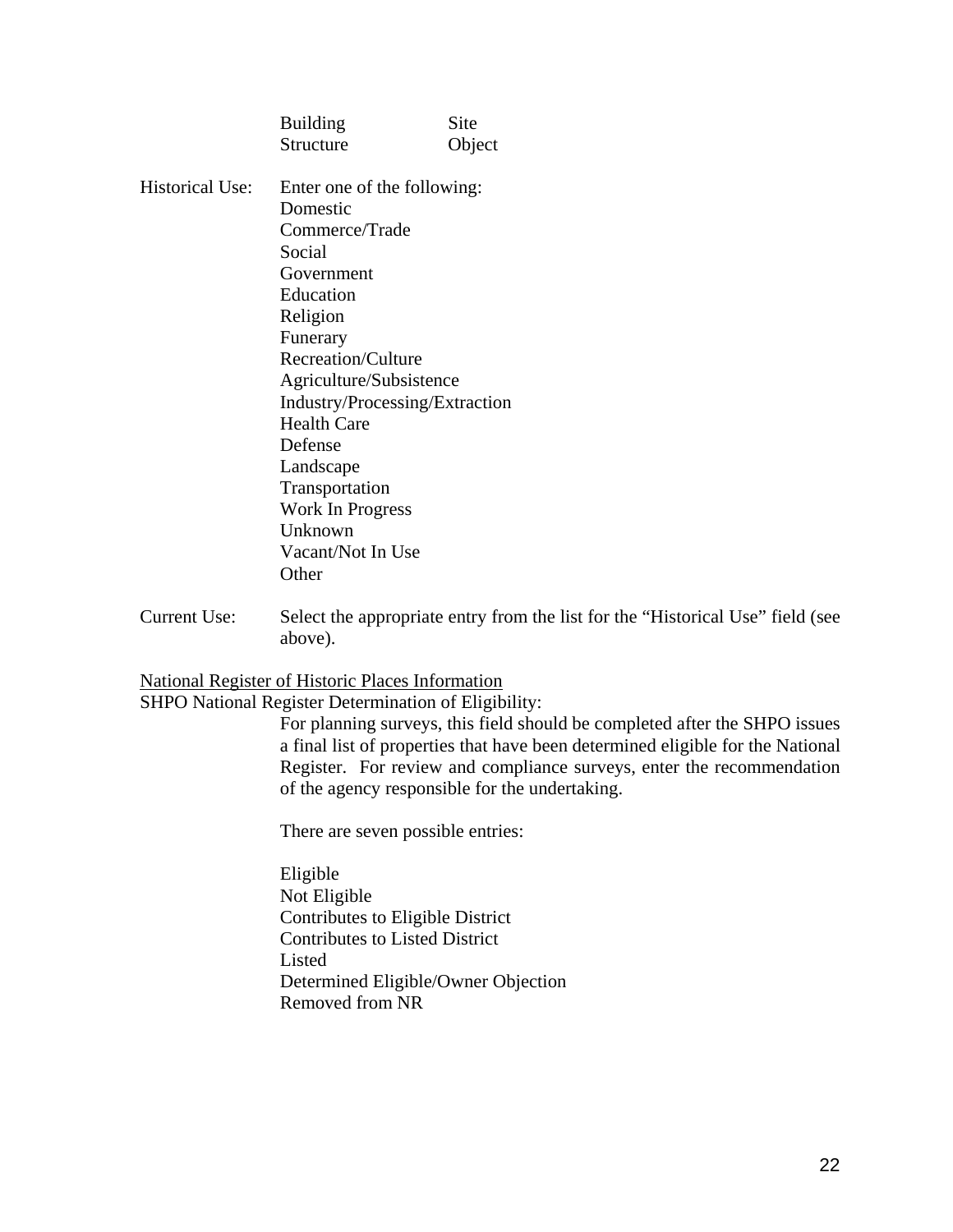| | |
|---|---|
| Building | Site |
| Structure | Object |

Historical Use: Enter one of the following:

Domestic
Commerce/Trade
Social
Government
Education
Religion
Funerary
Recreation/Culture
Agriculture/Subsistence
Industry/Processing/Extraction
Health Care
Defense
Landscape
Transportation
Work In Progress
Unknown
Vacant/Not In Use
Other

Current Use: Select the appropriate entry from the list for the "Historical Use" field (see above).

<u>National Register of Historic Places Information</u>

SHPO National Register Determination of Eligibility:

For planning surveys, this field should be completed after the SHPO issues a final list of properties that have been determined eligible for the National Register. For review and compliance surveys, enter the recommendation of the agency responsible for the undertaking.

There are seven possible entries:

Eligible
Not Eligible
Contributes to Eligible District
Contributes to Listed District
Listed
Determined Eligible/Owner Objection
Removed from NR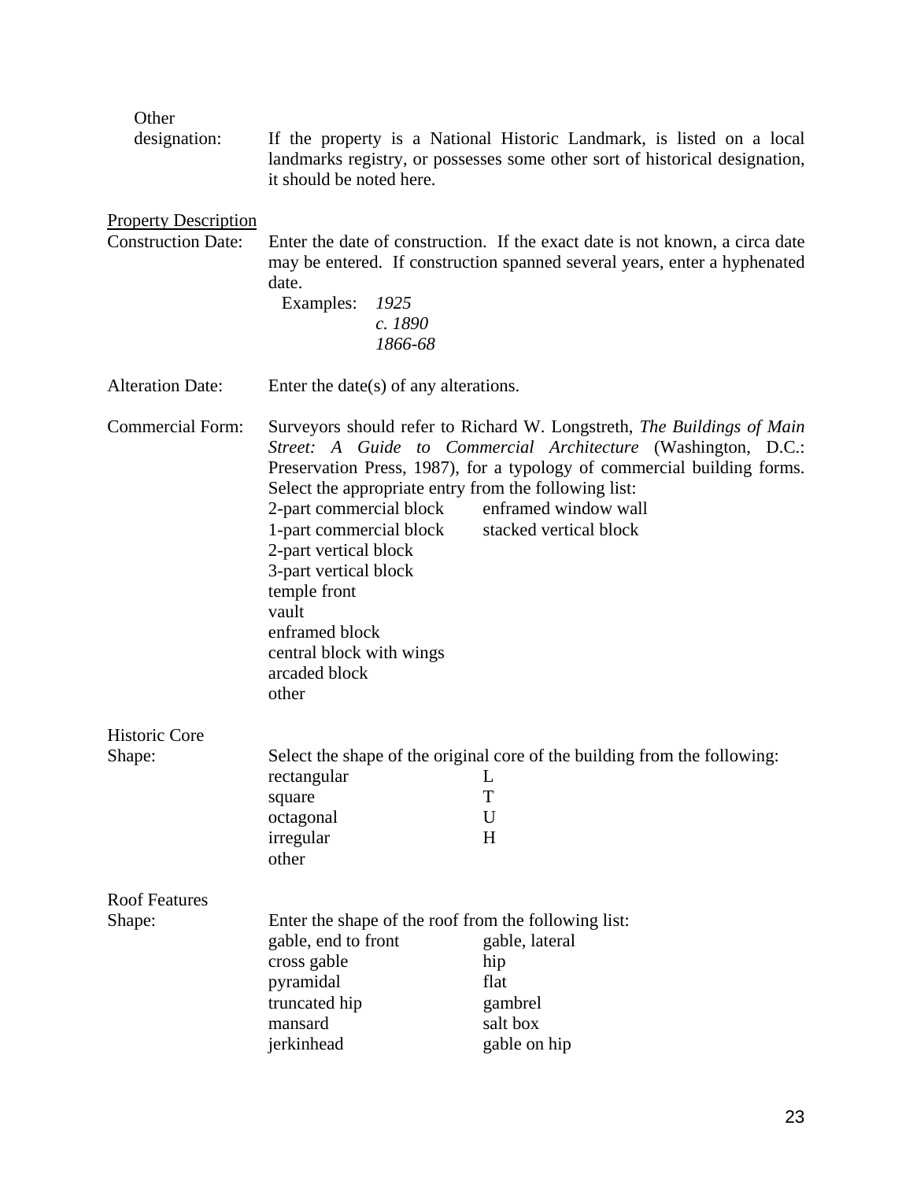**Other designation:** If the property is a National Historic Landmark, is listed on a local landmarks registry, or possesses some other sort of historical designation, it should be noted here.

<u>Property Description</u>

**Construction Date:** Enter the date of construction. If the exact date is not known, a circa date may be entered. If construction spanned several years, enter a hyphenated date.

Examples: *1925*
*c. 1890*
*1866-68*

**Alteration Date:** Enter the date(s) of any alterations.

**Commercial Form:** Surveyors should refer to Richard W. Longstreth, *The Buildings of Main Street: A Guide to Commercial Architecture* (Washington, D.C.: Preservation Press, 1987), for a typology of commercial building forms. Select the appropriate entry from the following list:

| | |
|---|---|
| 2-part commercial block | enframed window wall |
| 1-part commercial block | stacked vertical block |
| 2-part vertical block | |
| 3-part vertical block | |
| temple front | |
| vault | |
| enframed block | |
| central block with wings | |
| arcaded block | |
| other | |

**Historic Core Shape:** Select the shape of the original core of the building from the following:

| | |
|---|---|
| rectangular | L |
| square | T |
| octagonal | U |
| irregular | H |
| other | |

**Roof Features Shape:** Enter the shape of the roof from the following list:

| | |
|---|---|
| gable, end to front | gable, lateral |
| cross gable | hip |
| pyramidal | flat |
| truncated hip | gambrel |
| mansard | salt box |
| jerkinhead | gable on hip |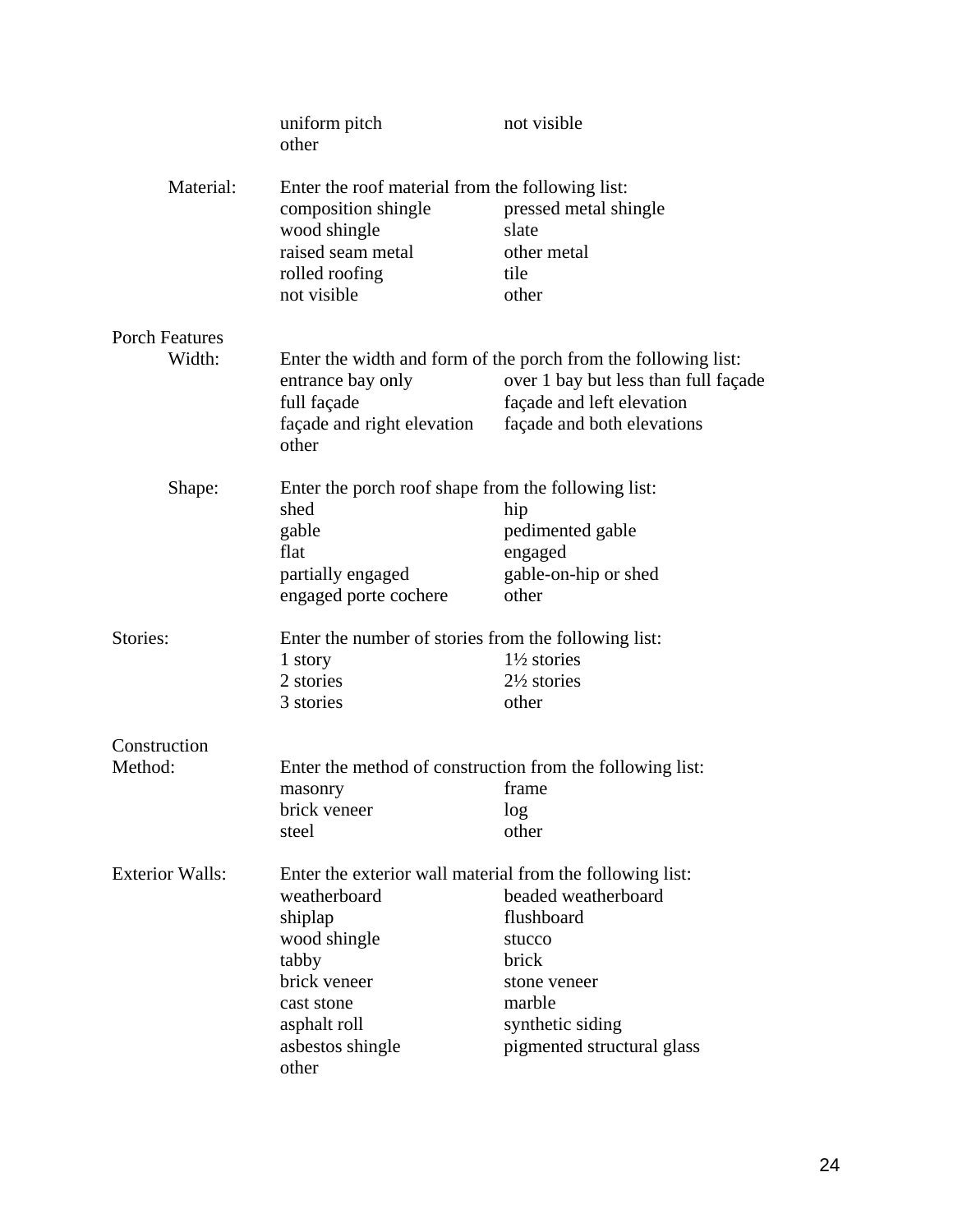| | | |
|---|---|---|
| | uniform pitch | not visible |
| | other | |

**Material:** Enter the roof material from the following list:

| | |
|---|---|
| composition shingle | pressed metal shingle |
| wood shingle | slate |
| raised seam metal | other metal |
| rolled roofing | tile |
| not visible | other |

**Porch Features**

**Width:** Enter the width and form of the porch from the following list:

| | |
|---|---|
| entrance bay only | over 1 bay but less than full façade |
| full façade | façade and left elevation |
| façade and right elevation | façade and both elevations |
| other | |

**Shape:** Enter the porch roof shape from the following list:

| | |
|---|---|
| shed | hip |
| gable | pedimented gable |
| flat | engaged |
| partially engaged | gable-on-hip or shed |
| engaged porte cochere | other |

**Stories:** Enter the number of stories from the following list:

| | |
|---|---|
| 1 story | 1½ stories |
| 2 stories | 2½ stories |
| 3 stories | other |

**Construction Method:** Enter the method of construction from the following list:

| | |
|---|---|
| masonry | frame |
| brick veneer | log |
| steel | other |

**Exterior Walls:** Enter the exterior wall material from the following list:

| | |
|---|---|
| weatherboard | beaded weatherboard |
| shiplap | flushboard |
| wood shingle | stucco |
| tabby | brick |
| brick veneer | stone veneer |
| cast stone | marble |
| asphalt roll | synthetic siding |
| asbestos shingle | pigmented structural glass |
| other | |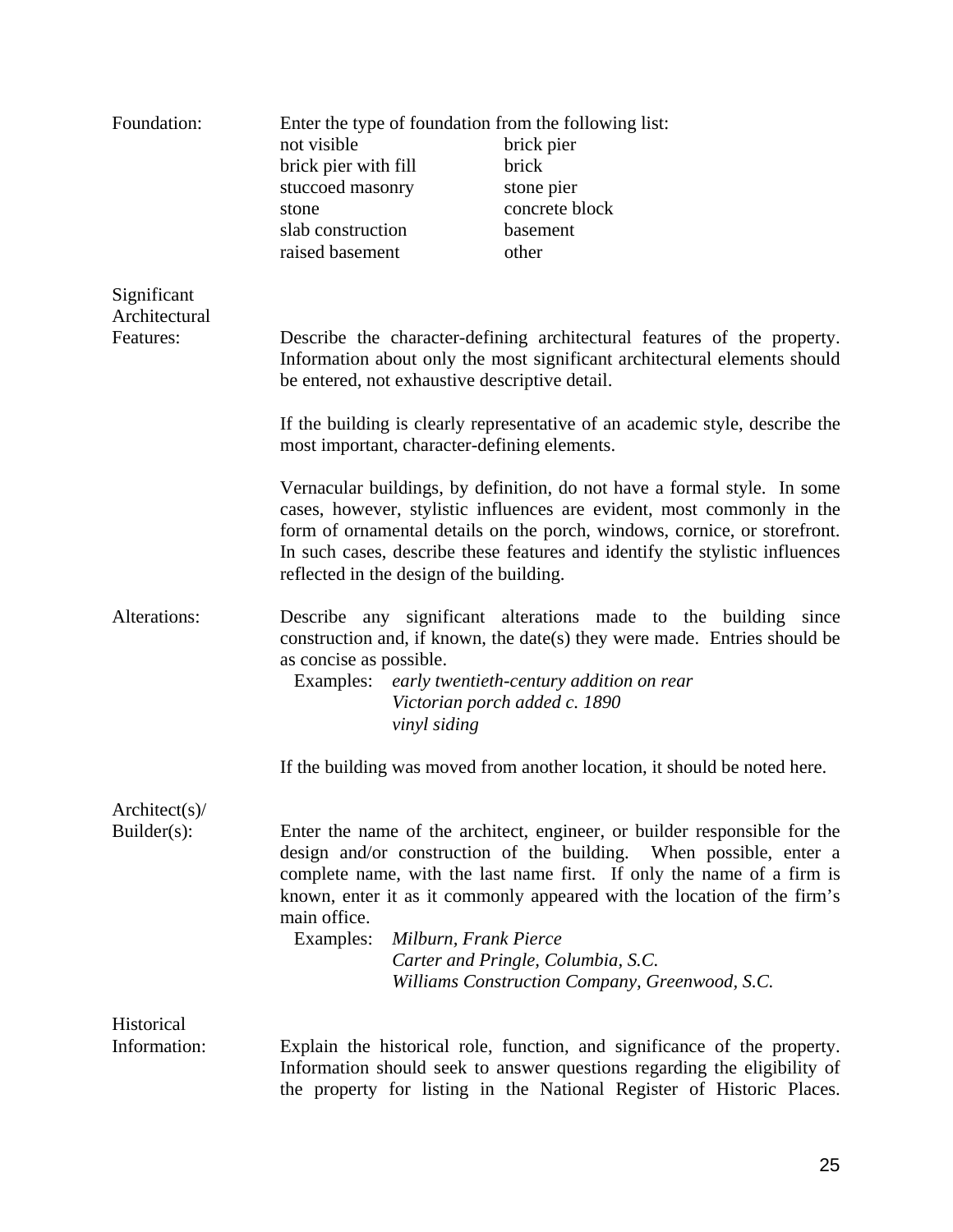**Foundation:** Enter the type of foundation from the following list:

| | |
|---|---|
| not visible | brick pier |
| brick pier with fill | brick |
| stuccoed masonry | stone pier |
| stone | concrete block |
| slab construction | basement |
| raised basement | other |

**Significant Architectural Features:** Describe the character-defining architectural features of the property. Information about only the most significant architectural elements should be entered, not exhaustive descriptive detail.

If the building is clearly representative of an academic style, describe the most important, character-defining elements.

Vernacular buildings, by definition, do not have a formal style. In some cases, however, stylistic influences are evident, most commonly in the form of ornamental details on the porch, windows, cornice, or storefront. In such cases, describe these features and identify the stylistic influences reflected in the design of the building.

**Alterations:** Describe any significant alterations made to the building since construction and, if known, the date(s) they were made. Entries should be as concise as possible.

Examples: *early twentieth-century addition on rear*
*Victorian porch added c. 1890*
*vinyl siding*

If the building was moved from another location, it should be noted here.

**Architect(s)/ Builder(s):** Enter the name of the architect, engineer, or builder responsible for the design and/or construction of the building. When possible, enter a complete name, with the last name first. If only the name of a firm is known, enter it as it commonly appeared with the location of the firm's main office.

Examples: *Milburn, Frank Pierce*
*Carter and Pringle, Columbia, S.C.*
*Williams Construction Company, Greenwood, S.C.*

**Historical Information:** Explain the historical role, function, and significance of the property. Information should seek to answer questions regarding the eligibility of the property for listing in the National Register of Historic Places.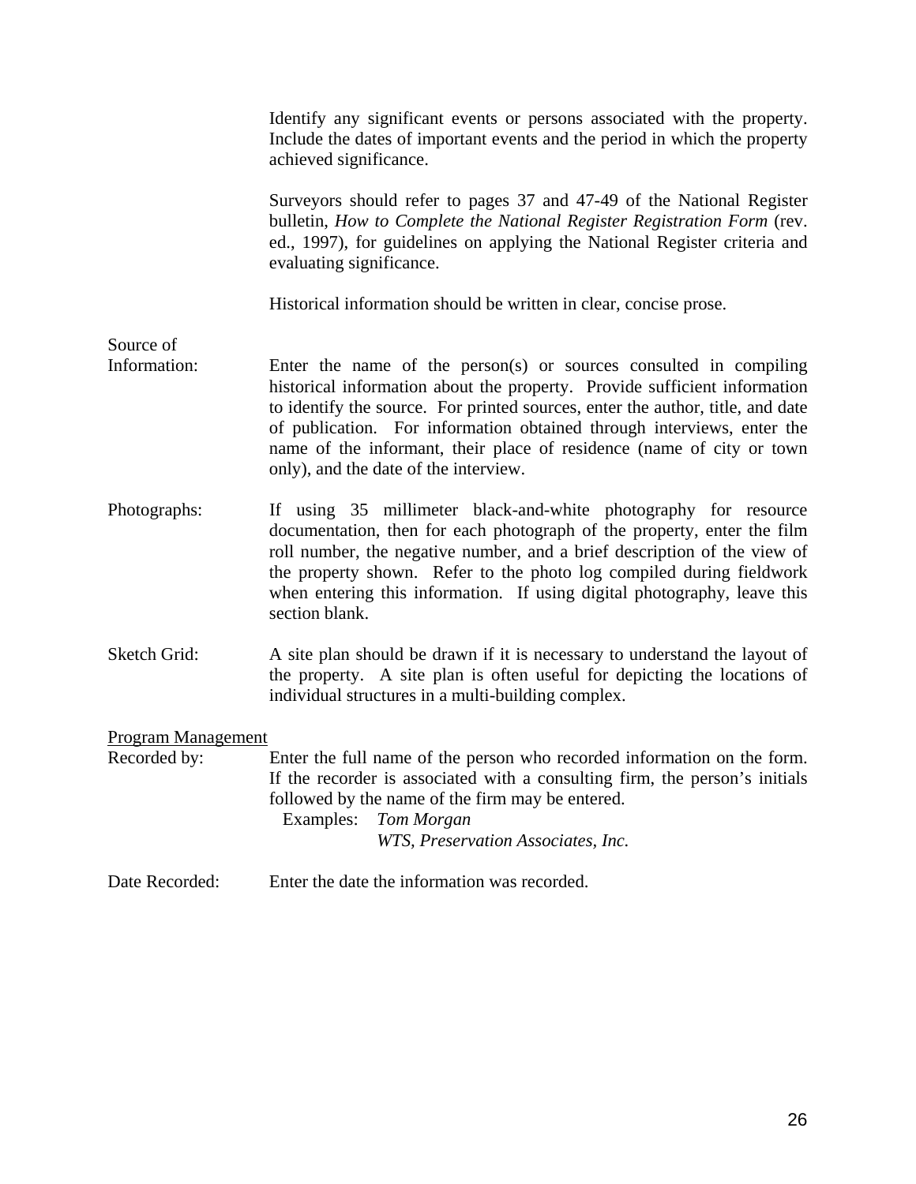Identify any significant events or persons associated with the property. Include the dates of important events and the period in which the property achieved significance.

Surveyors should refer to pages 37 and 47-49 of the National Register bulletin, *How to Complete the National Register Registration Form* (rev. ed., 1997), for guidelines on applying the National Register criteria and evaluating significance.

Historical information should be written in clear, concise prose.

**Source of Information:** Enter the name of the person(s) or sources consulted in compiling historical information about the property. Provide sufficient information to identify the source. For printed sources, enter the author, title, and date of publication. For information obtained through interviews, enter the name of the informant, their place of residence (name of city or town only), and the date of the interview.

**Photographs:** If using 35 millimeter black-and-white photography for resource documentation, then for each photograph of the property, enter the film roll number, the negative number, and a brief description of the view of the property shown. Refer to the photo log compiled during fieldwork when entering this information. If using digital photography, leave this section blank.

**Sketch Grid:** A site plan should be drawn if it is necessary to understand the layout of the property. A site plan is often useful for depicting the locations of individual structures in a multi-building complex.

<u>Program Management</u>

**Recorded by:** Enter the full name of the person who recorded information on the form. If the recorder is associated with a consulting firm, the person's initials followed by the name of the firm may be entered.

Examples: *Tom Morgan*
*WTS, Preservation Associates, Inc.*

**Date Recorded:** Enter the date the information was recorded.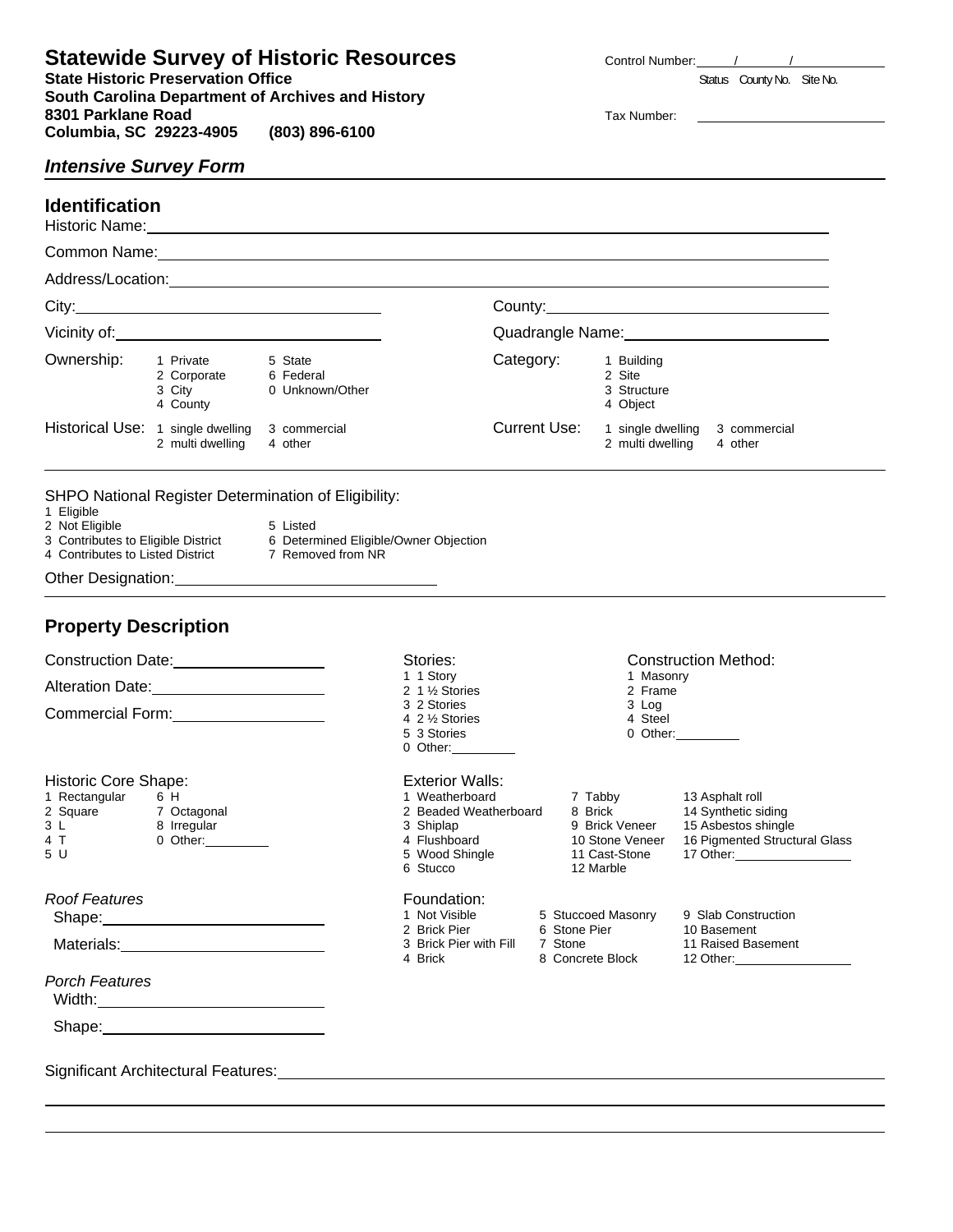# Statewide Survey of Historic Resources

**State Historic Preservation Office**
**South Carolina Department of Archives and History**
**8301 Parklane Road**
**Columbia, SC 29223-4905 (803) 896-6100**

Control Number: ____/____/________
Status County No. Site No.

Tax Number: ____________

## *Intensive Survey Form*

## Identification

Historic Name: ____________

Common Name: ____________

Address/Location: ____________

City: ____________ County: ____________

Vicinity of: ____________ Quadrangle Name: ____________

Ownership:
1 Private
2 Corporate
3 City
4 County
5 State
6 Federal
0 Unknown/Other

Category:
1 Building
2 Site
3 Structure
4 Object

Historical Use:
1 single dwelling
2 multi dwelling
3 commercial
4 other

Current Use:
1 single dwelling
2 multi dwelling
3 commercial
4 other

SHPO National Register Determination of Eligibility:
1 Eligible
2 Not Eligible
3 Contributes to Eligible District
4 Contributes to Listed District
5 Listed
6 Determined Eligible/Owner Objection
7 Removed from NR

Other Designation: ____________

## Property Description

Construction Date: ____________

Alteration Date: ____________

Commercial Form: ____________

Stories:
1 1 Story
2 1 ½ Stories
3 2 Stories
4 2 ½ Stories
5 3 Stories
0 Other: ________

Construction Method:
1 Masonry
2 Frame
3 Log
4 Steel
0 Other: ________

Historic Core Shape:
1 Rectangular
2 Square
3 L
4 T
5 U
6 H
7 Octagonal
8 Irregular
0 Other: ________

Exterior Walls:
1 Weatherboard
2 Beaded Weatherboard
3 Shiplap
4 Flushboard
5 Wood Shingle
6 Stucco
7 Tabby
8 Brick
9 Brick Veneer
10 Stone Veneer
11 Cast-Stone
12 Marble
13 Asphalt roll
14 Synthetic siding
15 Asbestos shingle
16 Pigmented Structural Glass
17 Other: ________

*Roof Features*
Shape: ____________
Materials: ____________

Foundation:
1 Not Visible
2 Brick Pier
3 Brick Pier with Fill
4 Brick
5 Stuccoed Masonry
6 Stone Pier
7 Stone
8 Concrete Block
9 Slab Construction
10 Basement
11 Raised Basement
12 Other: ________

*Porch Features*
Width: ____________
Shape: ____________

Significant Architectural Features: ____________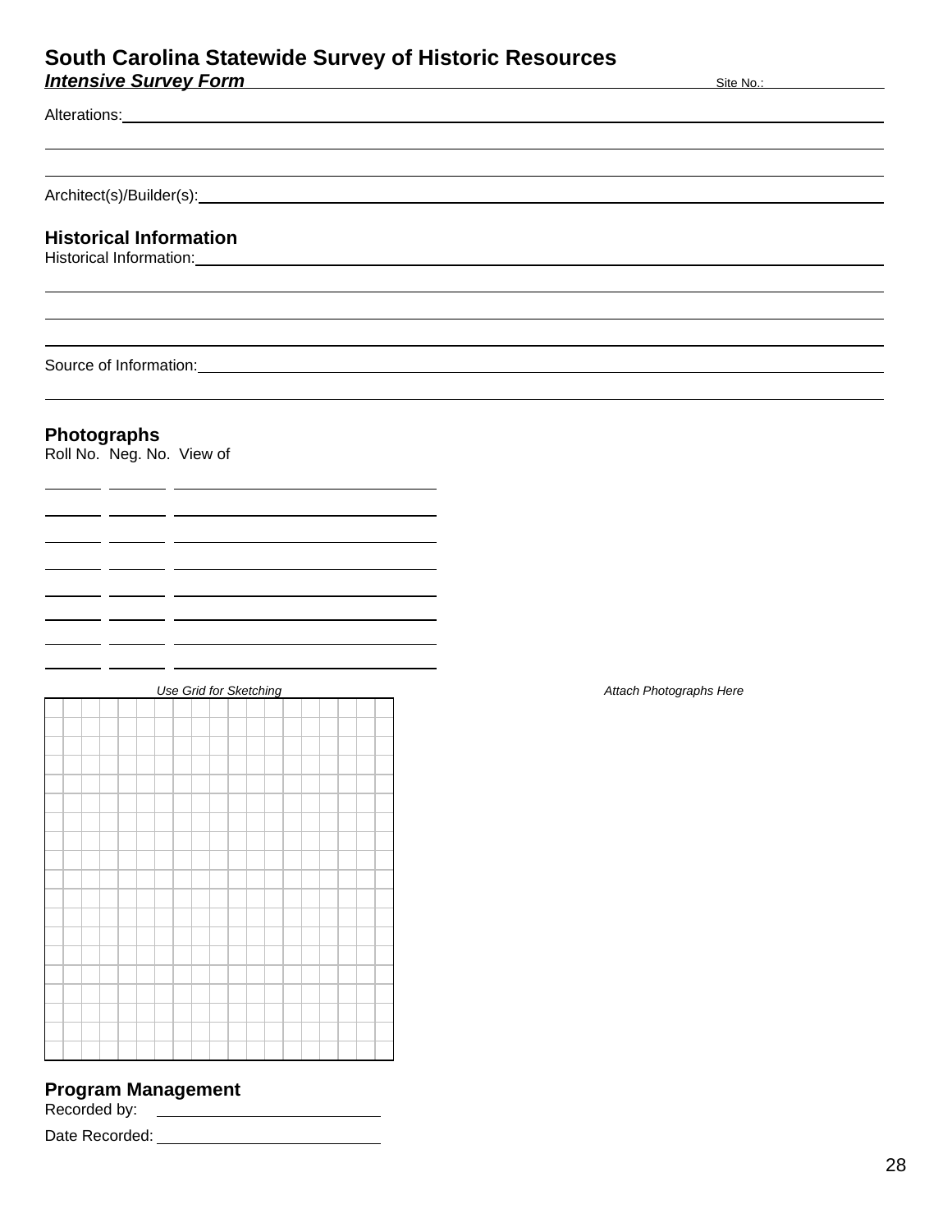# South Carolina Statewide Survey of Historic Resources

***Intensive Survey Form*** Site No.: ____________

Alterations: ______________________________________________________________

______________________________________________________________

______________________________________________________________

Architect(s)/Builder(s): ______________________________________________________________

## Historical Information

Historical Information: ______________________________________________________________

______________________________________________________________

______________________________________________________________

______________________________________________________________

Source of Information: ______________________________________________________________

______________________________________________________________

## Photographs

| Roll No. | Neg. No. | View of |
|---|---|---|
| | | |
| | | |
| | | |
| | | |
| | | |
| | | |
| | | |
| | | |

*Use Grid for Sketching*

*Attach Photographs Here*

## Program Management

Recorded by: ____________________

Date Recorded: ____________________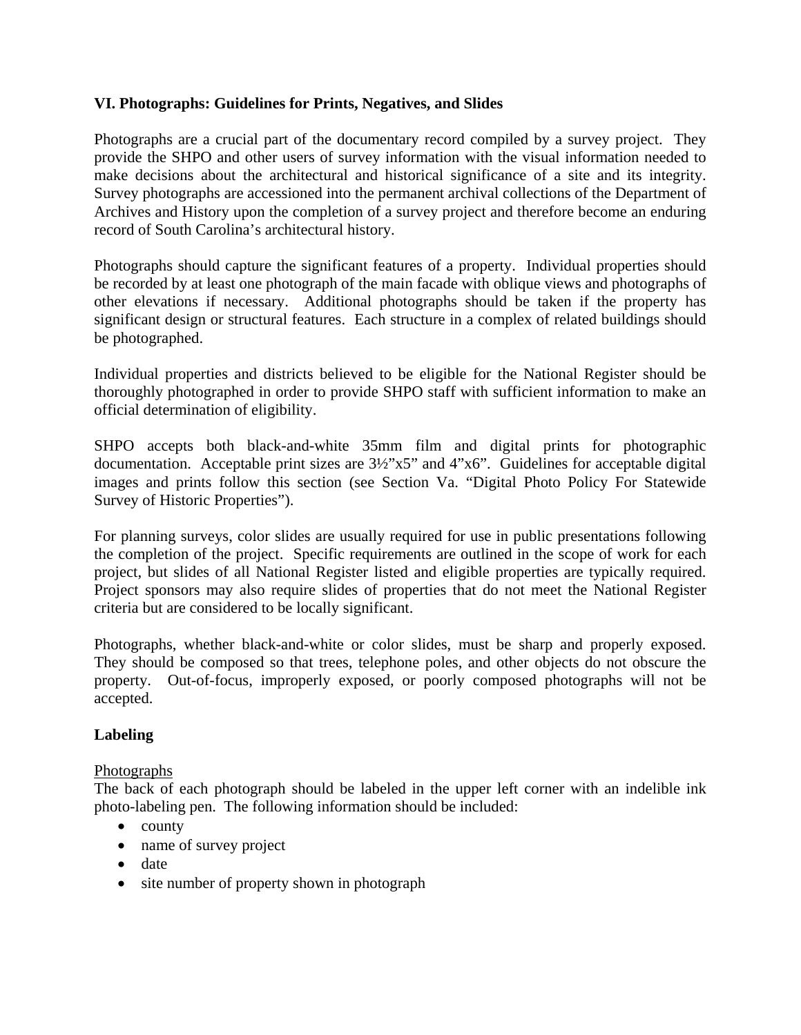### VI. Photographs: Guidelines for Prints, Negatives, and Slides

Photographs are a crucial part of the documentary record compiled by a survey project. They provide the SHPO and other users of survey information with the visual information needed to make decisions about the architectural and historical significance of a site and its integrity. Survey photographs are accessioned into the permanent archival collections of the Department of Archives and History upon the completion of a survey project and therefore become an enduring record of South Carolina's architectural history.

Photographs should capture the significant features of a property. Individual properties should be recorded by at least one photograph of the main facade with oblique views and photographs of other elevations if necessary. Additional photographs should be taken if the property has significant design or structural features. Each structure in a complex of related buildings should be photographed.

Individual properties and districts believed to be eligible for the National Register should be thoroughly photographed in order to provide SHPO staff with sufficient information to make an official determination of eligibility.

SHPO accepts both black-and-white 35mm film and digital prints for photographic documentation. Acceptable print sizes are 3½"x5" and 4"x6". Guidelines for acceptable digital images and prints follow this section (see Section Va. "Digital Photo Policy For Statewide Survey of Historic Properties").

For planning surveys, color slides are usually required for use in public presentations following the completion of the project. Specific requirements are outlined in the scope of work for each project, but slides of all National Register listed and eligible properties are typically required. Project sponsors may also require slides of properties that do not meet the National Register criteria but are considered to be locally significant.

Photographs, whether black-and-white or color slides, must be sharp and properly exposed. They should be composed so that trees, telephone poles, and other objects do not obscure the property. Out-of-focus, improperly exposed, or poorly composed photographs will not be accepted.

#### Labeling

Photographs

The back of each photograph should be labeled in the upper left corner with an indelible ink photo-labeling pen. The following information should be included:

- county
- name of survey project
- date
- site number of property shown in photograph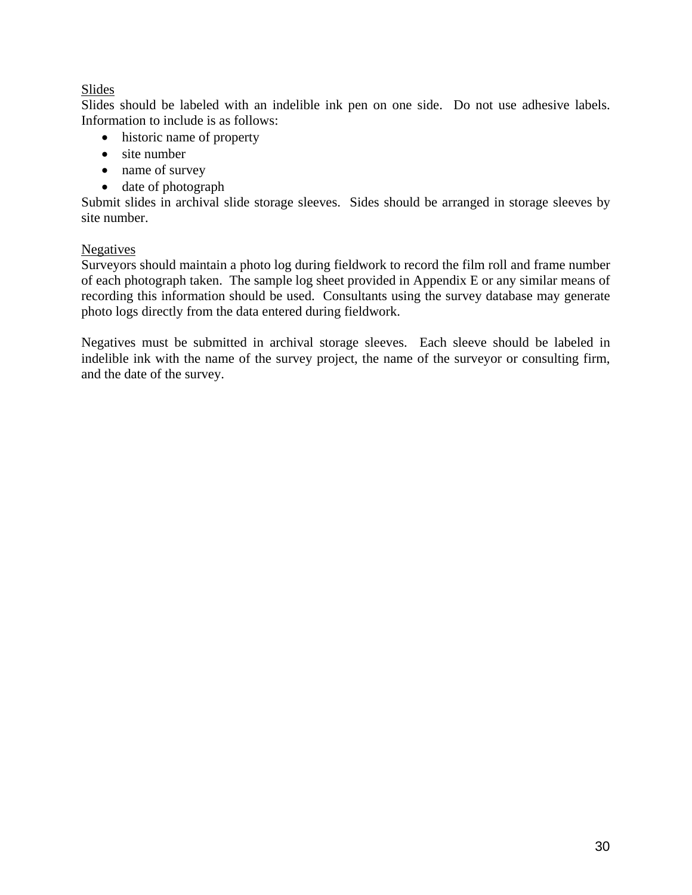<u>Slides</u>

Slides should be labeled with an indelible ink pen on one side. Do not use adhesive labels. Information to include is as follows:

- historic name of property
- site number
- name of survey
- date of photograph

Submit slides in archival slide storage sleeves. Sides should be arranged in storage sleeves by site number.

<u>Negatives</u>

Surveyors should maintain a photo log during fieldwork to record the film roll and frame number of each photograph taken. The sample log sheet provided in Appendix E or any similar means of recording this information should be used. Consultants using the survey database may generate photo logs directly from the data entered during fieldwork.

Negatives must be submitted in archival storage sleeves. Each sleeve should be labeled in indelible ink with the name of the survey project, the name of the surveyor or consulting firm, and the date of the survey.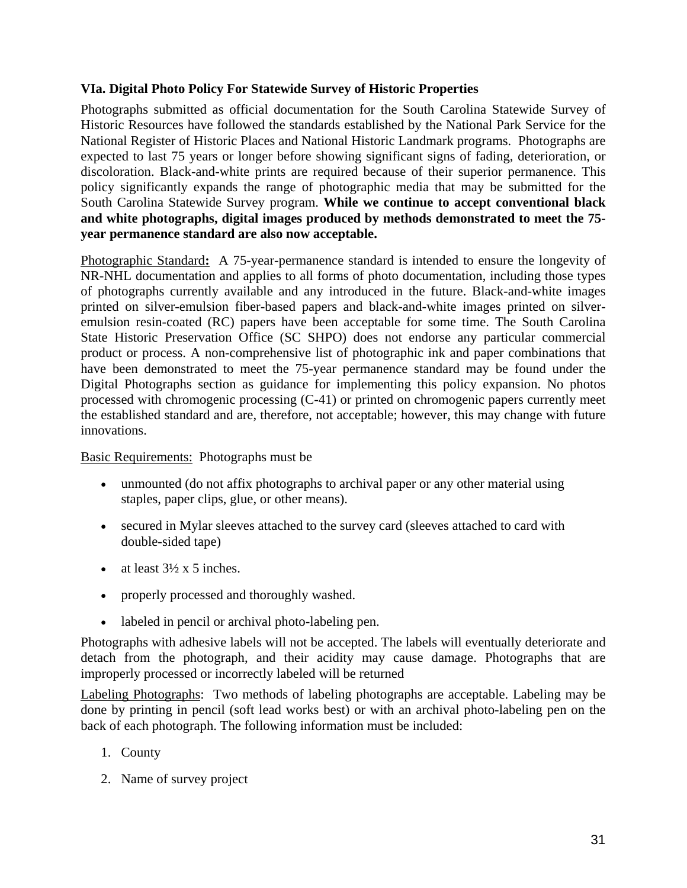### VIa. Digital Photo Policy For Statewide Survey of Historic Properties

Photographs submitted as official documentation for the South Carolina Statewide Survey of Historic Resources have followed the standards established by the National Park Service for the National Register of Historic Places and National Historic Landmark programs. Photographs are expected to last 75 years or longer before showing significant signs of fading, deterioration, or discoloration. Black-and-white prints are required because of their superior permanence. This policy significantly expands the range of photographic media that may be submitted for the South Carolina Statewide Survey program. **While we continue to accept conventional black and white photographs, digital images produced by methods demonstrated to meet the 75-year permanence standard are also now acceptable.**

Photographic Standard**:** A 75-year-permanence standard is intended to ensure the longevity of NR-NHL documentation and applies to all forms of photo documentation, including those types of photographs currently available and any introduced in the future. Black-and-white images printed on silver-emulsion fiber-based papers and black-and-white images printed on silver-emulsion resin-coated (RC) papers have been acceptable for some time. The South Carolina State Historic Preservation Office (SC SHPO) does not endorse any particular commercial product or process. A non-comprehensive list of photographic ink and paper combinations that have been demonstrated to meet the 75-year permanence standard may be found under the Digital Photographs section as guidance for implementing this policy expansion. No photos processed with chromogenic processing (C-41) or printed on chromogenic papers currently meet the established standard and are, therefore, not acceptable; however, this may change with future innovations.

Basic Requirements: Photographs must be

- unmounted (do not affix photographs to archival paper or any other material using staples, paper clips, glue, or other means).
- secured in Mylar sleeves attached to the survey card (sleeves attached to card with double-sided tape)
- at least 3½ x 5 inches.
- properly processed and thoroughly washed.
- labeled in pencil or archival photo-labeling pen.

Photographs with adhesive labels will not be accepted. The labels will eventually deteriorate and detach from the photograph, and their acidity may cause damage. Photographs that are improperly processed or incorrectly labeled will be returned

Labeling Photographs: Two methods of labeling photographs are acceptable. Labeling may be done by printing in pencil (soft lead works best) or with an archival photo-labeling pen on the back of each photograph. The following information must be included:

1. County
2. Name of survey project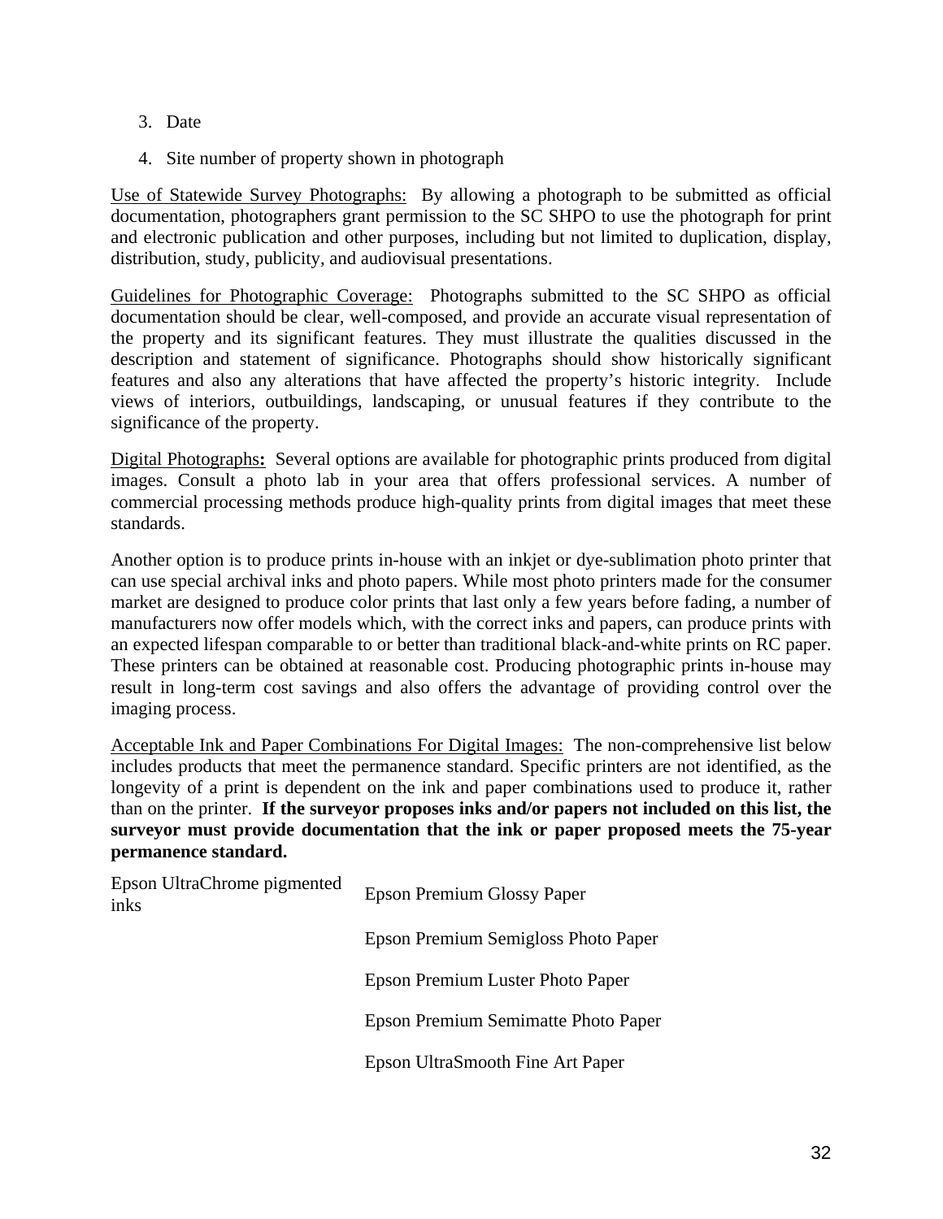3. Date
4. Site number of property shown in photograph

Use of Statewide Survey Photographs: By allowing a photograph to be submitted as official documentation, photographers grant permission to the SC SHPO to use the photograph for print and electronic publication and other purposes, including but not limited to duplication, display, distribution, study, publicity, and audiovisual presentations.

Guidelines for Photographic Coverage: Photographs submitted to the SC SHPO as official documentation should be clear, well-composed, and provide an accurate visual representation of the property and its significant features. They must illustrate the qualities discussed in the description and statement of significance. Photographs should show historically significant features and also any alterations that have affected the property's historic integrity. Include views of interiors, outbuildings, landscaping, or unusual features if they contribute to the significance of the property.

Digital Photographs**:** Several options are available for photographic prints produced from digital images. Consult a photo lab in your area that offers professional services. A number of commercial processing methods produce high-quality prints from digital images that meet these standards.

Another option is to produce prints in-house with an inkjet or dye-sublimation photo printer that can use special archival inks and photo papers. While most photo printers made for the consumer market are designed to produce color prints that last only a few years before fading, a number of manufacturers now offer models which, with the correct inks and papers, can produce prints with an expected lifespan comparable to or better than traditional black-and-white prints on RC paper. These printers can be obtained at reasonable cost. Producing photographic prints in-house may result in long-term cost savings and also offers the advantage of providing control over the imaging process.

Acceptable Ink and Paper Combinations For Digital Images: The non-comprehensive list below includes products that meet the permanence standard. Specific printers are not identified, as the longevity of a print is dependent on the ink and paper combinations used to produce it, rather than on the printer. **If the surveyor proposes inks and/or papers not included on this list, the surveyor must provide documentation that the ink or paper proposed meets the 75-year permanence standard.**

| | |
|---|---|
| Epson UltraChrome pigmented inks | Epson Premium Glossy Paper |
| | Epson Premium Semigloss Photo Paper |
| | Epson Premium Luster Photo Paper |
| | Epson Premium Semimatte Photo Paper |
| | Epson UltraSmooth Fine Art Paper |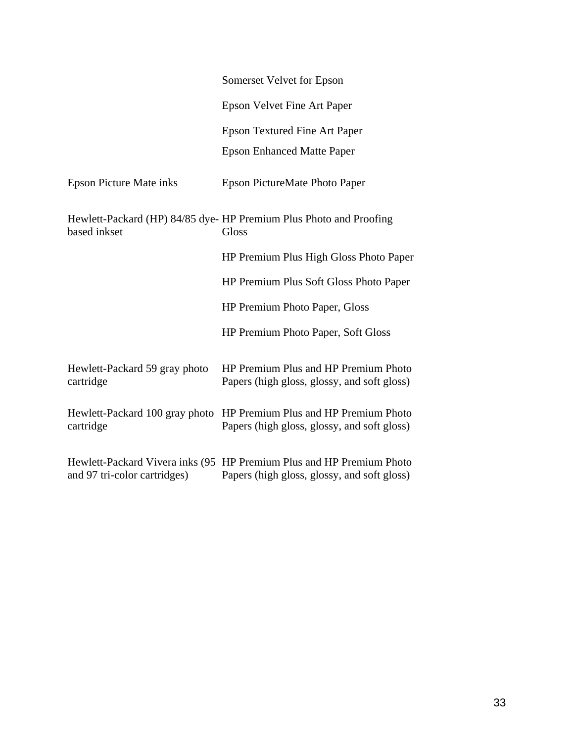| | |
|---|---|
| | Somerset Velvet for Epson |
| | Epson Velvet Fine Art Paper |
| | Epson Textured Fine Art Paper |
| | Epson Enhanced Matte Paper |
| Epson Picture Mate inks | Epson PictureMate Photo Paper |
| Hewlett-Packard (HP) 84/85 dye-based inkset | HP Premium Plus Photo and Proofing Gloss |
| | HP Premium Plus High Gloss Photo Paper |
| | HP Premium Plus Soft Gloss Photo Paper |
| | HP Premium Photo Paper, Gloss |
| | HP Premium Photo Paper, Soft Gloss |
| Hewlett-Packard 59 gray photo cartridge | HP Premium Plus and HP Premium Photo Papers (high gloss, glossy, and soft gloss) |
| Hewlett-Packard 100 gray photo cartridge | HP Premium Plus and HP Premium Photo Papers (high gloss, glossy, and soft gloss) |
| Hewlett-Packard Vivera inks (95 and 97 tri-color cartridges) | HP Premium Plus and HP Premium Photo Papers (high gloss, glossy, and soft gloss) |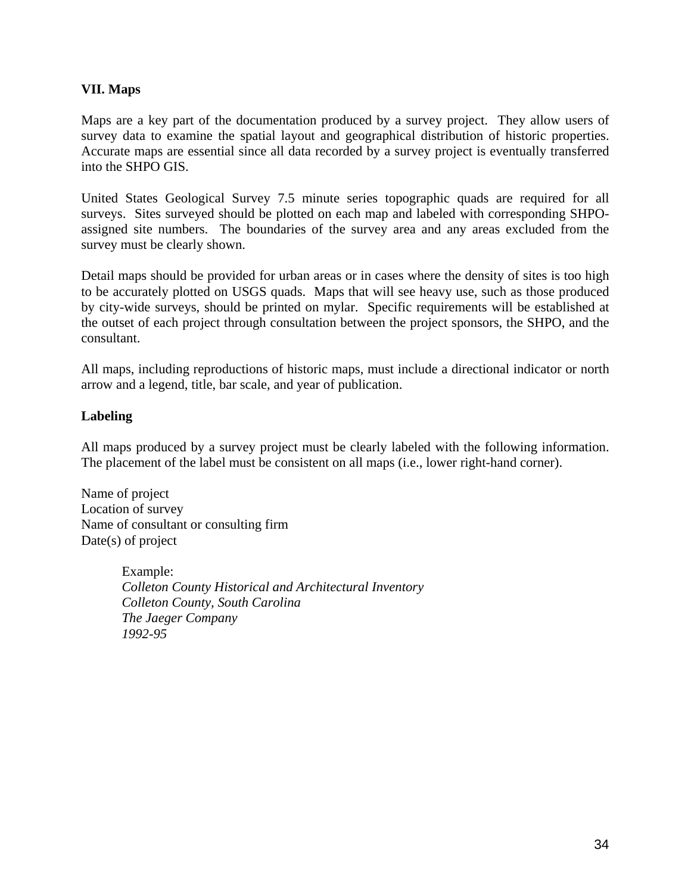## VII. Maps

Maps are a key part of the documentation produced by a survey project. They allow users of survey data to examine the spatial layout and geographical distribution of historic properties. Accurate maps are essential since all data recorded by a survey project is eventually transferred into the SHPO GIS.

United States Geological Survey 7.5 minute series topographic quads are required for all surveys. Sites surveyed should be plotted on each map and labeled with corresponding SHPO-assigned site numbers. The boundaries of the survey area and any areas excluded from the survey must be clearly shown.

Detail maps should be provided for urban areas or in cases where the density of sites is too high to be accurately plotted on USGS quads. Maps that will see heavy use, such as those produced by city-wide surveys, should be printed on mylar. Specific requirements will be established at the outset of each project through consultation between the project sponsors, the SHPO, and the consultant.

All maps, including reproductions of historic maps, must include a directional indicator or north arrow and a legend, title, bar scale, and year of publication.

### Labeling

All maps produced by a survey project must be clearly labeled with the following information. The placement of the label must be consistent on all maps (i.e., lower right-hand corner).

Name of project
Location of survey
Name of consultant or consulting firm
Date(s) of project

> Example:
> *Colleton County Historical and Architectural Inventory*
> *Colleton County, South Carolina*
> *The Jaeger Company*
> *1992-95*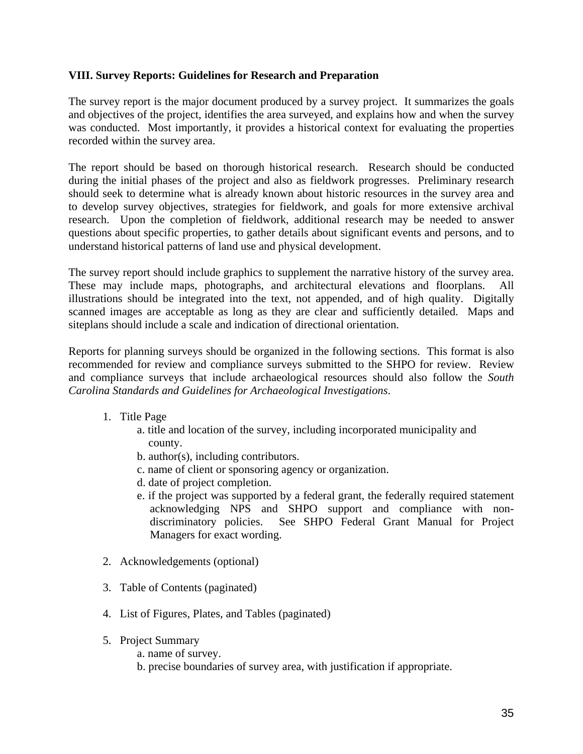## VIII. Survey Reports: Guidelines for Research and Preparation

The survey report is the major document produced by a survey project. It summarizes the goals and objectives of the project, identifies the area surveyed, and explains how and when the survey was conducted. Most importantly, it provides a historical context for evaluating the properties recorded within the survey area.

The report should be based on thorough historical research. Research should be conducted during the initial phases of the project and also as fieldwork progresses. Preliminary research should seek to determine what is already known about historic resources in the survey area and to develop survey objectives, strategies for fieldwork, and goals for more extensive archival research. Upon the completion of fieldwork, additional research may be needed to answer questions about specific properties, to gather details about significant events and persons, and to understand historical patterns of land use and physical development.

The survey report should include graphics to supplement the narrative history of the survey area. These may include maps, photographs, and architectural elevations and floorplans. All illustrations should be integrated into the text, not appended, and of high quality. Digitally scanned images are acceptable as long as they are clear and sufficiently detailed. Maps and siteplans should include a scale and indication of directional orientation.

Reports for planning surveys should be organized in the following sections. This format is also recommended for review and compliance surveys submitted to the SHPO for review. Review and compliance surveys that include archaeological resources should also follow the *South Carolina Standards and Guidelines for Archaeological Investigations*.

1. Title Page
   a. title and location of the survey, including incorporated municipality and county.
   b. author(s), including contributors.
   c. name of client or sponsoring agency or organization.
   d. date of project completion.
   e. if the project was supported by a federal grant, the federally required statement acknowledging NPS and SHPO support and compliance with non-discriminatory policies. See SHPO Federal Grant Manual for Project Managers for exact wording.

2. Acknowledgements (optional)

3. Table of Contents (paginated)

4. List of Figures, Plates, and Tables (paginated)

5. Project Summary
   a. name of survey.
   b. precise boundaries of survey area, with justification if appropriate.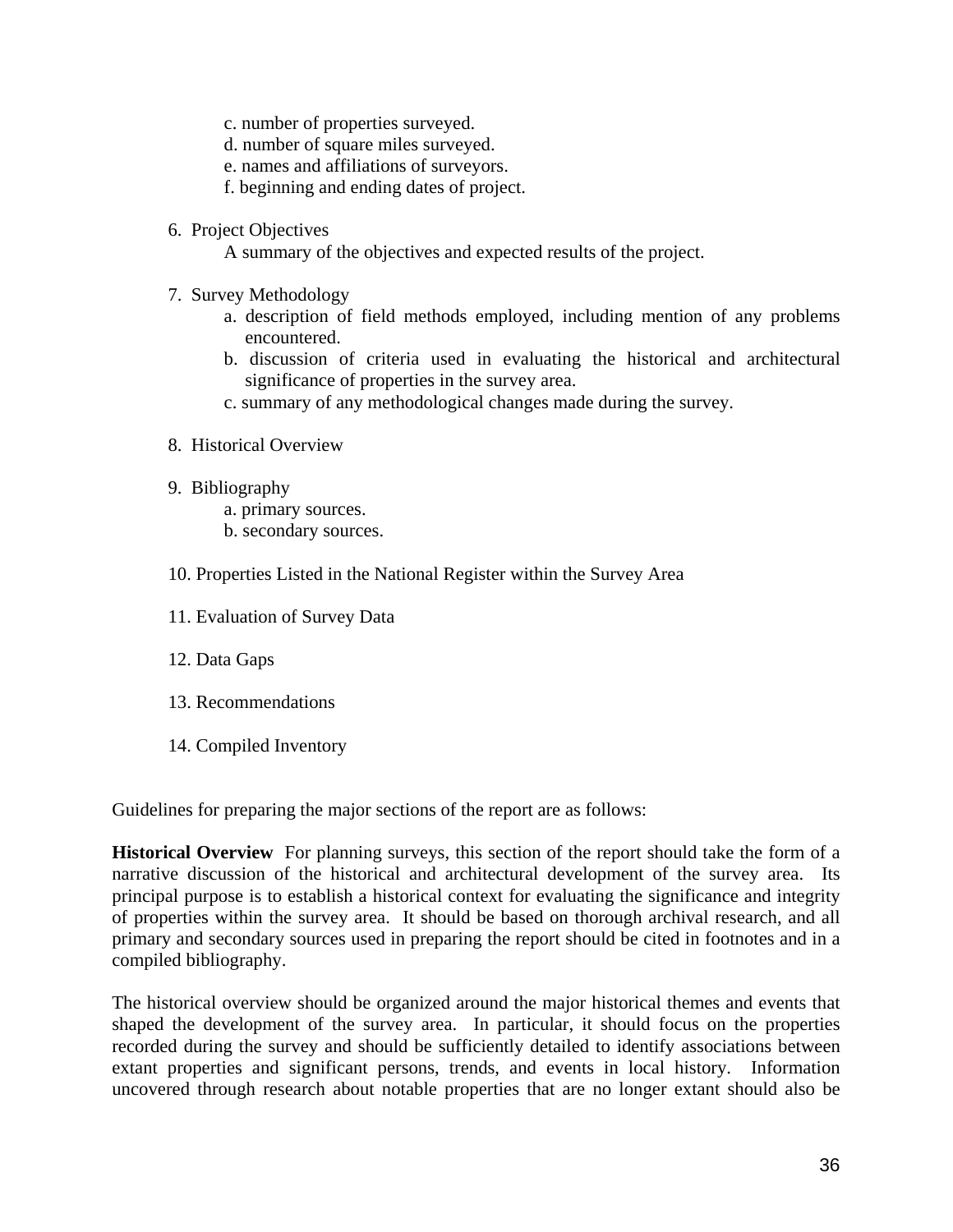c. number of properties surveyed.
   d. number of square miles surveyed.
   e. names and affiliations of surveyors.
   f. beginning and ending dates of project.

6. Project Objectives
   A summary of the objectives and expected results of the project.

7. Survey Methodology
   a. description of field methods employed, including mention of any problems encountered.
   b. discussion of criteria used in evaluating the historical and architectural significance of properties in the survey area.
   c. summary of any methodological changes made during the survey.

8. Historical Overview

9. Bibliography
   a. primary sources.
   b. secondary sources.

10. Properties Listed in the National Register within the Survey Area

11. Evaluation of Survey Data

12. Data Gaps

13. Recommendations

14. Compiled Inventory

Guidelines for preparing the major sections of the report are as follows:

**Historical Overview** For planning surveys, this section of the report should take the form of a narrative discussion of the historical and architectural development of the survey area. Its principal purpose is to establish a historical context for evaluating the significance and integrity of properties within the survey area. It should be based on thorough archival research, and all primary and secondary sources used in preparing the report should be cited in footnotes and in a compiled bibliography.

The historical overview should be organized around the major historical themes and events that shaped the development of the survey area. In particular, it should focus on the properties recorded during the survey and should be sufficiently detailed to identify associations between extant properties and significant persons, trends, and events in local history. Information uncovered through research about notable properties that are no longer extant should also be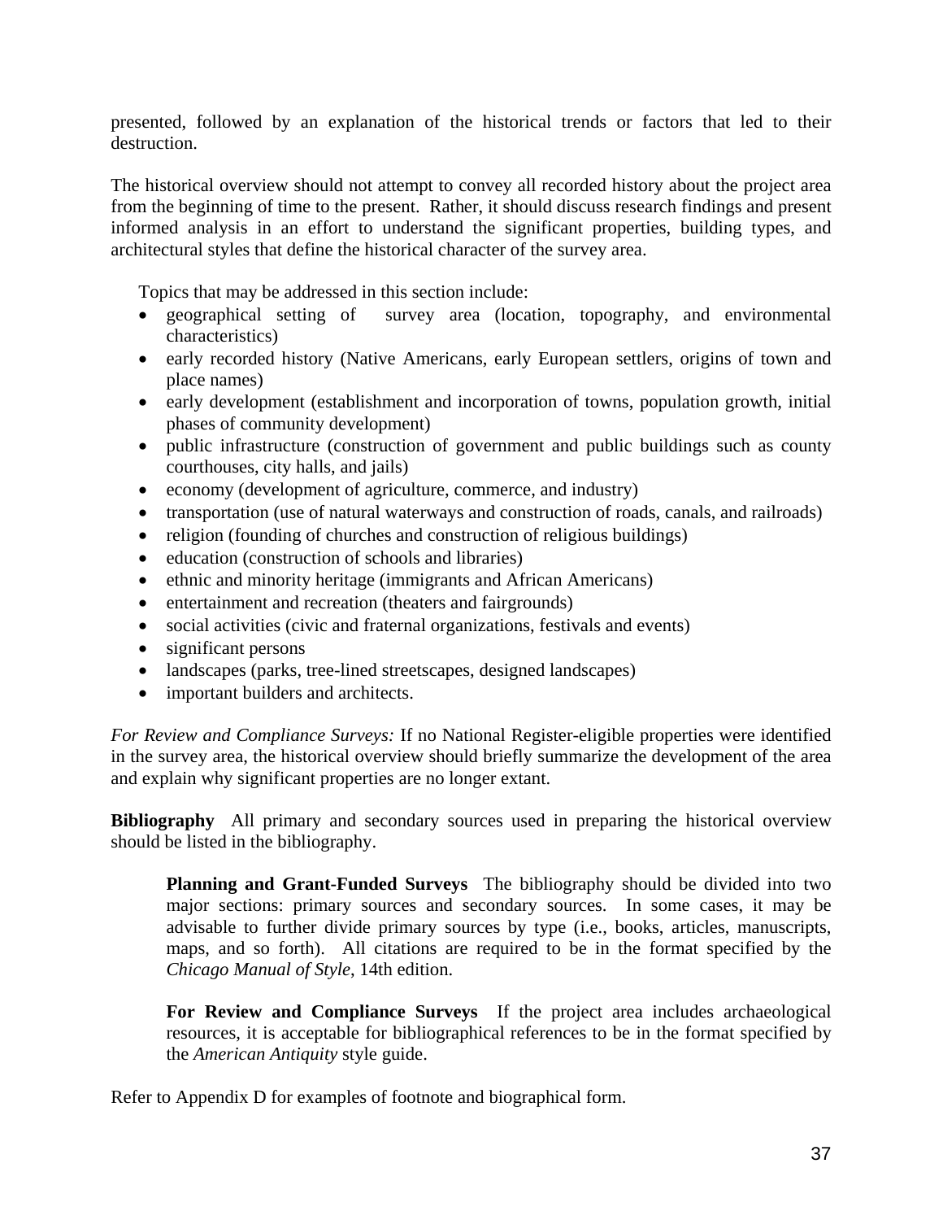presented, followed by an explanation of the historical trends or factors that led to their destruction.

The historical overview should not attempt to convey all recorded history about the project area from the beginning of time to the present. Rather, it should discuss research findings and present informed analysis in an effort to understand the significant properties, building types, and architectural styles that define the historical character of the survey area.

Topics that may be addressed in this section include:

- geographical setting of survey area (location, topography, and environmental characteristics)
- early recorded history (Native Americans, early European settlers, origins of town and place names)
- early development (establishment and incorporation of towns, population growth, initial phases of community development)
- public infrastructure (construction of government and public buildings such as county courthouses, city halls, and jails)
- economy (development of agriculture, commerce, and industry)
- transportation (use of natural waterways and construction of roads, canals, and railroads)
- religion (founding of churches and construction of religious buildings)
- education (construction of schools and libraries)
- ethnic and minority heritage (immigrants and African Americans)
- entertainment and recreation (theaters and fairgrounds)
- social activities (civic and fraternal organizations, festivals and events)
- significant persons
- landscapes (parks, tree-lined streetscapes, designed landscapes)
- important builders and architects.

*For Review and Compliance Surveys:* If no National Register-eligible properties were identified in the survey area, the historical overview should briefly summarize the development of the area and explain why significant properties are no longer extant.

**Bibliography** All primary and secondary sources used in preparing the historical overview should be listed in the bibliography.

> **Planning and Grant-Funded Surveys** The bibliography should be divided into two major sections: primary sources and secondary sources. In some cases, it may be advisable to further divide primary sources by type (i.e., books, articles, manuscripts, maps, and so forth). All citations are required to be in the format specified by the *Chicago Manual of Style*, 14th edition.
>
> **For Review and Compliance Surveys** If the project area includes archaeological resources, it is acceptable for bibliographical references to be in the format specified by the *American Antiquity* style guide.

Refer to Appendix D for examples of footnote and biographical form.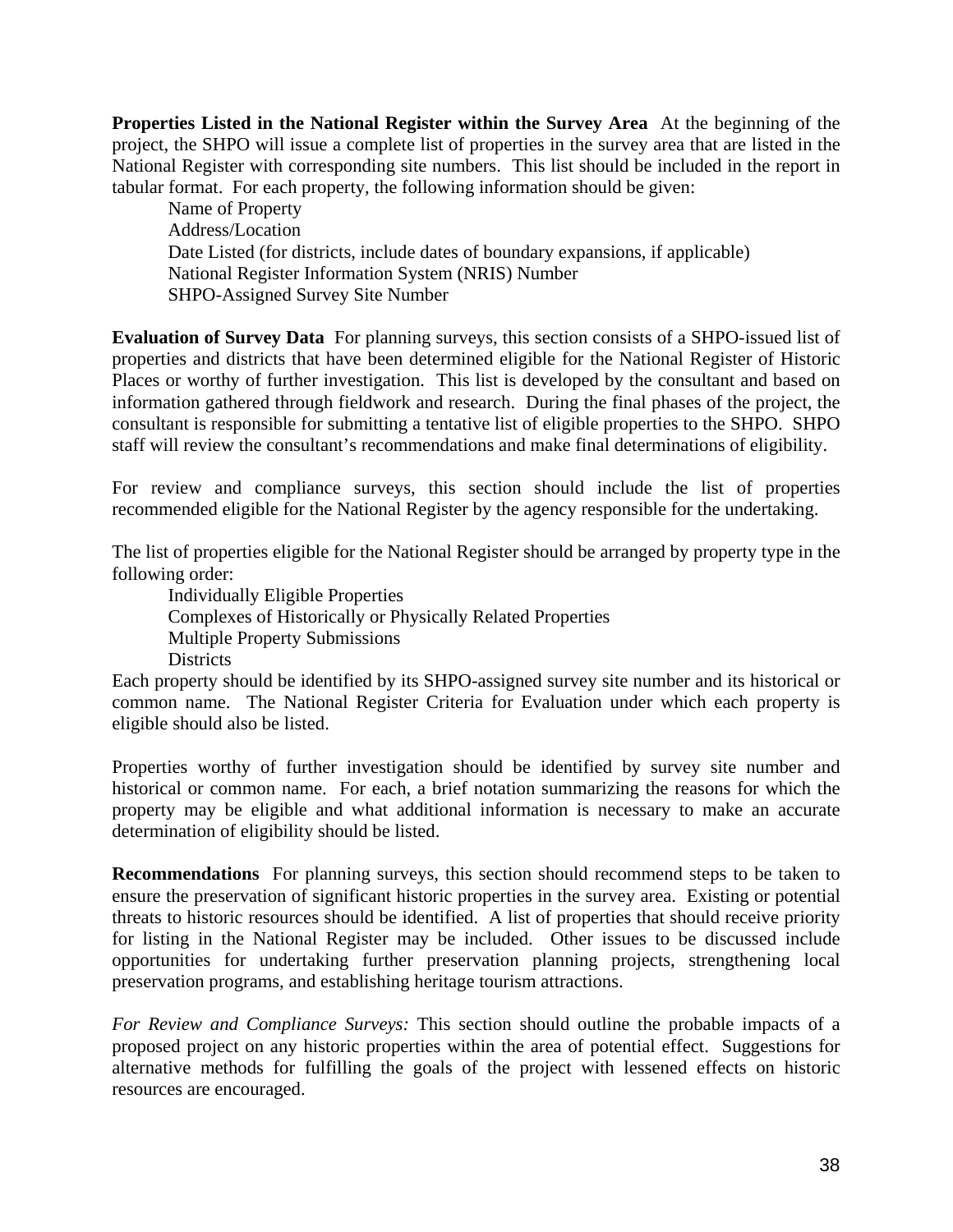**Properties Listed in the National Register within the Survey Area** At the beginning of the project, the SHPO will issue a complete list of properties in the survey area that are listed in the National Register with corresponding site numbers. This list should be included in the report in tabular format. For each property, the following information should be given:

- Name of Property
- Address/Location
- Date Listed (for districts, include dates of boundary expansions, if applicable)
- National Register Information System (NRIS) Number
- SHPO-Assigned Survey Site Number

**Evaluation of Survey Data** For planning surveys, this section consists of a SHPO-issued list of properties and districts that have been determined eligible for the National Register of Historic Places or worthy of further investigation. This list is developed by the consultant and based on information gathered through fieldwork and research. During the final phases of the project, the consultant is responsible for submitting a tentative list of eligible properties to the SHPO. SHPO staff will review the consultant's recommendations and make final determinations of eligibility.

For review and compliance surveys, this section should include the list of properties recommended eligible for the National Register by the agency responsible for the undertaking.

The list of properties eligible for the National Register should be arranged by property type in the following order:

- Individually Eligible Properties
- Complexes of Historically or Physically Related Properties
- Multiple Property Submissions
- Districts

Each property should be identified by its SHPO-assigned survey site number and its historical or common name. The National Register Criteria for Evaluation under which each property is eligible should also be listed.

Properties worthy of further investigation should be identified by survey site number and historical or common name. For each, a brief notation summarizing the reasons for which the property may be eligible and what additional information is necessary to make an accurate determination of eligibility should be listed.

**Recommendations** For planning surveys, this section should recommend steps to be taken to ensure the preservation of significant historic properties in the survey area. Existing or potential threats to historic resources should be identified. A list of properties that should receive priority for listing in the National Register may be included. Other issues to be discussed include opportunities for undertaking further preservation planning projects, strengthening local preservation programs, and establishing heritage tourism attractions.

*For Review and Compliance Surveys:* This section should outline the probable impacts of a proposed project on any historic properties within the area of potential effect. Suggestions for alternative methods for fulfilling the goals of the project with lessened effects on historic resources are encouraged.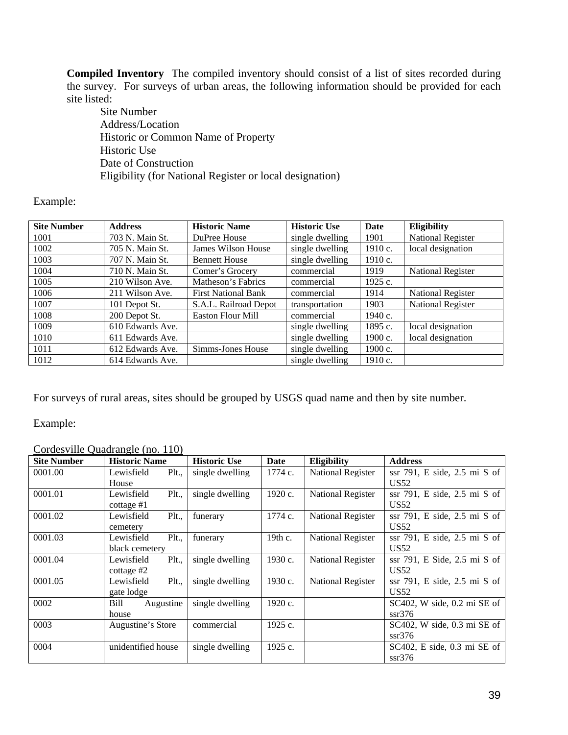**Compiled Inventory** The compiled inventory should consist of a list of sites recorded during the survey. For surveys of urban areas, the following information should be provided for each site listed:

Site Number
Address/Location
Historic or Common Name of Property
Historic Use
Date of Construction
Eligibility (for National Register or local designation)

Example:

| Site Number | Address | Historic Name | Historic Use | Date | Eligibility |
|---|---|---|---|---|---|
| 1001 | 703 N. Main St. | DuPree House | single dwelling | 1901 | National Register |
| 1002 | 705 N. Main St. | James Wilson House | single dwelling | 1910 c. | local designation |
| 1003 | 707 N. Main St. | Bennett House | single dwelling | 1910 c. | |
| 1004 | 710 N. Main St. | Comer's Grocery | commercial | 1919 | National Register |
| 1005 | 210 Wilson Ave. | Matheson's Fabrics | commercial | 1925 c. | |
| 1006 | 211 Wilson Ave. | First National Bank | commercial | 1914 | National Register |
| 1007 | 101 Depot St. | S.A.L. Railroad Depot | transportation | 1903 | National Register |
| 1008 | 200 Depot St. | Easton Flour Mill | commercial | 1940 c. | |
| 1009 | 610 Edwards Ave. | | single dwelling | 1895 c. | local designation |
| 1010 | 611 Edwards Ave. | | single dwelling | 1900 c. | local designation |
| 1011 | 612 Edwards Ave. | Simms-Jones House | single dwelling | 1900 c. | |
| 1012 | 614 Edwards Ave. | | single dwelling | 1910 c. | |

For surveys of rural areas, sites should be grouped by USGS quad name and then by site number.

Example:

Cordesville Quadrangle (no. 110)

| Site Number | Historic Name | Historic Use | Date | Eligibility | Address |
|---|---|---|---|---|---|
| 0001.00 | Lewisfield Plt., House | single dwelling | 1774 c. | National Register | ssr 791, E side, 2.5 mi S of US52 |
| 0001.01 | Lewisfield Plt., cottage #1 | single dwelling | 1920 c. | National Register | ssr 791, E side, 2.5 mi S of US52 |
| 0001.02 | Lewisfield Plt., cemetery | funerary | 1774 c. | National Register | ssr 791, E side, 2.5 mi S of US52 |
| 0001.03 | Lewisfield Plt., black cemetery | funerary | 19th c. | National Register | ssr 791, E side, 2.5 mi S of US52 |
| 0001.04 | Lewisfield Plt., cottage #2 | single dwelling | 1930 c. | National Register | ssr 791, E Side, 2.5 mi S of US52 |
| 0001.05 | Lewisfield Plt., gate lodge | single dwelling | 1930 c. | National Register | ssr 791, E side, 2.5 mi S of US52 |
| 0002 | Bill Augustine house | single dwelling | 1920 c. | | SC402, W side, 0.2 mi SE of ssr376 |
| 0003 | Augustine's Store | commercial | 1925 c. | | SC402, W side, 0.3 mi SE of ssr376 |
| 0004 | unidentified house | single dwelling | 1925 c. | | SC402, E side, 0.3 mi SE of ssr376 |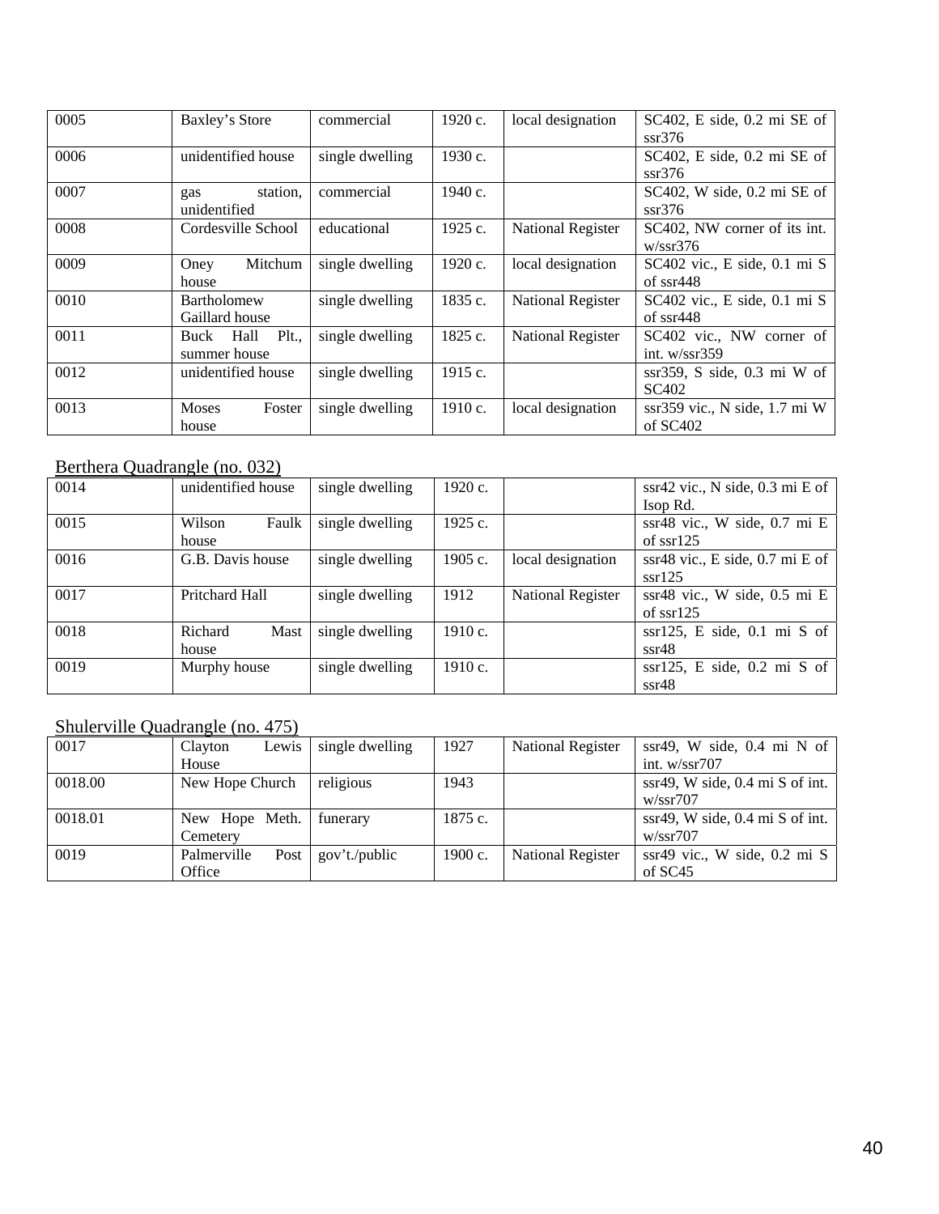| | | | | | |
|---|---|---|---|---|---|
| 0005 | Baxley's Store | commercial | 1920 c. | local designation | SC402, E side, 0.2 mi SE of ssr376 |
| 0006 | unidentified house | single dwelling | 1930 c. | | SC402, E side, 0.2 mi SE of ssr376 |
| 0007 | gas station, unidentified | commercial | 1940 c. | | SC402, W side, 0.2 mi SE of ssr376 |
| 0008 | Cordesville School | educational | 1925 c. | National Register | SC402, NW corner of its int. w/ssr376 |
| 0009 | Oney Mitchum house | single dwelling | 1920 c. | local designation | SC402 vic., E side, 0.1 mi S of ssr448 |
| 0010 | Bartholomew Gaillard house | single dwelling | 1835 c. | National Register | SC402 vic., E side, 0.1 mi S of ssr448 |
| 0011 | Buck Hall Plt., summer house | single dwelling | 1825 c. | National Register | SC402 vic., NW corner of int. w/ssr359 |
| 0012 | unidentified house | single dwelling | 1915 c. | | ssr359, S side, 0.3 mi W of SC402 |
| 0013 | Moses Foster house | single dwelling | 1910 c. | local designation | ssr359 vic., N side, 1.7 mi W of SC402 |

Berthera Quadrangle (no. 032)

| | | | | | |
|---|---|---|---|---|---|
| 0014 | unidentified house | single dwelling | 1920 c. | | ssr42 vic., N side, 0.3 mi E of Isop Rd. |
| 0015 | Wilson Faulk house | single dwelling | 1925 c. | | ssr48 vic., W side, 0.7 mi E of ssr125 |
| 0016 | G.B. Davis house | single dwelling | 1905 c. | local designation | ssr48 vic., E side, 0.7 mi E of ssr125 |
| 0017 | Pritchard Hall | single dwelling | 1912 | National Register | ssr48 vic., W side, 0.5 mi E of ssr125 |
| 0018 | Richard Mast house | single dwelling | 1910 c. | | ssr125, E side, 0.1 mi S of ssr48 |
| 0019 | Murphy house | single dwelling | 1910 c. | | ssr125, E side, 0.2 mi S of ssr48 |

Shulerville Quadrangle (no. 475)

| | | | | | |
|---|---|---|---|---|---|
| 0017 | Clayton Lewis House | single dwelling | 1927 | National Register | ssr49, W side, 0.4 mi N of int. w/ssr707 |
| 0018.00 | New Hope Church | religious | 1943 | | ssr49, W side, 0.4 mi S of int. w/ssr707 |
| 0018.01 | New Hope Meth. Cemetery | funerary | 1875 c. | | ssr49, W side, 0.4 mi S of int. w/ssr707 |
| 0019 | Palmerville Post Office | gov't./public | 1900 c. | National Register | ssr49 vic., W side, 0.2 mi S of SC45 |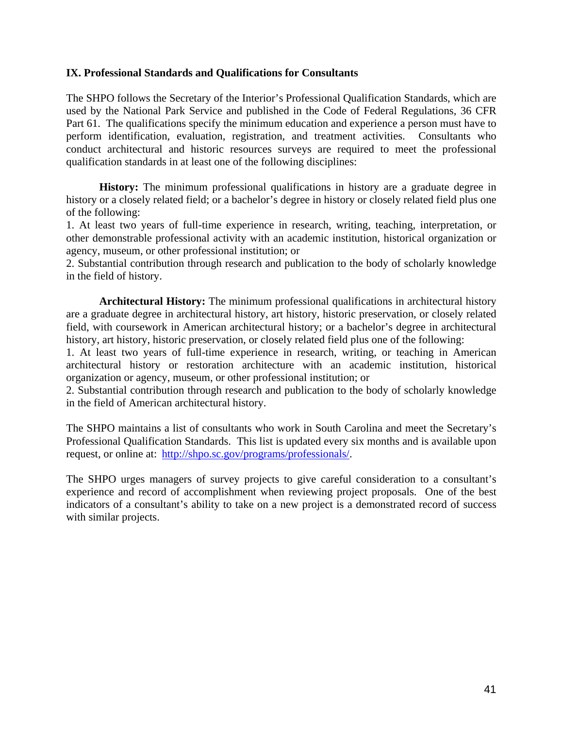## IX. Professional Standards and Qualifications for Consultants

The SHPO follows the Secretary of the Interior's Professional Qualification Standards, which are used by the National Park Service and published in the Code of Federal Regulations, 36 CFR Part 61. The qualifications specify the minimum education and experience a person must have to perform identification, evaluation, registration, and treatment activities. Consultants who conduct architectural and historic resources surveys are required to meet the professional qualification standards in at least one of the following disciplines:

**History:** The minimum professional qualifications in history are a graduate degree in history or a closely related field; or a bachelor's degree in history or closely related field plus one of the following:

1. At least two years of full-time experience in research, writing, teaching, interpretation, or other demonstrable professional activity with an academic institution, historical organization or agency, museum, or other professional institution; or
2. Substantial contribution through research and publication to the body of scholarly knowledge in the field of history.

**Architectural History:** The minimum professional qualifications in architectural history are a graduate degree in architectural history, art history, historic preservation, or closely related field, with coursework in American architectural history; or a bachelor's degree in architectural history, art history, historic preservation, or closely related field plus one of the following:

1. At least two years of full-time experience in research, writing, or teaching in American architectural history or restoration architecture with an academic institution, historical organization or agency, museum, or other professional institution; or
2. Substantial contribution through research and publication to the body of scholarly knowledge in the field of American architectural history.

The SHPO maintains a list of consultants who work in South Carolina and meet the Secretary's Professional Qualification Standards. This list is updated every six months and is available upon request, or online at: [http://shpo.sc.gov/programs/professionals/](http://shpo.sc.gov/programs/professionals/).

The SHPO urges managers of survey projects to give careful consideration to a consultant's experience and record of accomplishment when reviewing project proposals. One of the best indicators of a consultant's ability to take on a new project is a demonstrated record of success with similar projects.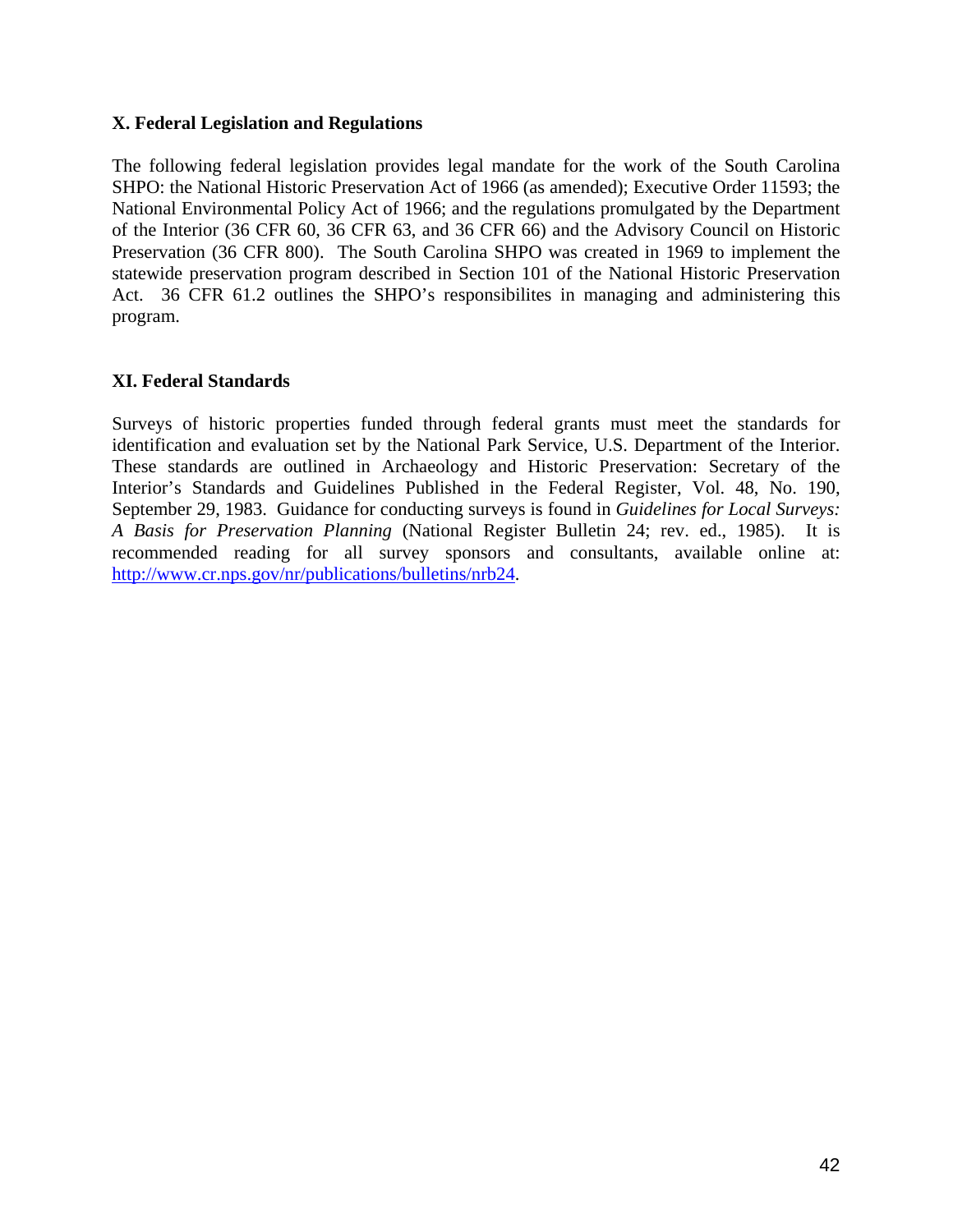## X. Federal Legislation and Regulations

The following federal legislation provides legal mandate for the work of the South Carolina SHPO: the National Historic Preservation Act of 1966 (as amended); Executive Order 11593; the National Environmental Policy Act of 1966; and the regulations promulgated by the Department of the Interior (36 CFR 60, 36 CFR 63, and 36 CFR 66) and the Advisory Council on Historic Preservation (36 CFR 800). The South Carolina SHPO was created in 1969 to implement the statewide preservation program described in Section 101 of the National Historic Preservation Act. 36 CFR 61.2 outlines the SHPO's responsibilites in managing and administering this program.

## XI. Federal Standards

Surveys of historic properties funded through federal grants must meet the standards for identification and evaluation set by the National Park Service, U.S. Department of the Interior. These standards are outlined in Archaeology and Historic Preservation: Secretary of the Interior's Standards and Guidelines Published in the Federal Register, Vol. 48, No. 190, September 29, 1983. Guidance for conducting surveys is found in *Guidelines for Local Surveys: A Basis for Preservation Planning* (National Register Bulletin 24; rev. ed., 1985). It is recommended reading for all survey sponsors and consultants, available online at: [http://www.cr.nps.gov/nr/publications/bulletins/nrb24](http://www.cr.nps.gov/nr/publications/bulletins/nrb24).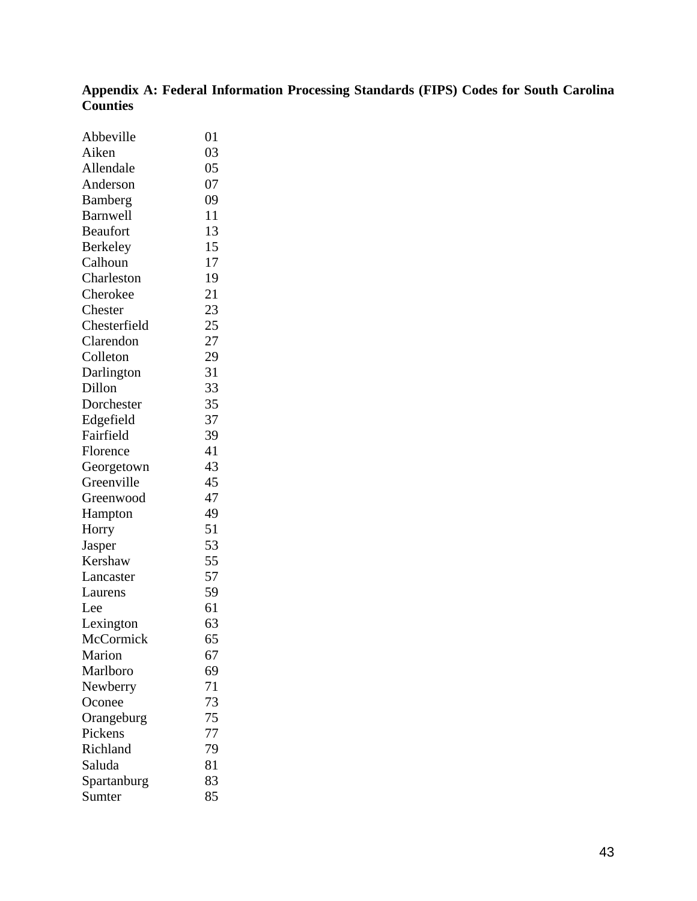**Appendix A: Federal Information Processing Standards (FIPS) Codes for South Carolina Counties**

| | |
|---|---|
| Abbeville | 01 |
| Aiken | 03 |
| Allendale | 05 |
| Anderson | 07 |
| Bamberg | 09 |
| Barnwell | 11 |
| Beaufort | 13 |
| Berkeley | 15 |
| Calhoun | 17 |
| Charleston | 19 |
| Cherokee | 21 |
| Chester | 23 |
| Chesterfield | 25 |
| Clarendon | 27 |
| Colleton | 29 |
| Darlington | 31 |
| Dillon | 33 |
| Dorchester | 35 |
| Edgefield | 37 |
| Fairfield | 39 |
| Florence | 41 |
| Georgetown | 43 |
| Greenville | 45 |
| Greenwood | 47 |
| Hampton | 49 |
| Horry | 51 |
| Jasper | 53 |
| Kershaw | 55 |
| Lancaster | 57 |
| Laurens | 59 |
| Lee | 61 |
| Lexington | 63 |
| McCormick | 65 |
| Marion | 67 |
| Marlboro | 69 |
| Newberry | 71 |
| Oconee | 73 |
| Orangeburg | 75 |
| Pickens | 77 |
| Richland | 79 |
| Saluda | 81 |
| Spartanburg | 83 |
| Sumter | 85 |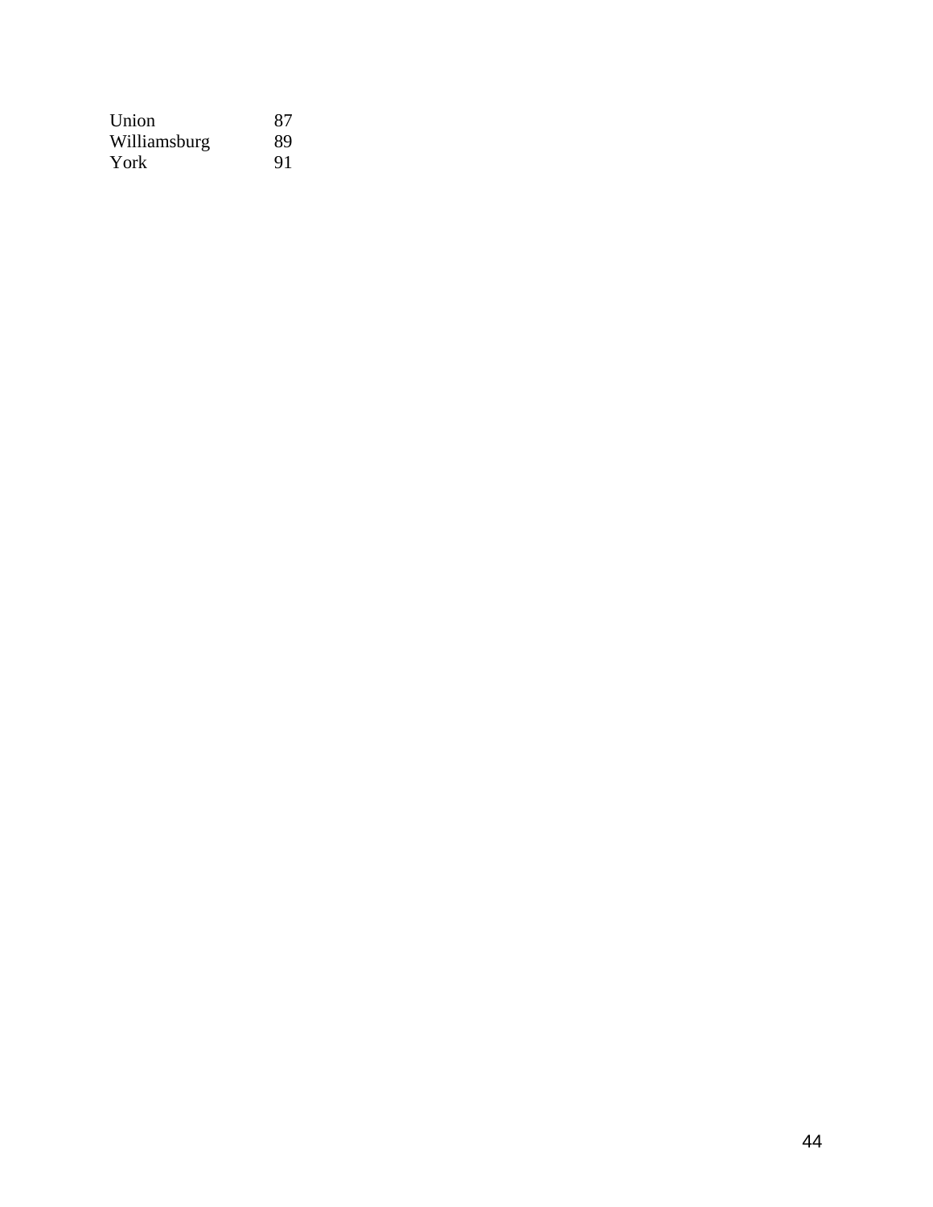| | |
|---|---|
| Union | 87 |
| Williamsburg | 89 |
| York | 91 |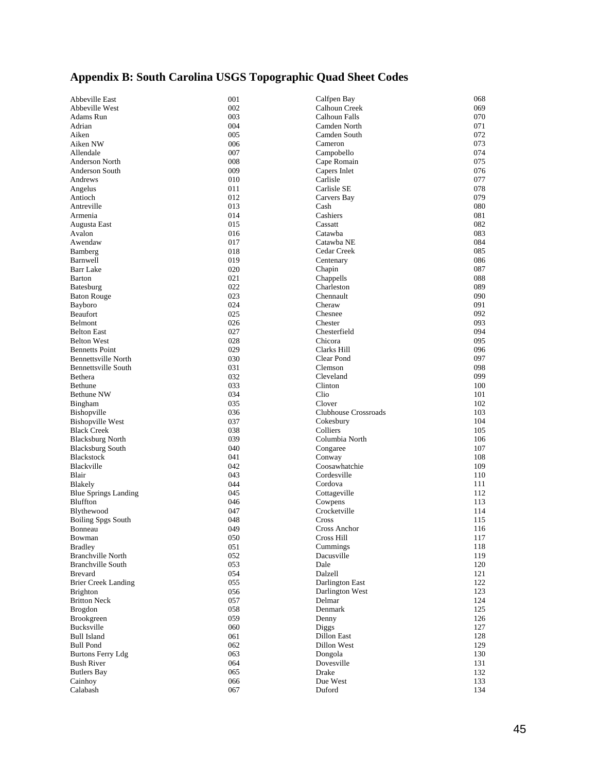## Appendix B: South Carolina USGS Topographic Quad Sheet Codes

| Quad Name | Code |
|---|---|
| Abbeville East | 001 |
| Abbeville West | 002 |
| Adams Run | 003 |
| Adrian | 004 |
| Aiken | 005 |
| Aiken NW | 006 |
| Allendale | 007 |
| Anderson North | 008 |
| Anderson South | 009 |
| Andrews | 010 |
| Angelus | 011 |
| Antioch | 012 |
| Antreville | 013 |
| Armenia | 014 |
| Augusta East | 015 |
| Avalon | 016 |
| Awendaw | 017 |
| Bamberg | 018 |
| Barnwell | 019 |
| Barr Lake | 020 |
| Barton | 021 |
| Batesburg | 022 |
| Baton Rouge | 023 |
| Bayboro | 024 |
| Beaufort | 025 |
| Belmont | 026 |
| Belton East | 027 |
| Belton West | 028 |
| Bennetts Point | 029 |
| Bennettsville North | 030 |
| Bennettsville South | 031 |
| Bethera | 032 |
| Bethune | 033 |
| Bethune NW | 034 |
| Bingham | 035 |
| Bishopville | 036 |
| Bishopville West | 037 |
| Black Creek | 038 |
| Blacksburg North | 039 |
| Blacksburg South | 040 |
| Blackstock | 041 |
| Blackville | 042 |
| Blair | 043 |
| Blakely | 044 |
| Blue Springs Landing | 045 |
| Bluffton | 046 |
| Blythewood | 047 |
| Boiling Spgs South | 048 |
| Bonneau | 049 |
| Bowman | 050 |
| Bradley | 051 |
| Branchville North | 052 |
| Branchville South | 053 |
| Brevard | 054 |
| Brier Creek Landing | 055 |
| Brighton | 056 |
| Britton Neck | 057 |
| Brogdon | 058 |
| Brookgreen | 059 |
| Bucksville | 060 |
| Bull Island | 061 |
| Bull Pond | 062 |
| Burtons Ferry Ldg | 063 |
| Bush River | 064 |
| Butlers Bay | 065 |
| Cainhoy | 066 |
| Calabash | 067 |
| Calfpen Bay | 068 |
| Calhoun Creek | 069 |
| Calhoun Falls | 070 |
| Camden North | 071 |
| Camden South | 072 |
| Cameron | 073 |
| Campobello | 074 |
| Cape Romain | 075 |
| Capers Inlet | 076 |
| Carlisle | 077 |
| Carlisle SE | 078 |
| Carvers Bay | 079 |
| Cash | 080 |
| Cashiers | 081 |
| Cassatt | 082 |
| Catawba | 083 |
| Catawba NE | 084 |
| Cedar Creek | 085 |
| Centenary | 086 |
| Chapin | 087 |
| Chappells | 088 |
| Charleston | 089 |
| Chennault | 090 |
| Cheraw | 091 |
| Chesnee | 092 |
| Chester | 093 |
| Chesterfield | 094 |
| Chicora | 095 |
| Clarks Hill | 096 |
| Clear Pond | 097 |
| Clemson | 098 |
| Cleveland | 099 |
| Clinton | 100 |
| Clio | 101 |
| Clover | 102 |
| Clubhouse Crossroads | 103 |
| Cokesbury | 104 |
| Colliers | 105 |
| Columbia North | 106 |
| Congaree | 107 |
| Conway | 108 |
| Coosawhatchie | 109 |
| Cordesville | 110 |
| Cordova | 111 |
| Cottageville | 112 |
| Cowpens | 113 |
| Crocketville | 114 |
| Cross | 115 |
| Cross Anchor | 116 |
| Cross Hill | 117 |
| Cummings | 118 |
| Dacusville | 119 |
| Dale | 120 |
| Dalzell | 121 |
| Darlington East | 122 |
| Darlington West | 123 |
| Delmar | 124 |
| Denmark | 125 |
| Denny | 126 |
| Diggs | 127 |
| Dillon East | 128 |
| Dillon West | 129 |
| Dongola | 130 |
| Dovesville | 131 |
| Drake | 132 |
| Due West | 133 |
| Duford | 134 |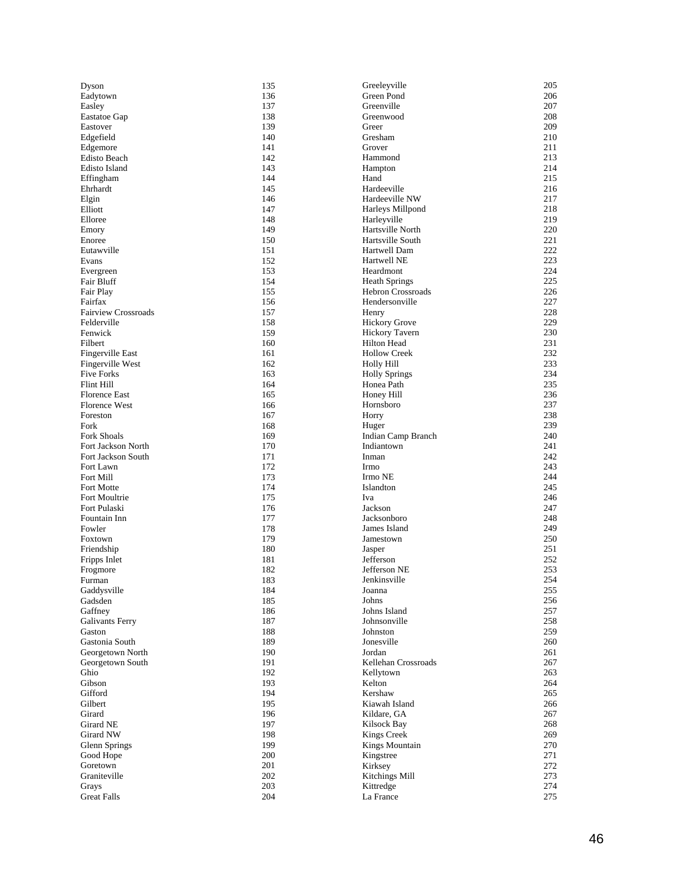| | |
|---|---|
| Dyson | 135 |
| Eadytown | 136 |
| Easley | 137 |
| Eastatoe Gap | 138 |
| Eastover | 139 |
| Edgefield | 140 |
| Edgemore | 141 |
| Edisto Beach | 142 |
| Edisto Island | 143 |
| Effingham | 144 |
| Ehrhardt | 145 |
| Elgin | 146 |
| Elliott | 147 |
| Elloree | 148 |
| Emory | 149 |
| Enoree | 150 |
| Eutawville | 151 |
| Evans | 152 |
| Evergreen | 153 |
| Fair Bluff | 154 |
| Fair Play | 155 |
| Fairfax | 156 |
| Fairview Crossroads | 157 |
| Felderville | 158 |
| Fenwick | 159 |
| Filbert | 160 |
| Fingerville East | 161 |
| Fingerville West | 162 |
| Five Forks | 163 |
| Flint Hill | 164 |
| Florence East | 165 |
| Florence West | 166 |
| Foreston | 167 |
| Fork | 168 |
| Fork Shoals | 169 |
| Fort Jackson North | 170 |
| Fort Jackson South | 171 |
| Fort Lawn | 172 |
| Fort Mill | 173 |
| Fort Motte | 174 |
| Fort Moultrie | 175 |
| Fort Pulaski | 176 |
| Fountain Inn | 177 |
| Fowler | 178 |
| Foxtown | 179 |
| Friendship | 180 |
| Fripps Inlet | 181 |
| Frogmore | 182 |
| Furman | 183 |
| Gaddysville | 184 |
| Gadsden | 185 |
| Gaffney | 186 |
| Galivants Ferry | 187 |
| Gaston | 188 |
| Gastonia South | 189 |
| Georgetown North | 190 |
| Georgetown South | 191 |
| Ghio | 192 |
| Gibson | 193 |
| Gifford | 194 |
| Gilbert | 195 |
| Girard | 196 |
| Girard NE | 197 |
| Girard NW | 198 |
| Glenn Springs | 199 |
| Good Hope | 200 |
| Goretown | 201 |
| Graniteville | 202 |
| Grays | 203 |
| Great Falls | 204 |
| Greeleyville | 205 |
| Green Pond | 206 |
| Greenville | 207 |
| Greenwood | 208 |
| Greer | 209 |
| Gresham | 210 |
| Grover | 211 |
| Hammond | 213 |
| Hampton | 214 |
| Hand | 215 |
| Hardeeville | 216 |
| Hardeeville NW | 217 |
| Harleys Millpond | 218 |
| Harleyville | 219 |
| Hartsville North | 220 |
| Hartsville South | 221 |
| Hartwell Dam | 222 |
| Hartwell NE | 223 |
| Heardmont | 224 |
| Heath Springs | 225 |
| Hebron Crossroads | 226 |
| Hendersonville | 227 |
| Henry | 228 |
| Hickory Grove | 229 |
| Hickory Tavern | 230 |
| Hilton Head | 231 |
| Hollow Creek | 232 |
| Holly Hill | 233 |
| Holly Springs | 234 |
| Honea Path | 235 |
| Honey Hill | 236 |
| Hornsboro | 237 |
| Horry | 238 |
| Huger | 239 |
| Indian Camp Branch | 240 |
| Indiantown | 241 |
| Inman | 242 |
| Irmo | 243 |
| Irmo NE | 244 |
| Islandton | 245 |
| Iva | 246 |
| Jackson | 247 |
| Jacksonboro | 248 |
| James Island | 249 |
| Jamestown | 250 |
| Jasper | 251 |
| Jefferson | 252 |
| Jefferson NE | 253 |
| Jenkinsville | 254 |
| Joanna | 255 |
| Johns | 256 |
| Johns Island | 257 |
| Johnsonville | 258 |
| Johnston | 259 |
| Jonesville | 260 |
| Jordan | 261 |
| Kellehan Crossroads | 267 |
| Kellytown | 263 |
| Kelton | 264 |
| Kershaw | 265 |
| Kiawah Island | 266 |
| Kildare, GA | 267 |
| Kilsock Bay | 268 |
| Kings Creek | 269 |
| Kings Mountain | 270 |
| Kingstree | 271 |
| Kirksey | 272 |
| Kitchings Mill | 273 |
| Kittredge | 274 |
| La France | 275 |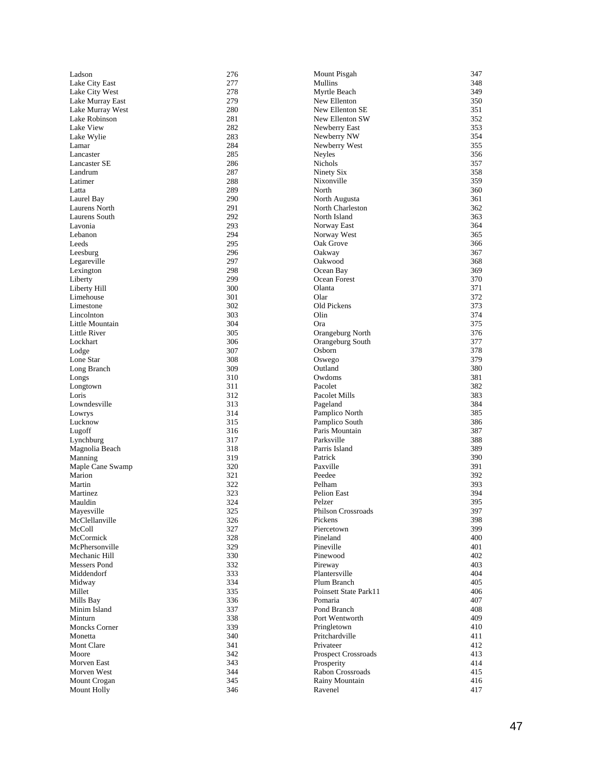| | |
|---|---|
| Ladson | 276 |
| Lake City East | 277 |
| Lake City West | 278 |
| Lake Murray East | 279 |
| Lake Murray West | 280 |
| Lake Robinson | 281 |
| Lake View | 282 |
| Lake Wylie | 283 |
| Lamar | 284 |
| Lancaster | 285 |
| Lancaster SE | 286 |
| Landrum | 287 |
| Latimer | 288 |
| Latta | 289 |
| Laurel Bay | 290 |
| Laurens North | 291 |
| Laurens South | 292 |
| Lavonia | 293 |
| Lebanon | 294 |
| Leeds | 295 |
| Leesburg | 296 |
| Legareville | 297 |
| Lexington | 298 |
| Liberty | 299 |
| Liberty Hill | 300 |
| Limehouse | 301 |
| Limestone | 302 |
| Lincolnton | 303 |
| Little Mountain | 304 |
| Little River | 305 |
| Lockhart | 306 |
| Lodge | 307 |
| Lone Star | 308 |
| Long Branch | 309 |
| Longs | 310 |
| Longtown | 311 |
| Loris | 312 |
| Lowndesville | 313 |
| Lowrys | 314 |
| Lucknow | 315 |
| Lugoff | 316 |
| Lynchburg | 317 |
| Magnolia Beach | 318 |
| Manning | 319 |
| Maple Cane Swamp | 320 |
| Marion | 321 |
| Martin | 322 |
| Martinez | 323 |
| Mauldin | 324 |
| Mayesville | 325 |
| McClellanville | 326 |
| McColl | 327 |
| McCormick | 328 |
| McPhersonville | 329 |
| Mechanic Hill | 330 |
| Messers Pond | 332 |
| Middendorf | 333 |
| Midway | 334 |
| Millet | 335 |
| Mills Bay | 336 |
| Minim Island | 337 |
| Minturn | 338 |
| Moncks Corner | 339 |
| Monetta | 340 |
| Mont Clare | 341 |
| Moore | 342 |
| Morven East | 343 |
| Morven West | 344 |
| Mount Crogan | 345 |
| Mount Holly | 346 |
| Mount Pisgah | 347 |
| Mullins | 348 |
| Myrtle Beach | 349 |
| New Ellenton | 350 |
| New Ellenton SE | 351 |
| New Ellenton SW | 352 |
| Newberry East | 353 |
| Newberry NW | 354 |
| Newberry West | 355 |
| Neyles | 356 |
| Nichols | 357 |
| Ninety Six | 358 |
| Nixonville | 359 |
| North | 360 |
| North Augusta | 361 |
| North Charleston | 362 |
| North Island | 363 |
| Norway East | 364 |
| Norway West | 365 |
| Oak Grove | 366 |
| Oakway | 367 |
| Oakwood | 368 |
| Ocean Bay | 369 |
| Ocean Forest | 370 |
| Olanta | 371 |
| Olar | 372 |
| Old Pickens | 373 |
| Olin | 374 |
| Ora | 375 |
| Orangeburg North | 376 |
| Orangeburg South | 377 |
| Osborn | 378 |
| Oswego | 379 |
| Outland | 380 |
| Owdoms | 381 |
| Pacolet | 382 |
| Pacolet Mills | 383 |
| Pageland | 384 |
| Pamplico North | 385 |
| Pamplico South | 386 |
| Paris Mountain | 387 |
| Parksville | 388 |
| Parris Island | 389 |
| Patrick | 390 |
| Paxville | 391 |
| Peedee | 392 |
| Pelham | 393 |
| Pelion East | 394 |
| Pelzer | 395 |
| Philson Crossroads | 397 |
| Pickens | 398 |
| Piercetown | 399 |
| Pineland | 400 |
| Pineville | 401 |
| Pinewood | 402 |
| Pireway | 403 |
| Plantersville | 404 |
| Plum Branch | 405 |
| Poinsett State Park11 | 406 |
| Pomaria | 407 |
| Pond Branch | 408 |
| Port Wentworth | 409 |
| Pringletown | 410 |
| Pritchardville | 411 |
| Privateer | 412 |
| Prospect Crossroads | 413 |
| Prosperity | 414 |
| Rabon Crossroads | 415 |
| Rainy Mountain | 416 |
| Ravenel | 417 |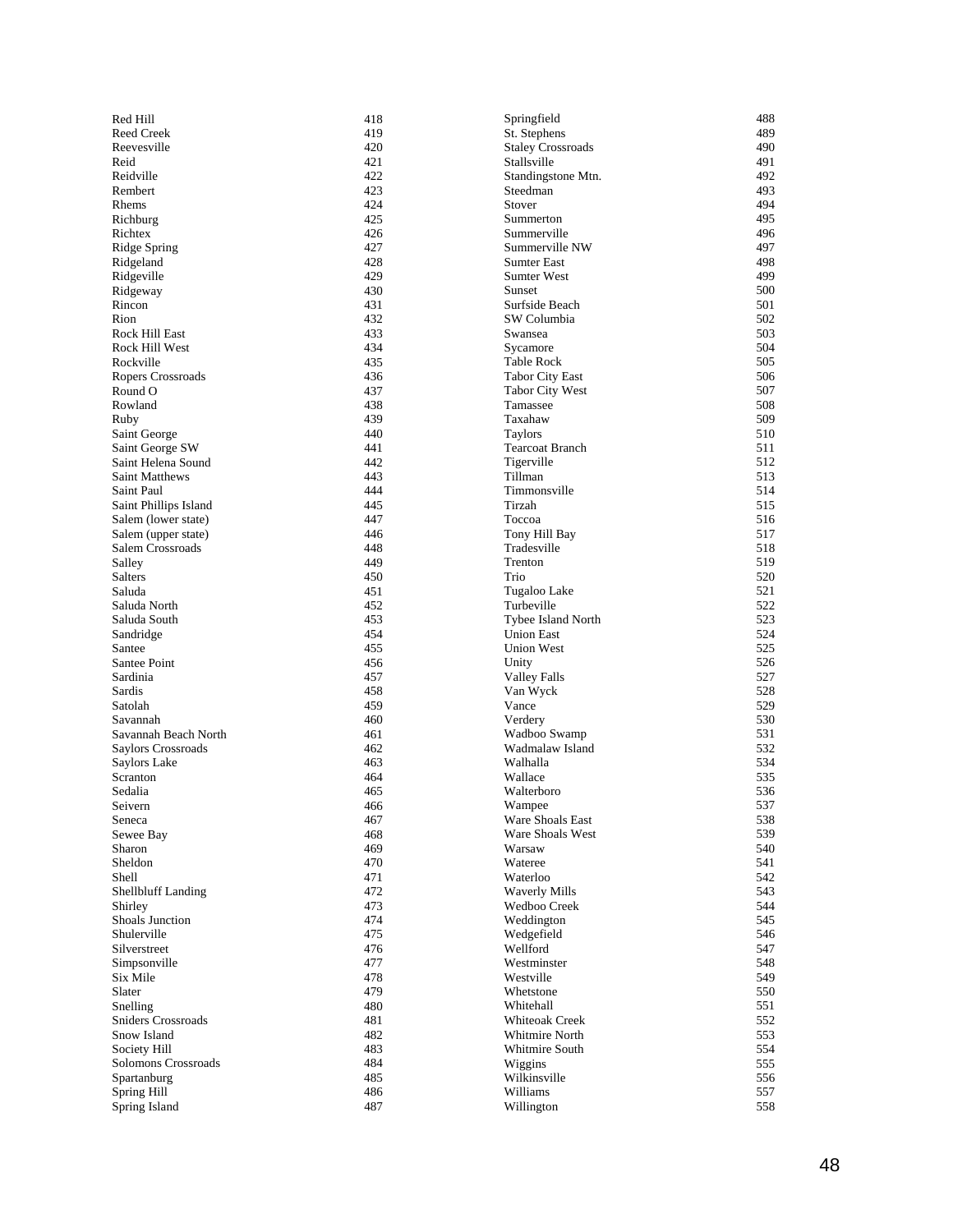| | |
|---|---|
| Red Hill | 418 |
| Reed Creek | 419 |
| Reevesville | 420 |
| Reid | 421 |
| Reidville | 422 |
| Rembert | 423 |
| Rhems | 424 |
| Richburg | 425 |
| Richtex | 426 |
| Ridge Spring | 427 |
| Ridgeland | 428 |
| Ridgeville | 429 |
| Ridgeway | 430 |
| Rincon | 431 |
| Rion | 432 |
| Rock Hill East | 433 |
| Rock Hill West | 434 |
| Rockville | 435 |
| Ropers Crossroads | 436 |
| Round O | 437 |
| Rowland | 438 |
| Ruby | 439 |
| Saint George | 440 |
| Saint George SW | 441 |
| Saint Helena Sound | 442 |
| Saint Matthews | 443 |
| Saint Paul | 444 |
| Saint Phillips Island | 445 |
| Salem (lower state) | 447 |
| Salem (upper state) | 446 |
| Salem Crossroads | 448 |
| Salley | 449 |
| Salters | 450 |
| Saluda | 451 |
| Saluda North | 452 |
| Saluda South | 453 |
| Sandridge | 454 |
| Santee | 455 |
| Santee Point | 456 |
| Sardinia | 457 |
| Sardis | 458 |
| Satolah | 459 |
| Savannah | 460 |
| Savannah Beach North | 461 |
| Saylors Crossroads | 462 |
| Saylors Lake | 463 |
| Scranton | 464 |
| Sedalia | 465 |
| Seivern | 466 |
| Seneca | 467 |
| Sewee Bay | 468 |
| Sharon | 469 |
| Sheldon | 470 |
| Shell | 471 |
| Shellbluff Landing | 472 |
| Shirley | 473 |
| Shoals Junction | 474 |
| Shulerville | 475 |
| Silverstreet | 476 |
| Simpsonville | 477 |
| Six Mile | 478 |
| Slater | 479 |
| Snelling | 480 |
| Sniders Crossroads | 481 |
| Snow Island | 482 |
| Society Hill | 483 |
| Solomons Crossroads | 484 |
| Spartanburg | 485 |
| Spring Hill | 486 |
| Spring Island | 487 |
| Springfield | 488 |
| St. Stephens | 489 |
| Staley Crossroads | 490 |
| Stallsville | 491 |
| Standingstone Mtn. | 492 |
| Steedman | 493 |
| Stover | 494 |
| Summerton | 495 |
| Summerville | 496 |
| Summerville NW | 497 |
| Sumter East | 498 |
| Sumter West | 499 |
| Sunset | 500 |
| Surfside Beach | 501 |
| SW Columbia | 502 |
| Swansea | 503 |
| Sycamore | 504 |
| Table Rock | 505 |
| Tabor City East | 506 |
| Tabor City West | 507 |
| Tamassee | 508 |
| Taxahaw | 509 |
| Taylors | 510 |
| Tearcoat Branch | 511 |
| Tigerville | 512 |
| Tillman | 513 |
| Timmonsville | 514 |
| Tirzah | 515 |
| Toccoa | 516 |
| Tony Hill Bay | 517 |
| Tradesville | 518 |
| Trenton | 519 |
| Trio | 520 |
| Tugaloo Lake | 521 |
| Turbeville | 522 |
| Tybee Island North | 523 |
| Union East | 524 |
| Union West | 525 |
| Unity | 526 |
| Valley Falls | 527 |
| Van Wyck | 528 |
| Vance | 529 |
| Verdery | 530 |
| Wadboo Swamp | 531 |
| Wadmalaw Island | 532 |
| Walhalla | 534 |
| Wallace | 535 |
| Walterboro | 536 |
| Wampee | 537 |
| Ware Shoals East | 538 |
| Ware Shoals West | 539 |
| Warsaw | 540 |
| Wateree | 541 |
| Waterloo | 542 |
| Waverly Mills | 543 |
| Wedboo Creek | 544 |
| Weddington | 545 |
| Wedgefield | 546 |
| Wellford | 547 |
| Westminster | 548 |
| Westville | 549 |
| Whetstone | 550 |
| Whitehall | 551 |
| Whiteoak Creek | 552 |
| Whitmire North | 553 |
| Whitmire South | 554 |
| Wiggins | 555 |
| Wilkinsville | 556 |
| Williams | 557 |
| Willington | 558 |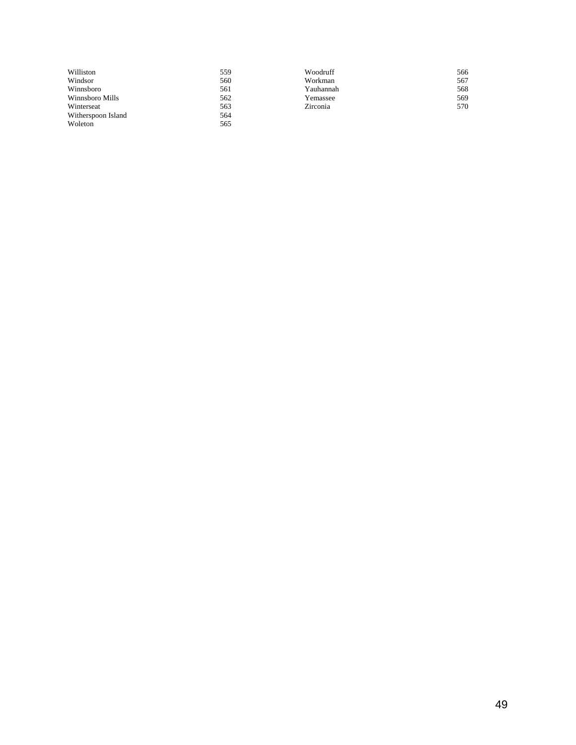| | |
|---|---|
| Williston | 559 |
| Windsor | 560 |
| Winnsboro | 561 |
| Winnsboro Mills | 562 |
| Winterseat | 563 |
| Witherspoon Island | 564 |
| Woleton | 565 |
| Woodruff | 566 |
| Workman | 567 |
| Yauhannah | 568 |
| Yemassee | 569 |
| Zirconia | 570 |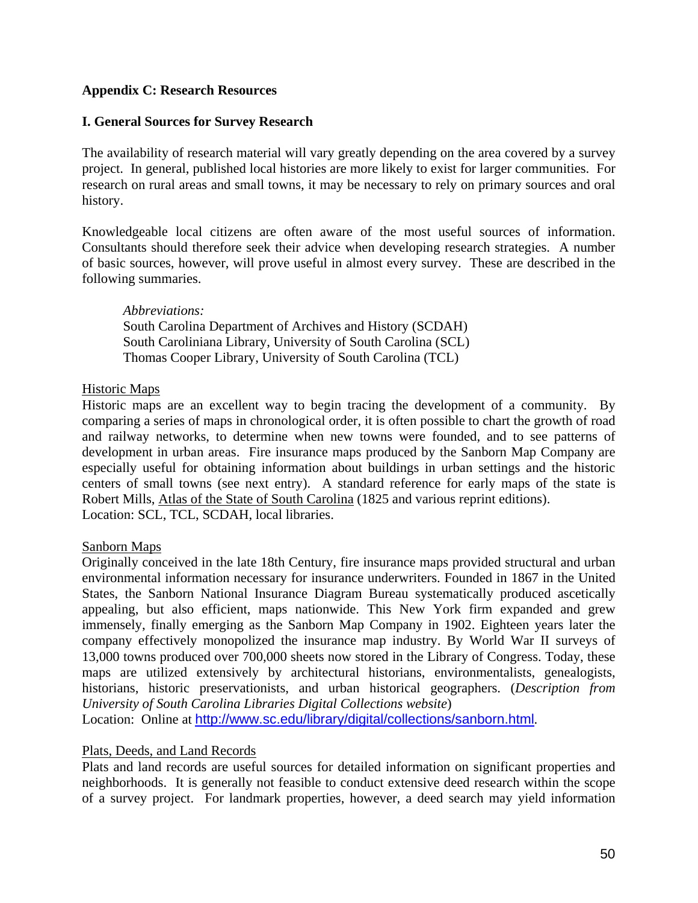**Appendix C: Research Resources**

**I. General Sources for Survey Research**

The availability of research material will vary greatly depending on the area covered by a survey project. In general, published local histories are more likely to exist for larger communities. For research on rural areas and small towns, it may be necessary to rely on primary sources and oral history.

Knowledgeable local citizens are often aware of the most useful sources of information. Consultants should therefore seek their advice when developing research strategies. A number of basic sources, however, will prove useful in almost every survey. These are described in the following summaries.

> *Abbreviations:*
> South Carolina Department of Archives and History (SCDAH)
> South Caroliniana Library, University of South Carolina (SCL)
> Thomas Cooper Library, University of South Carolina (TCL)

Historic Maps

Historic maps are an excellent way to begin tracing the development of a community. By comparing a series of maps in chronological order, it is often possible to chart the growth of road and railway networks, to determine when new towns were founded, and to see patterns of development in urban areas. Fire insurance maps produced by the Sanborn Map Company are especially useful for obtaining information about buildings in urban settings and the historic centers of small towns (see next entry). A standard reference for early maps of the state is Robert Mills, Atlas of the State of South Carolina (1825 and various reprint editions).
Location: SCL, TCL, SCDAH, local libraries.

Sanborn Maps

Originally conceived in the late 18th Century, fire insurance maps provided structural and urban environmental information necessary for insurance underwriters. Founded in 1867 in the United States, the Sanborn National Insurance Diagram Bureau systematically produced ascetically appealing, but also efficient, maps nationwide. This New York firm expanded and grew immensely, finally emerging as the Sanborn Map Company in 1902. Eighteen years later the company effectively monopolized the insurance map industry. By World War II surveys of 13,000 towns produced over 700,000 sheets now stored in the Library of Congress. Today, these maps are utilized extensively by architectural historians, environmentalists, genealogists, historians, historic preservationists, and urban historical geographers. (*Description from University of South Carolina Libraries Digital Collections website*)
Location: Online at http://www.sc.edu/library/digital/collections/sanborn.html.

Plats, Deeds, and Land Records

Plats and land records are useful sources for detailed information on significant properties and neighborhoods. It is generally not feasible to conduct extensive deed research within the scope of a survey project. For landmark properties, however, a deed search may yield information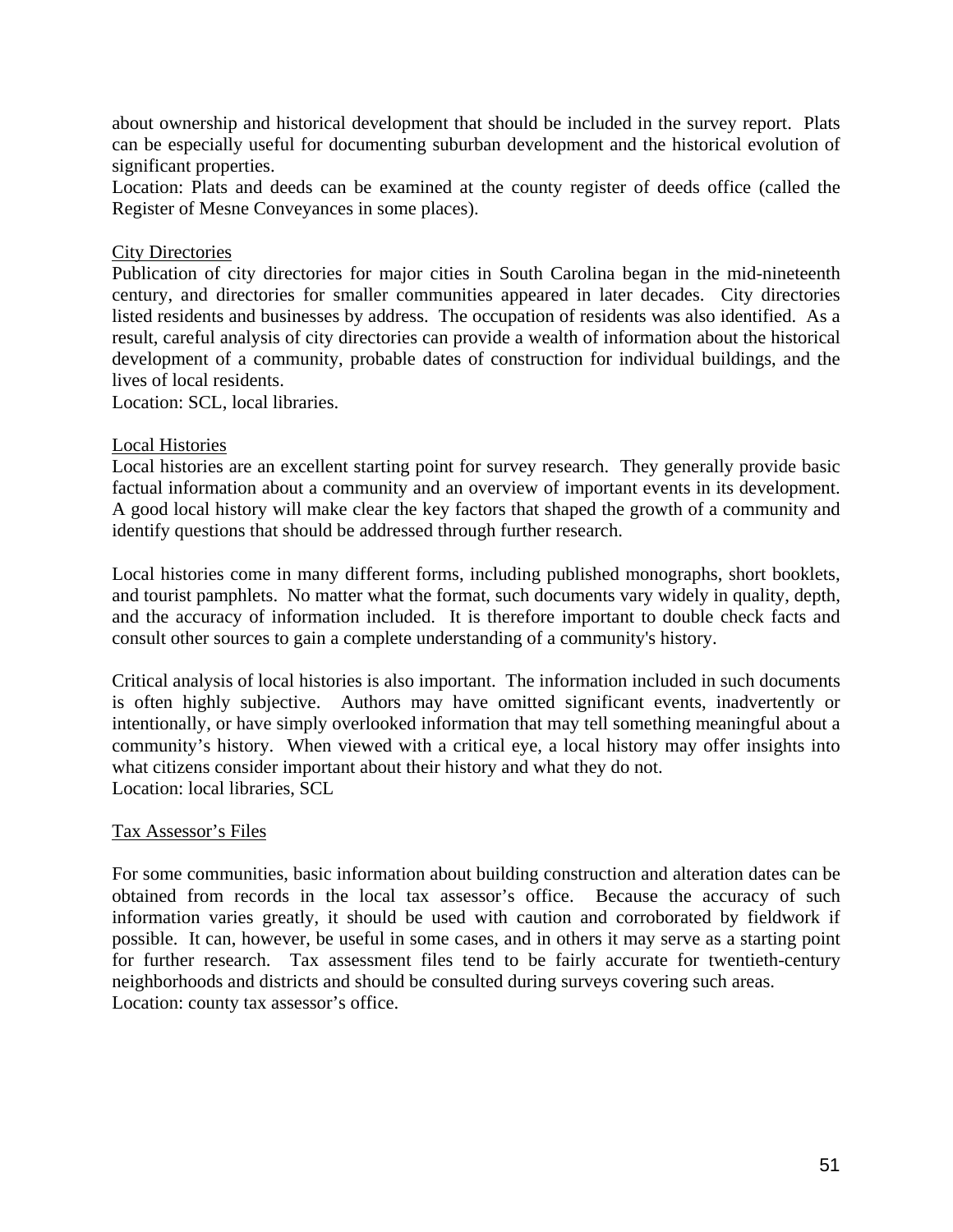about ownership and historical development that should be included in the survey report. Plats can be especially useful for documenting suburban development and the historical evolution of significant properties.
Location: Plats and deeds can be examined at the county register of deeds office (called the Register of Mesne Conveyances in some places).

<u>City Directories</u>
Publication of city directories for major cities in South Carolina began in the mid-nineteenth century, and directories for smaller communities appeared in later decades. City directories listed residents and businesses by address. The occupation of residents was also identified. As a result, careful analysis of city directories can provide a wealth of information about the historical development of a community, probable dates of construction for individual buildings, and the lives of local residents.
Location: SCL, local libraries.

<u>Local Histories</u>
Local histories are an excellent starting point for survey research. They generally provide basic factual information about a community and an overview of important events in its development. A good local history will make clear the key factors that shaped the growth of a community and identify questions that should be addressed through further research.

Local histories come in many different forms, including published monographs, short booklets, and tourist pamphlets. No matter what the format, such documents vary widely in quality, depth, and the accuracy of information included. It is therefore important to double check facts and consult other sources to gain a complete understanding of a community's history.

Critical analysis of local histories is also important. The information included in such documents is often highly subjective. Authors may have omitted significant events, inadvertently or intentionally, or have simply overlooked information that may tell something meaningful about a community's history. When viewed with a critical eye, a local history may offer insights into what citizens consider important about their history and what they do not.
Location: local libraries, SCL

<u>Tax Assessor's Files</u>

For some communities, basic information about building construction and alteration dates can be obtained from records in the local tax assessor's office. Because the accuracy of such information varies greatly, it should be used with caution and corroborated by fieldwork if possible. It can, however, be useful in some cases, and in others it may serve as a starting point for further research. Tax assessment files tend to be fairly accurate for twentieth-century neighborhoods and districts and should be consulted during surveys covering such areas.
Location: county tax assessor's office.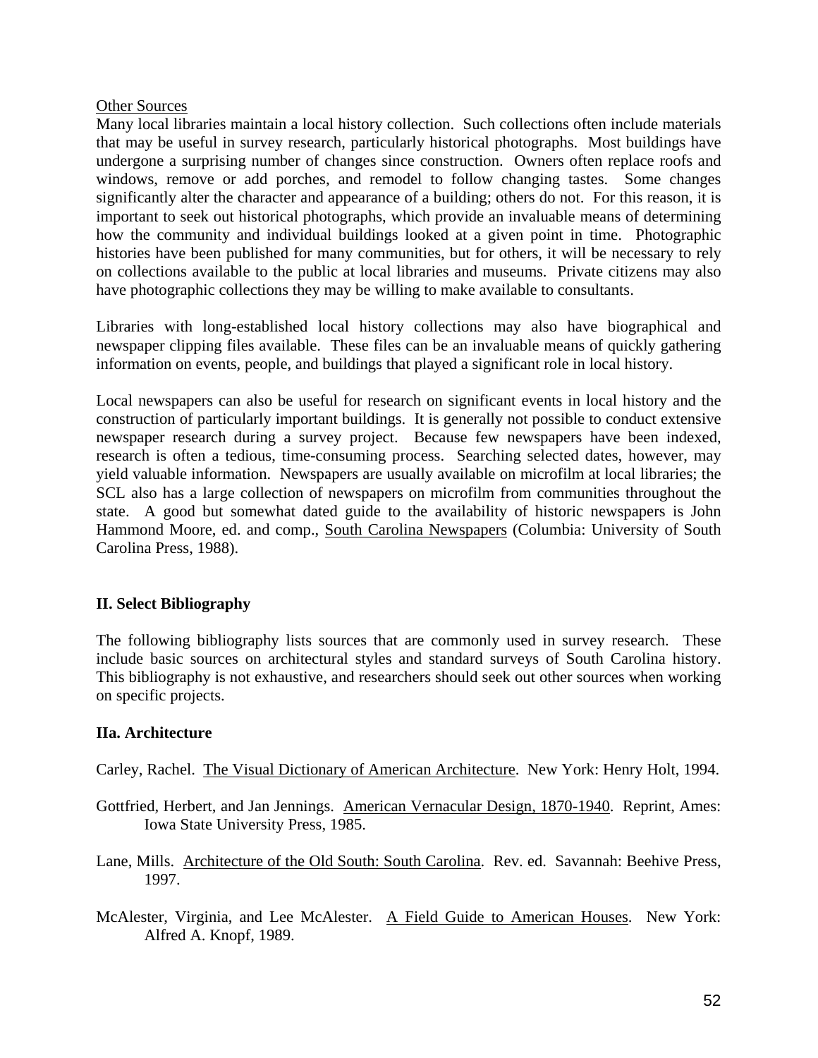Other Sources

Many local libraries maintain a local history collection. Such collections often include materials that may be useful in survey research, particularly historical photographs. Most buildings have undergone a surprising number of changes since construction. Owners often replace roofs and windows, remove or add porches, and remodel to follow changing tastes. Some changes significantly alter the character and appearance of a building; others do not. For this reason, it is important to seek out historical photographs, which provide an invaluable means of determining how the community and individual buildings looked at a given point in time. Photographic histories have been published for many communities, but for others, it will be necessary to rely on collections available to the public at local libraries and museums. Private citizens may also have photographic collections they may be willing to make available to consultants.

Libraries with long-established local history collections may also have biographical and newspaper clipping files available. These files can be an invaluable means of quickly gathering information on events, people, and buildings that played a significant role in local history.

Local newspapers can also be useful for research on significant events in local history and the construction of particularly important buildings. It is generally not possible to conduct extensive newspaper research during a survey project. Because few newspapers have been indexed, research is often a tedious, time-consuming process. Searching selected dates, however, may yield valuable information. Newspapers are usually available on microfilm at local libraries; the SCL also has a large collection of newspapers on microfilm from communities throughout the state. A good but somewhat dated guide to the availability of historic newspapers is John Hammond Moore, ed. and comp., South Carolina Newspapers (Columbia: University of South Carolina Press, 1988).

## II. Select Bibliography

The following bibliography lists sources that are commonly used in survey research. These include basic sources on architectural styles and standard surveys of South Carolina history. This bibliography is not exhaustive, and researchers should seek out other sources when working on specific projects.

### IIa. Architecture

Carley, Rachel. The Visual Dictionary of American Architecture. New York: Henry Holt, 1994.

Gottfried, Herbert, and Jan Jennings. American Vernacular Design, 1870-1940. Reprint, Ames: Iowa State University Press, 1985.

Lane, Mills. Architecture of the Old South: South Carolina. Rev. ed. Savannah: Beehive Press, 1997.

McAlester, Virginia, and Lee McAlester. A Field Guide to American Houses. New York: Alfred A. Knopf, 1989.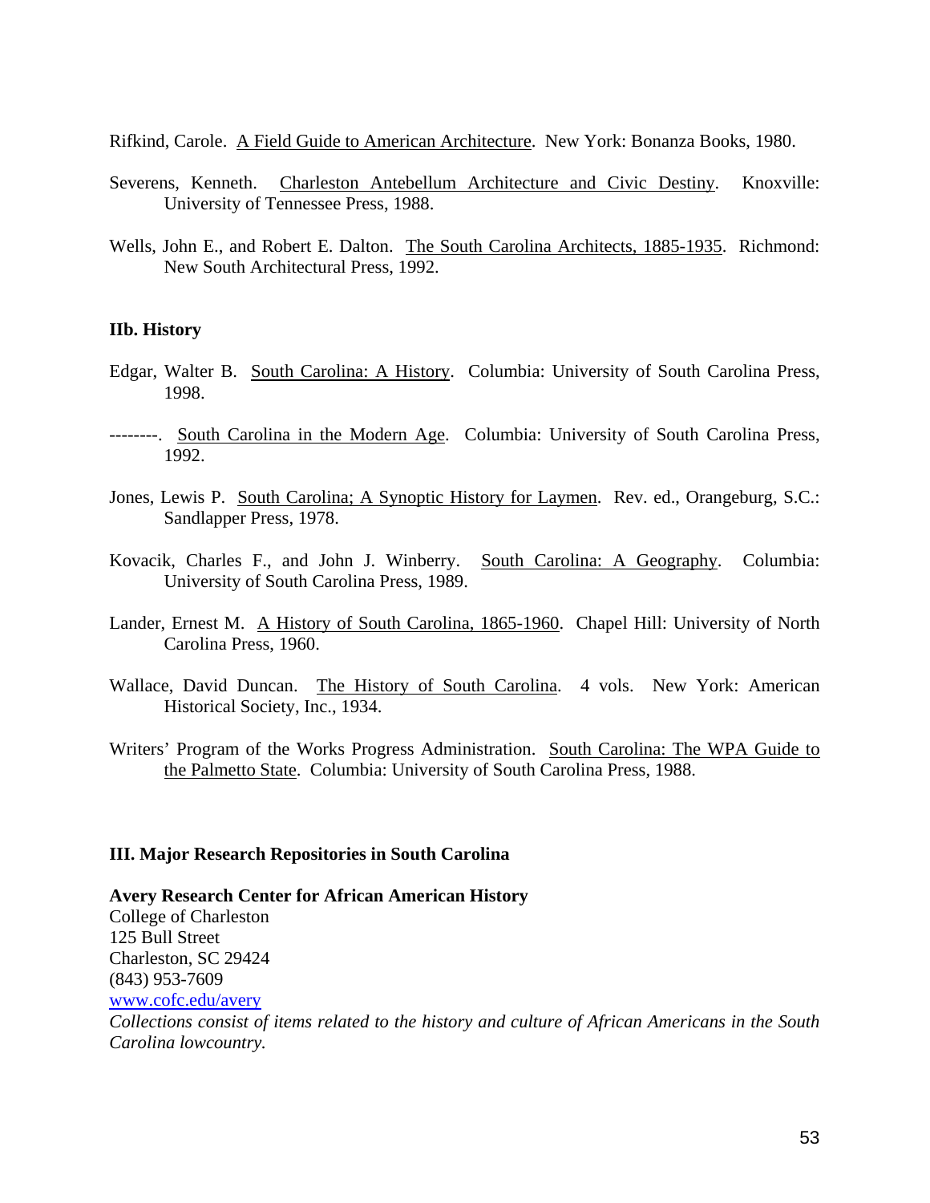Rifkind, Carole. A Field Guide to American Architecture. New York: Bonanza Books, 1980.

Severens, Kenneth. Charleston Antebellum Architecture and Civic Destiny. Knoxville: University of Tennessee Press, 1988.

Wells, John E., and Robert E. Dalton. The South Carolina Architects, 1885-1935. Richmond: New South Architectural Press, 1992.

### IIb. History

Edgar, Walter B. South Carolina: A History. Columbia: University of South Carolina Press, 1998.

--------. South Carolina in the Modern Age. Columbia: University of South Carolina Press, 1992.

Jones, Lewis P. South Carolina; A Synoptic History for Laymen. Rev. ed., Orangeburg, S.C.: Sandlapper Press, 1978.

Kovacik, Charles F., and John J. Winberry. South Carolina: A Geography. Columbia: University of South Carolina Press, 1989.

Lander, Ernest M. A History of South Carolina, 1865-1960. Chapel Hill: University of North Carolina Press, 1960.

Wallace, David Duncan. The History of South Carolina. 4 vols. New York: American Historical Society, Inc., 1934.

Writers' Program of the Works Progress Administration. South Carolina: The WPA Guide to the Palmetto State. Columbia: University of South Carolina Press, 1988.

## III. Major Research Repositories in South Carolina

**Avery Research Center for African American History**
College of Charleston
125 Bull Street
Charleston, SC 29424
(843) 953-7609
www.cofc.edu/avery
*Collections consist of items related to the history and culture of African Americans in the South Carolina lowcountry.*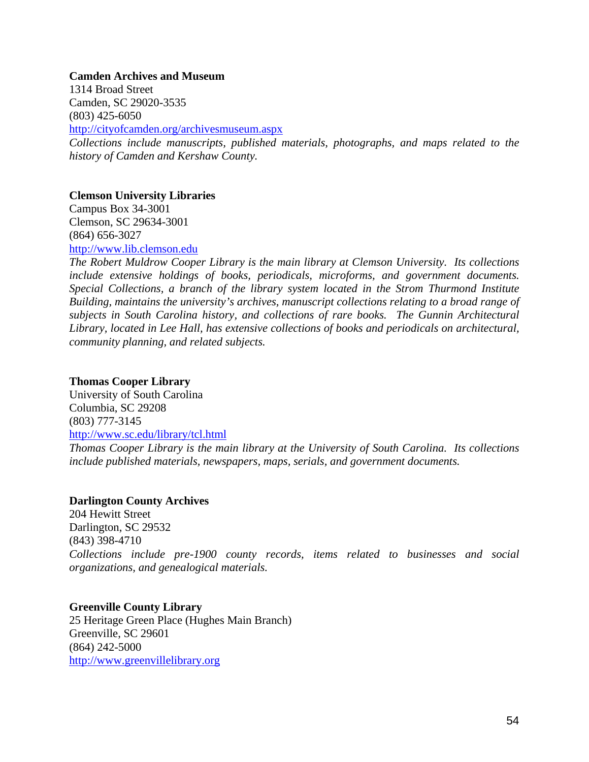**Camden Archives and Museum**
1314 Broad Street
Camden, SC 29020-3535
(803) 425-6050
http://cityofcamden.org/archivesmuseum.aspx
*Collections include manuscripts, published materials, photographs, and maps related to the history of Camden and Kershaw County.*

**Clemson University Libraries**
Campus Box 34-3001
Clemson, SC 29634-3001
(864) 656-3027
http://www.lib.clemson.edu
*The Robert Muldrow Cooper Library is the main library at Clemson University. Its collections include extensive holdings of books, periodicals, microforms, and government documents. Special Collections, a branch of the library system located in the Strom Thurmond Institute Building, maintains the university's archives, manuscript collections relating to a broad range of subjects in South Carolina history, and collections of rare books. The Gunnin Architectural Library, located in Lee Hall, has extensive collections of books and periodicals on architectural, community planning, and related subjects.*

**Thomas Cooper Library**
University of South Carolina
Columbia, SC 29208
(803) 777-3145
http://www.sc.edu/library/tcl.html
*Thomas Cooper Library is the main library at the University of South Carolina. Its collections include published materials, newspapers, maps, serials, and government documents.*

**Darlington County Archives**
204 Hewitt Street
Darlington, SC 29532
(843) 398-4710
*Collections include pre-1900 county records, items related to businesses and social organizations, and genealogical materials.*

**Greenville County Library**
25 Heritage Green Place (Hughes Main Branch)
Greenville, SC 29601
(864) 242-5000
http://www.greenvillelibrary.org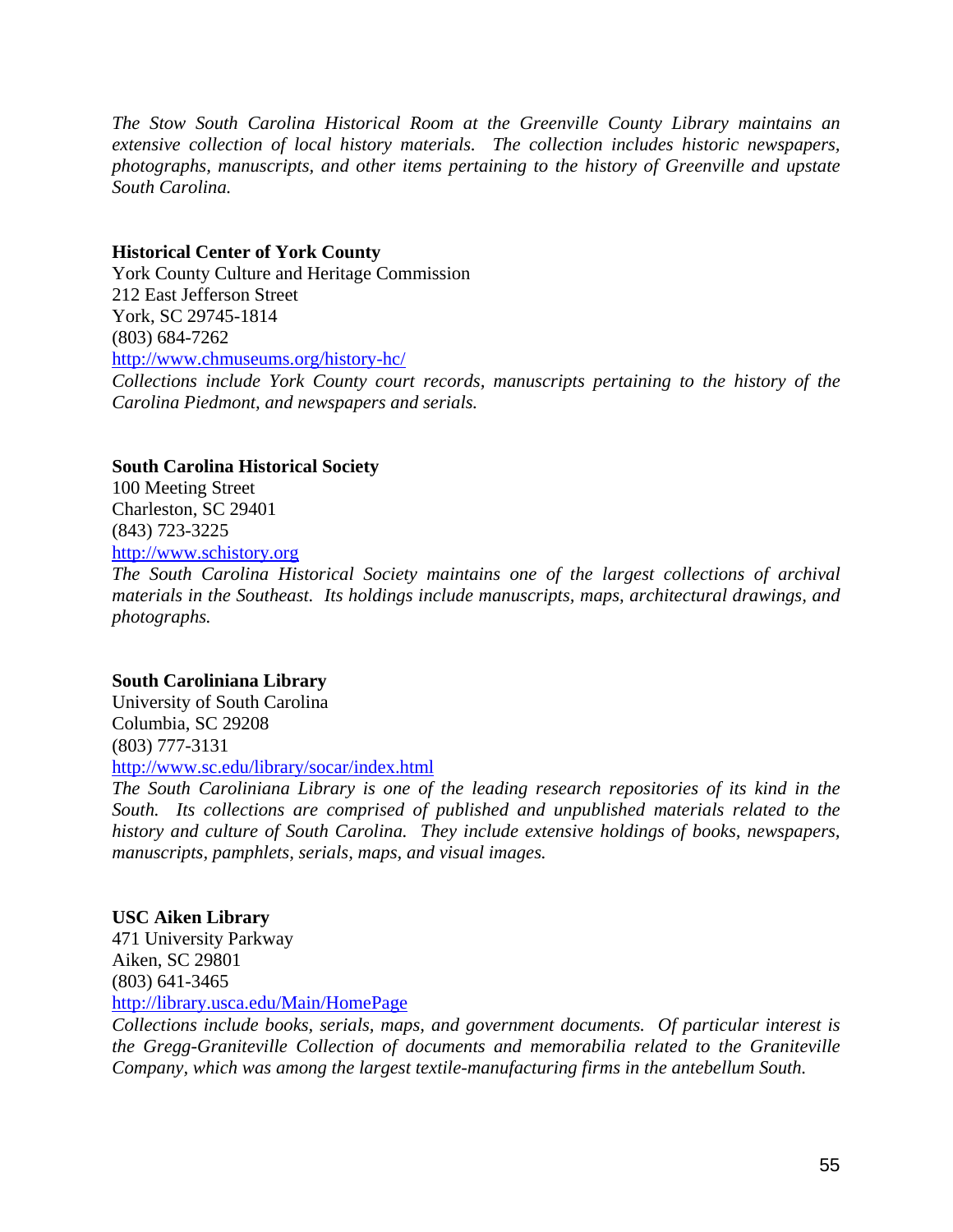*The Stow South Carolina Historical Room at the Greenville County Library maintains an extensive collection of local history materials. The collection includes historic newspapers, photographs, manuscripts, and other items pertaining to the history of Greenville and upstate South Carolina.*

**Historical Center of York County**
York County Culture and Heritage Commission
212 East Jefferson Street
York, SC 29745-1814
(803) 684-7262
http://www.chmuseums.org/history-hc/
*Collections include York County court records, manuscripts pertaining to the history of the Carolina Piedmont, and newspapers and serials.*

**South Carolina Historical Society**
100 Meeting Street
Charleston, SC 29401
(843) 723-3225
http://www.schistory.org
*The South Carolina Historical Society maintains one of the largest collections of archival materials in the Southeast. Its holdings include manuscripts, maps, architectural drawings, and photographs.*

**South Caroliniana Library**
University of South Carolina
Columbia, SC 29208
(803) 777-3131
http://www.sc.edu/library/socar/index.html
*The South Caroliniana Library is one of the leading research repositories of its kind in the South. Its collections are comprised of published and unpublished materials related to the history and culture of South Carolina. They include extensive holdings of books, newspapers, manuscripts, pamphlets, serials, maps, and visual images.*

**USC Aiken Library**
471 University Parkway
Aiken, SC 29801
(803) 641-3465
http://library.usca.edu/Main/HomePage
*Collections include books, serials, maps, and government documents. Of particular interest is the Gregg-Graniteville Collection of documents and memorabilia related to the Graniteville Company, which was among the largest textile-manufacturing firms in the antebellum South.*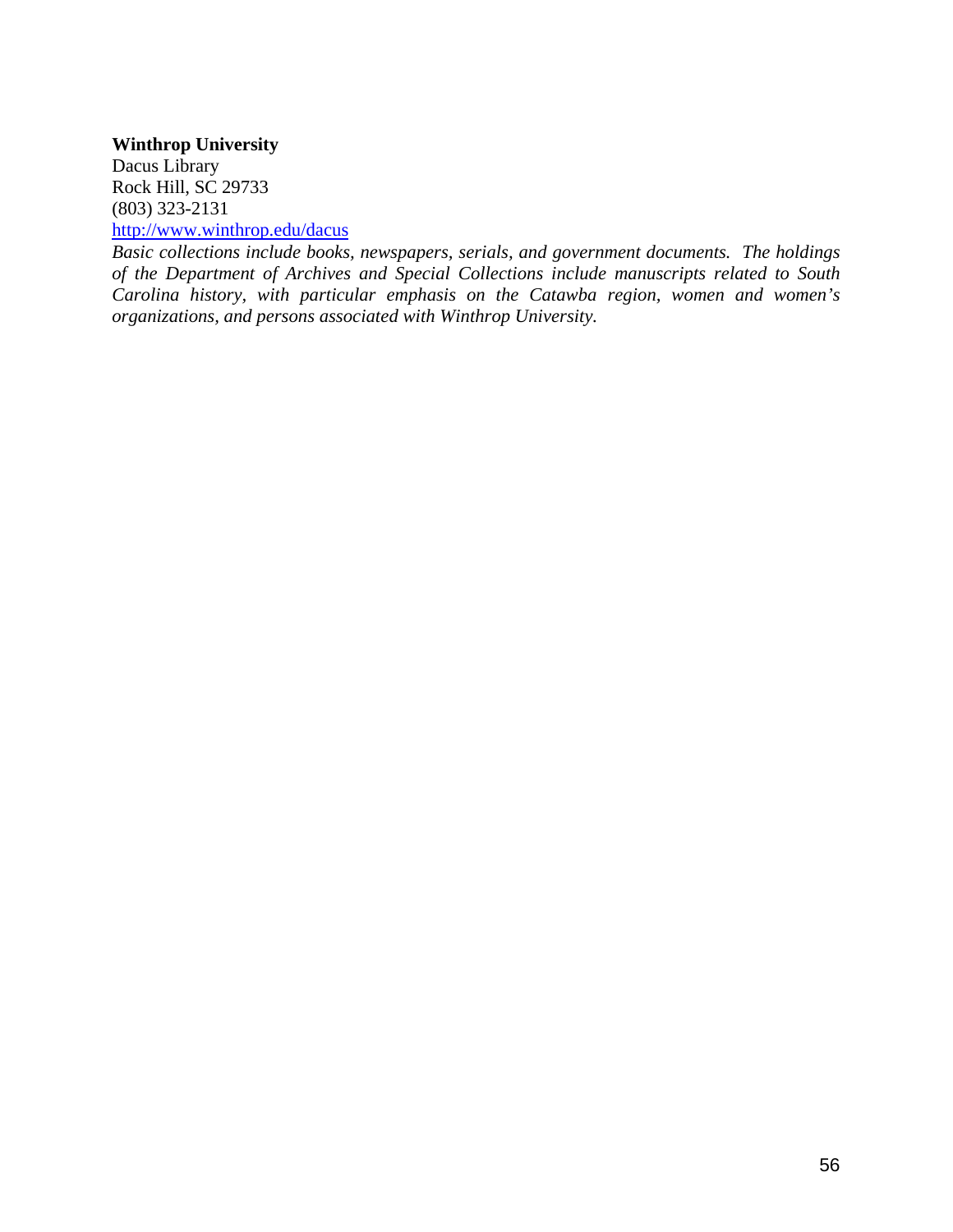**Winthrop University**
Dacus Library
Rock Hill, SC 29733
(803) 323-2131
http://www.winthrop.edu/dacus

*Basic collections include books, newspapers, serials, and government documents. The holdings of the Department of Archives and Special Collections include manuscripts related to South Carolina history, with particular emphasis on the Catawba region, women and women's organizations, and persons associated with Winthrop University.*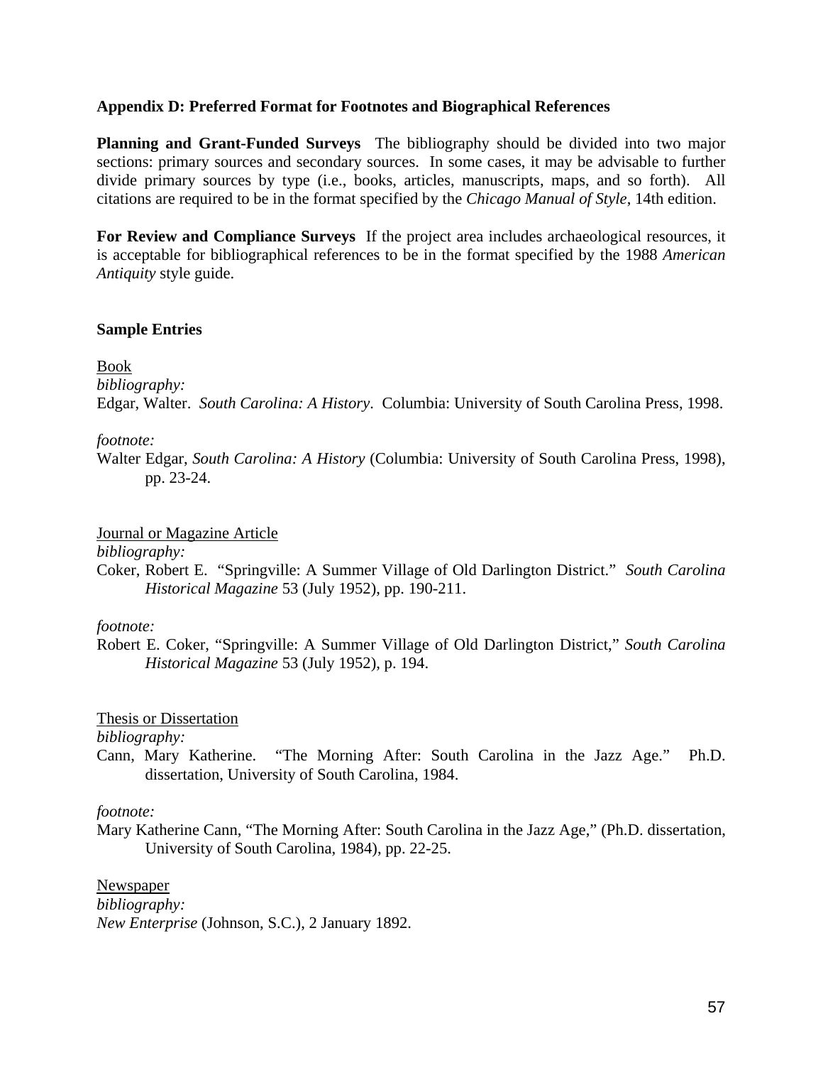**Appendix D: Preferred Format for Footnotes and Biographical References**

**Planning and Grant-Funded Surveys** The bibliography should be divided into two major sections: primary sources and secondary sources. In some cases, it may be advisable to further divide primary sources by type (i.e., books, articles, manuscripts, maps, and so forth). All citations are required to be in the format specified by the *Chicago Manual of Style*, 14th edition.

**For Review and Compliance Surveys** If the project area includes archaeological resources, it is acceptable for bibliographical references to be in the format specified by the 1988 *American Antiquity* style guide.

**Sample Entries**

<u>Book</u>

*bibliography:*

Edgar, Walter. *South Carolina: A History*. Columbia: University of South Carolina Press, 1998.

*footnote:*

Walter Edgar, *South Carolina: A History* (Columbia: University of South Carolina Press, 1998), pp. 23-24.

<u>Journal or Magazine Article</u>

*bibliography:*

Coker, Robert E. "Springville: A Summer Village of Old Darlington District." *South Carolina Historical Magazine* 53 (July 1952), pp. 190-211.

*footnote:*

Robert E. Coker, "Springville: A Summer Village of Old Darlington District," *South Carolina Historical Magazine* 53 (July 1952), p. 194.

<u>Thesis or Dissertation</u>

*bibliography:*

Cann, Mary Katherine. "The Morning After: South Carolina in the Jazz Age." Ph.D. dissertation, University of South Carolina, 1984.

*footnote:*

Mary Katherine Cann, "The Morning After: South Carolina in the Jazz Age," (Ph.D. dissertation, University of South Carolina, 1984), pp. 22-25.

<u>Newspaper</u>

*bibliography:*

*New Enterprise* (Johnson, S.C.), 2 January 1892.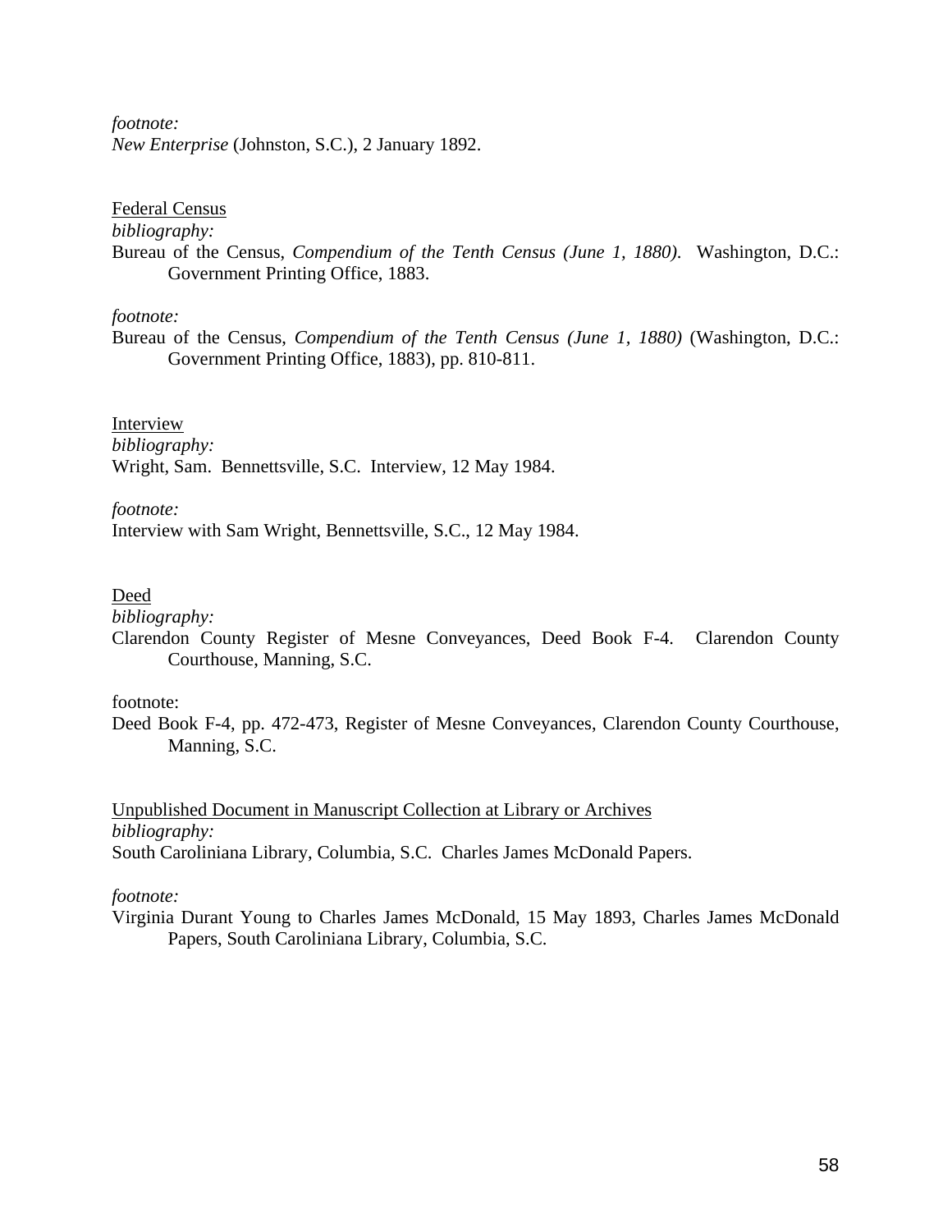*footnote:*
*New Enterprise* (Johnston, S.C.), 2 January 1892.

Federal Census

*bibliography:*

Bureau of the Census, *Compendium of the Tenth Census (June 1, 1880)*. Washington, D.C.: Government Printing Office, 1883.

*footnote:*

Bureau of the Census, *Compendium of the Tenth Census (June 1, 1880)* (Washington, D.C.: Government Printing Office, 1883), pp. 810-811.

Interview

*bibliography:*

Wright, Sam. Bennettsville, S.C. Interview, 12 May 1984.

*footnote:*

Interview with Sam Wright, Bennettsville, S.C., 12 May 1984.

Deed

*bibliography:*

Clarendon County Register of Mesne Conveyances, Deed Book F-4. Clarendon County Courthouse, Manning, S.C.

footnote:

Deed Book F-4, pp. 472-473, Register of Mesne Conveyances, Clarendon County Courthouse, Manning, S.C.

Unpublished Document in Manuscript Collection at Library or Archives

*bibliography:*

South Caroliniana Library, Columbia, S.C. Charles James McDonald Papers.

*footnote:*

Virginia Durant Young to Charles James McDonald, 15 May 1893, Charles James McDonald Papers, South Caroliniana Library, Columbia, S.C.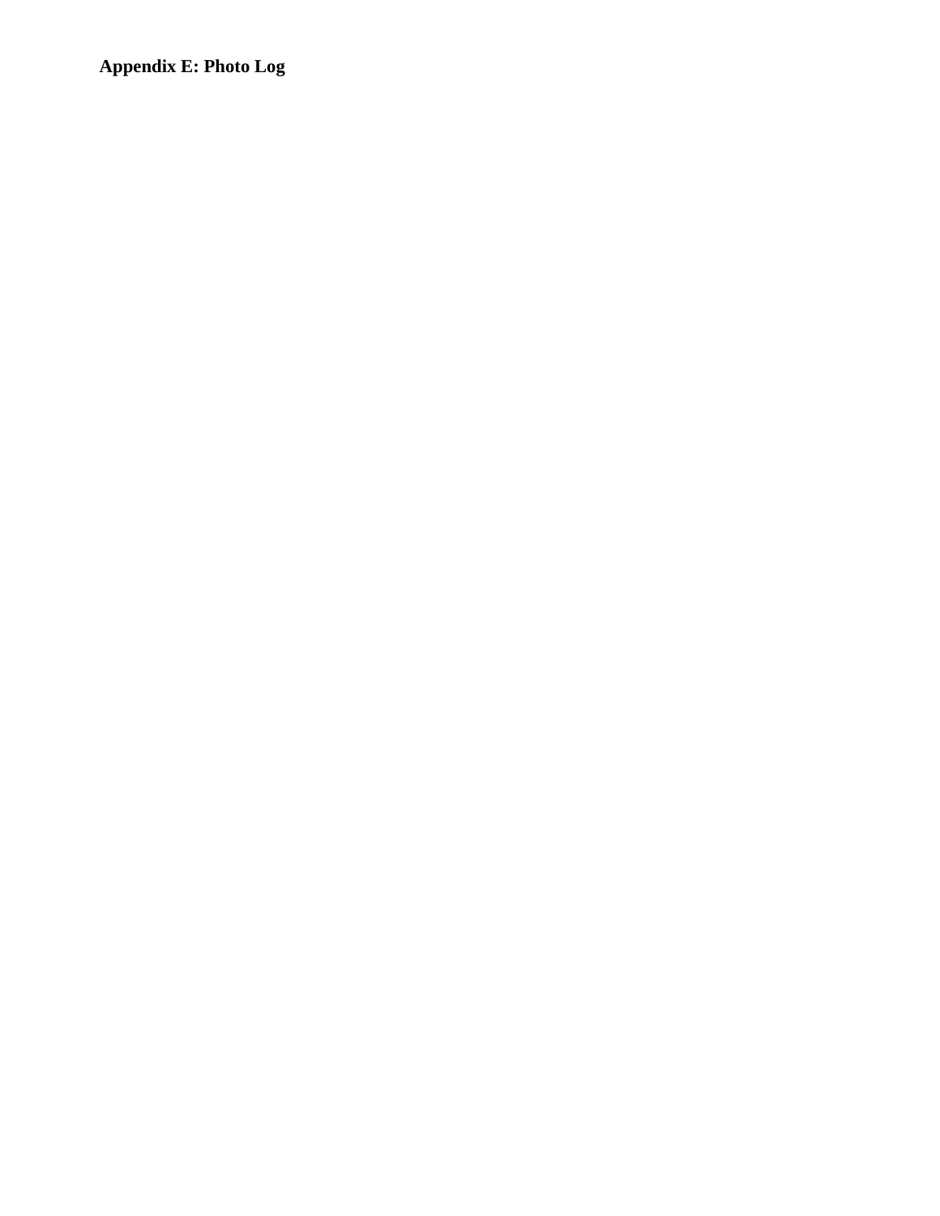**Appendix E: Photo Log**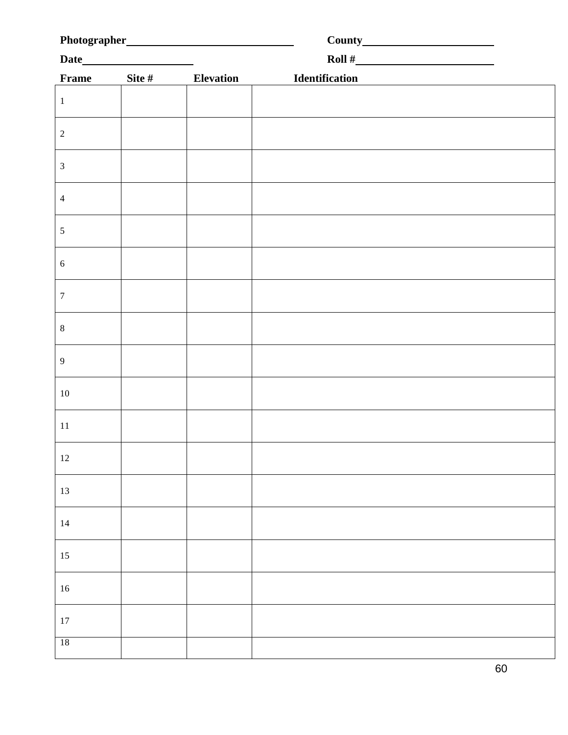**Photographer**\_\_\_\_\_\_\_\_\_\_\_\_\_\_\_\_\_\_\_\_\_\_\_\_\_\_\_\_ **County**\_\_\_\_\_\_\_\_\_\_\_\_\_\_\_\_\_\_\_\_\_\_

**Date**\_\_\_\_\_\_\_\_\_\_\_\_\_\_\_\_\_\_\_\_ **Roll #**\_\_\_\_\_\_\_\_\_\_\_\_\_\_\_\_\_\_\_\_\_\_\_\_

| **Frame** | **Site #** | **Elevation** | **Identification** |
|---|---|---|---|
| 1 | | | |
| 2 | | | |
| 3 | | | |
| 4 | | | |
| 5 | | | |
| 6 | | | |
| 7 | | | |
| 8 | | | |
| 9 | | | |
| 10 | | | |
| 11 | | | |
| 12 | | | |
| 13 | | | |
| 14 | | | |
| 15 | | | |
| 16 | | | |
| 17 | | | |
| 18 | | | |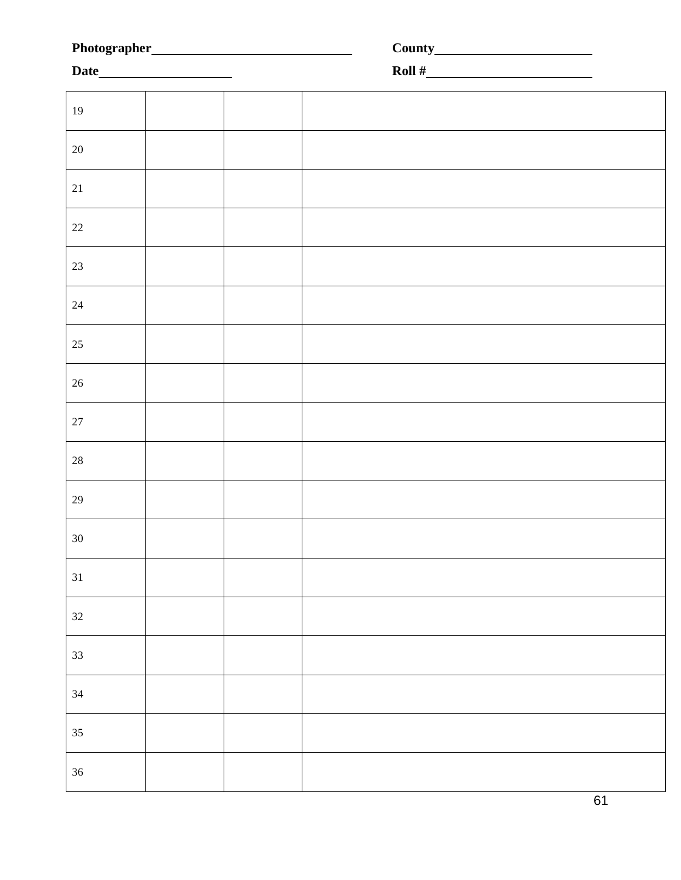**Photographer**\_\_\_\_\_\_\_\_\_\_\_\_\_\_\_\_\_\_\_\_\_\_\_\_\_\_\_\_\_\_ **County**\_\_\_\_\_\_\_\_\_\_\_\_\_\_\_\_\_\_\_\_\_\_\_\_

**Date**\_\_\_\_\_\_\_\_\_\_\_\_\_\_\_\_\_\_\_\_ **Roll #**\_\_\_\_\_\_\_\_\_\_\_\_\_\_\_\_\_\_\_\_\_\_\_\_\_

| | | | |
|---|---|---|---|
| 19 | | | |
| 20 | | | |
| 21 | | | |
| 22 | | | |
| 23 | | | |
| 24 | | | |
| 25 | | | |
| 26 | | | |
| 27 | | | |
| 28 | | | |
| 29 | | | |
| 30 | | | |
| 31 | | | |
| 32 | | | |
| 33 | | | |
| 34 | | | |
| 35 | | | |
| 36 | | | |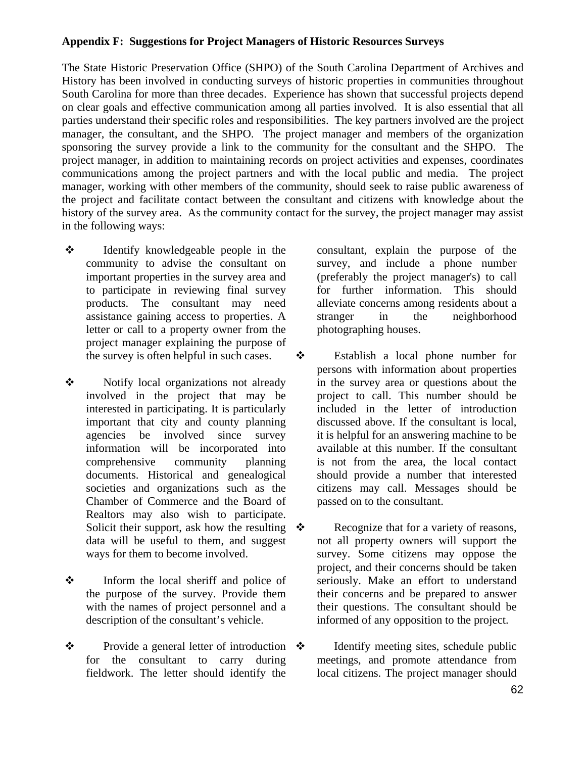**Appendix F: Suggestions for Project Managers of Historic Resources Surveys**

The State Historic Preservation Office (SHPO) of the South Carolina Department of Archives and History has been involved in conducting surveys of historic properties in communities throughout South Carolina for more than three decades. Experience has shown that successful projects depend on clear goals and effective communication among all parties involved. It is also essential that all parties understand their specific roles and responsibilities. The key partners involved are the project manager, the consultant, and the SHPO. The project manager and members of the organization sponsoring the survey provide a link to the community for the consultant and the SHPO. The project manager, in addition to maintaining records on project activities and expenses, coordinates communications among the project partners and with the local public and media. The project manager, working with other members of the community, should seek to raise public awareness of the project and facilitate contact between the consultant and citizens with knowledge about the history of the survey area. As the community contact for the survey, the project manager may assist in the following ways:

- Identify knowledgeable people in the community to advise the consultant on important properties in the survey area and to participate in reviewing final survey products. The consultant may need assistance gaining access to properties. A letter or call to a property owner from the project manager explaining the purpose of the survey is often helpful in such cases.

- Notify local organizations not already involved in the project that may be interested in participating. It is particularly important that city and county planning agencies be involved since survey information will be incorporated into comprehensive community planning documents. Historical and genealogical societies and organizations such as the Chamber of Commerce and the Board of Realtors may also wish to participate. Solicit their support, ask how the resulting data will be useful to them, and suggest ways for them to become involved.

- Inform the local sheriff and police of the purpose of the survey. Provide them with the names of project personnel and a description of the consultant's vehicle.

- Provide a general letter of introduction for the consultant to carry during fieldwork. The letter should identify the consultant, explain the purpose of the survey, and include a phone number (preferably the project manager's) to call for further information. This should alleviate concerns among residents about a stranger in the neighborhood photographing houses.

- Establish a local phone number for persons with information about properties in the survey area or questions about the project to call. This number should be included in the letter of introduction discussed above. If the consultant is local, it is helpful for an answering machine to be available at this number. If the consultant is not from the area, the local contact should provide a number that interested citizens may call. Messages should be passed on to the consultant.

- Recognize that for a variety of reasons, not all property owners will support the survey. Some citizens may oppose the project, and their concerns should be taken seriously. Make an effort to understand their concerns and be prepared to answer their questions. The consultant should be informed of any opposition to the project.

- Identify meeting sites, schedule public meetings, and promote attendance from local citizens. The project manager should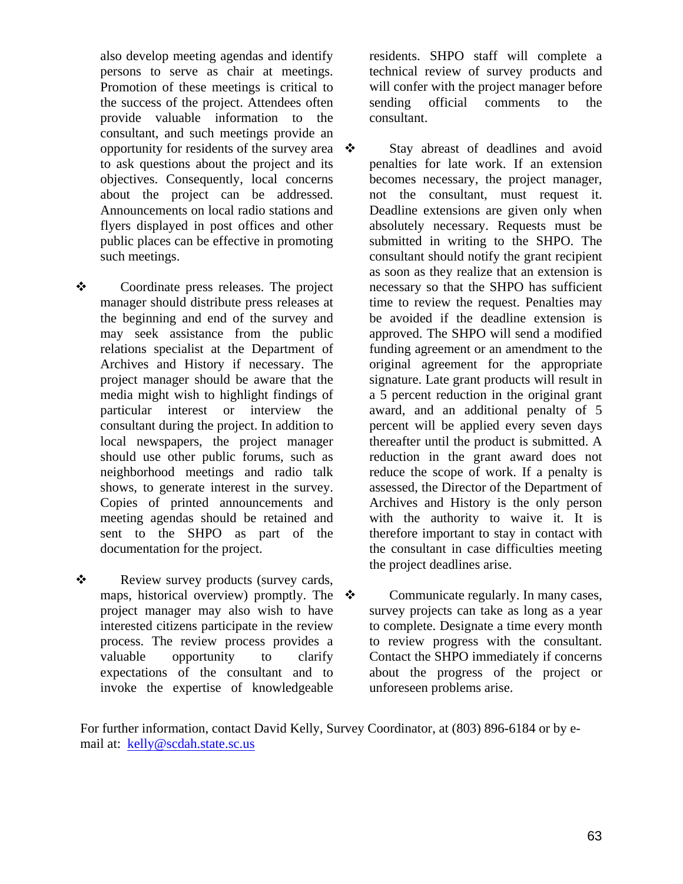also develop meeting agendas and identify persons to serve as chair at meetings. Promotion of these meetings is critical to the success of the project. Attendees often provide valuable information to the consultant, and such meetings provide an opportunity for residents of the survey area to ask questions about the project and its objectives. Consequently, local concerns about the project can be addressed. Announcements on local radio stations and flyers displayed in post offices and other public places can be effective in promoting such meetings.

- Coordinate press releases. The project manager should distribute press releases at the beginning and end of the survey and may seek assistance from the public relations specialist at the Department of Archives and History if necessary. The project manager should be aware that the media might wish to highlight findings of particular interest or interview the consultant during the project. In addition to local newspapers, the project manager should use other public forums, such as neighborhood meetings and radio talk shows, to generate interest in the survey. Copies of printed announcements and meeting agendas should be retained and sent to the SHPO as part of the documentation for the project.

- Review survey products (survey cards, maps, historical overview) promptly. The project manager may also wish to have interested citizens participate in the review process. The review process provides a valuable opportunity to clarify expectations of the consultant and to invoke the expertise of knowledgeable residents. SHPO staff will complete a technical review of survey products and will confer with the project manager before sending official comments to the consultant.

- Stay abreast of deadlines and avoid penalties for late work. If an extension becomes necessary, the project manager, not the consultant, must request it. Deadline extensions are given only when absolutely necessary. Requests must be submitted in writing to the SHPO. The consultant should notify the grant recipient as soon as they realize that an extension is necessary so that the SHPO has sufficient time to review the request. Penalties may be avoided if the deadline extension is approved. The SHPO will send a modified funding agreement or an amendment to the original agreement for the appropriate signature. Late grant products will result in a 5 percent reduction in the original grant award, and an additional penalty of 5 percent will be applied every seven days thereafter until the product is submitted. A reduction in the grant award does not reduce the scope of work. If a penalty is assessed, the Director of the Department of Archives and History is the only person with the authority to waive it. It is therefore important to stay in contact with the consultant in case difficulties meeting the project deadlines arise.

- Communicate regularly. In many cases, survey projects can take as long as a year to complete. Designate a time every month to review progress with the consultant. Contact the SHPO immediately if concerns about the progress of the project or unforeseen problems arise.

For further information, contact David Kelly, Survey Coordinator, at (803) 896-6184 or by e-mail at: kelly@scdah.state.sc.us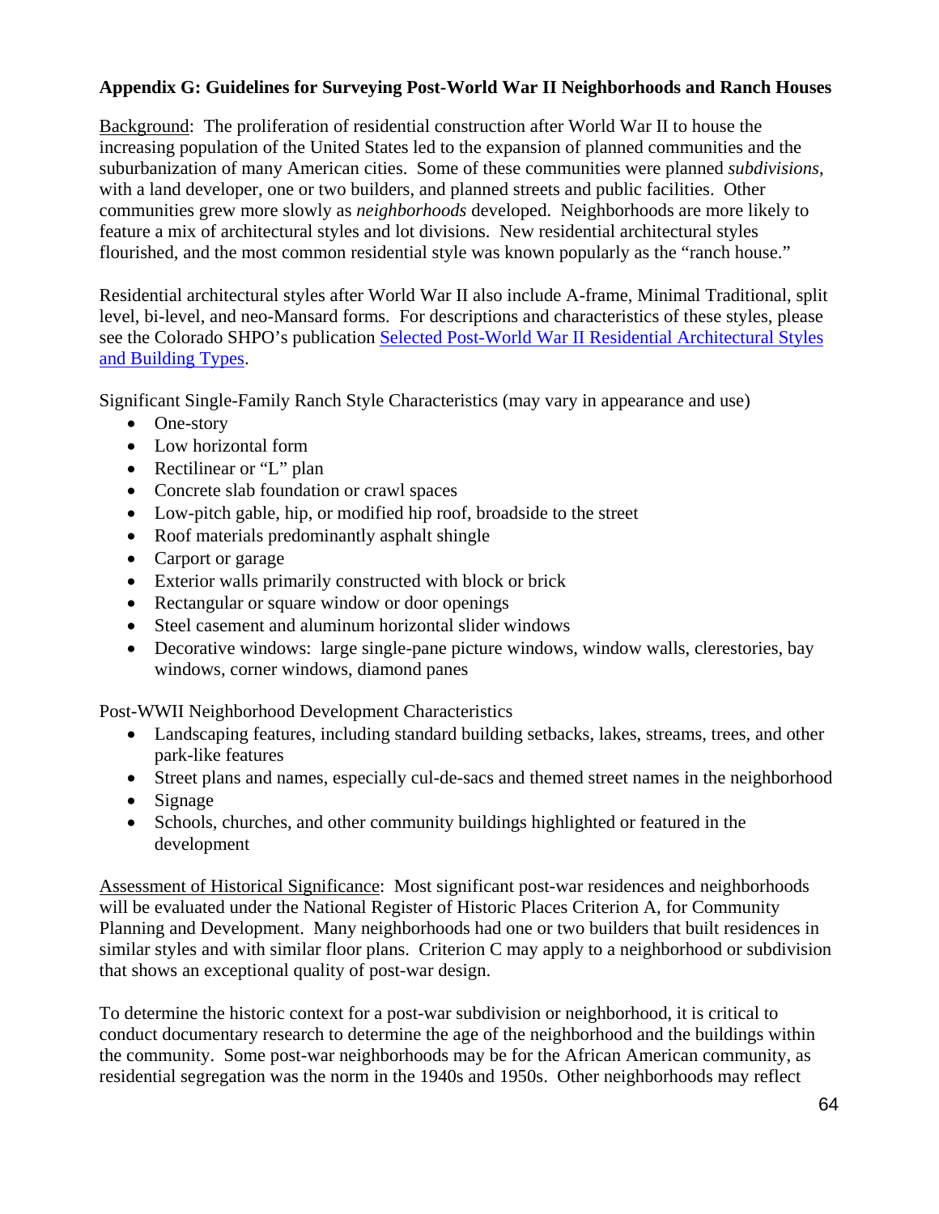## Appendix G: Guidelines for Surveying Post-World War II Neighborhoods and Ranch Houses

Background: The proliferation of residential construction after World War II to house the increasing population of the United States led to the expansion of planned communities and the suburbanization of many American cities. Some of these communities were planned *subdivisions*, with a land developer, one or two builders, and planned streets and public facilities. Other communities grew more slowly as *neighborhoods* developed. Neighborhoods are more likely to feature a mix of architectural styles and lot divisions. New residential architectural styles flourished, and the most common residential style was known popularly as the "ranch house."

Residential architectural styles after World War II also include A-frame, Minimal Traditional, split level, bi-level, and neo-Mansard forms. For descriptions and characteristics of these styles, please see the Colorado SHPO's publication Selected Post-World War II Residential Architectural Styles and Building Types.

Significant Single-Family Ranch Style Characteristics (may vary in appearance and use)

- One-story
- Low horizontal form
- Rectilinear or "L" plan
- Concrete slab foundation or crawl spaces
- Low-pitch gable, hip, or modified hip roof, broadside to the street
- Roof materials predominantly asphalt shingle
- Carport or garage
- Exterior walls primarily constructed with block or brick
- Rectangular or square window or door openings
- Steel casement and aluminum horizontal slider windows
- Decorative windows: large single-pane picture windows, window walls, clerestories, bay windows, corner windows, diamond panes

Post-WWII Neighborhood Development Characteristics

- Landscaping features, including standard building setbacks, lakes, streams, trees, and other park-like features
- Street plans and names, especially cul-de-sacs and themed street names in the neighborhood
- Signage
- Schools, churches, and other community buildings highlighted or featured in the development

Assessment of Historical Significance: Most significant post-war residences and neighborhoods will be evaluated under the National Register of Historic Places Criterion A, for Community Planning and Development. Many neighborhoods had one or two builders that built residences in similar styles and with similar floor plans. Criterion C may apply to a neighborhood or subdivision that shows an exceptional quality of post-war design.

To determine the historic context for a post-war subdivision or neighborhood, it is critical to conduct documentary research to determine the age of the neighborhood and the buildings within the community. Some post-war neighborhoods may be for the African American community, as residential segregation was the norm in the 1940s and 1950s. Other neighborhoods may reflect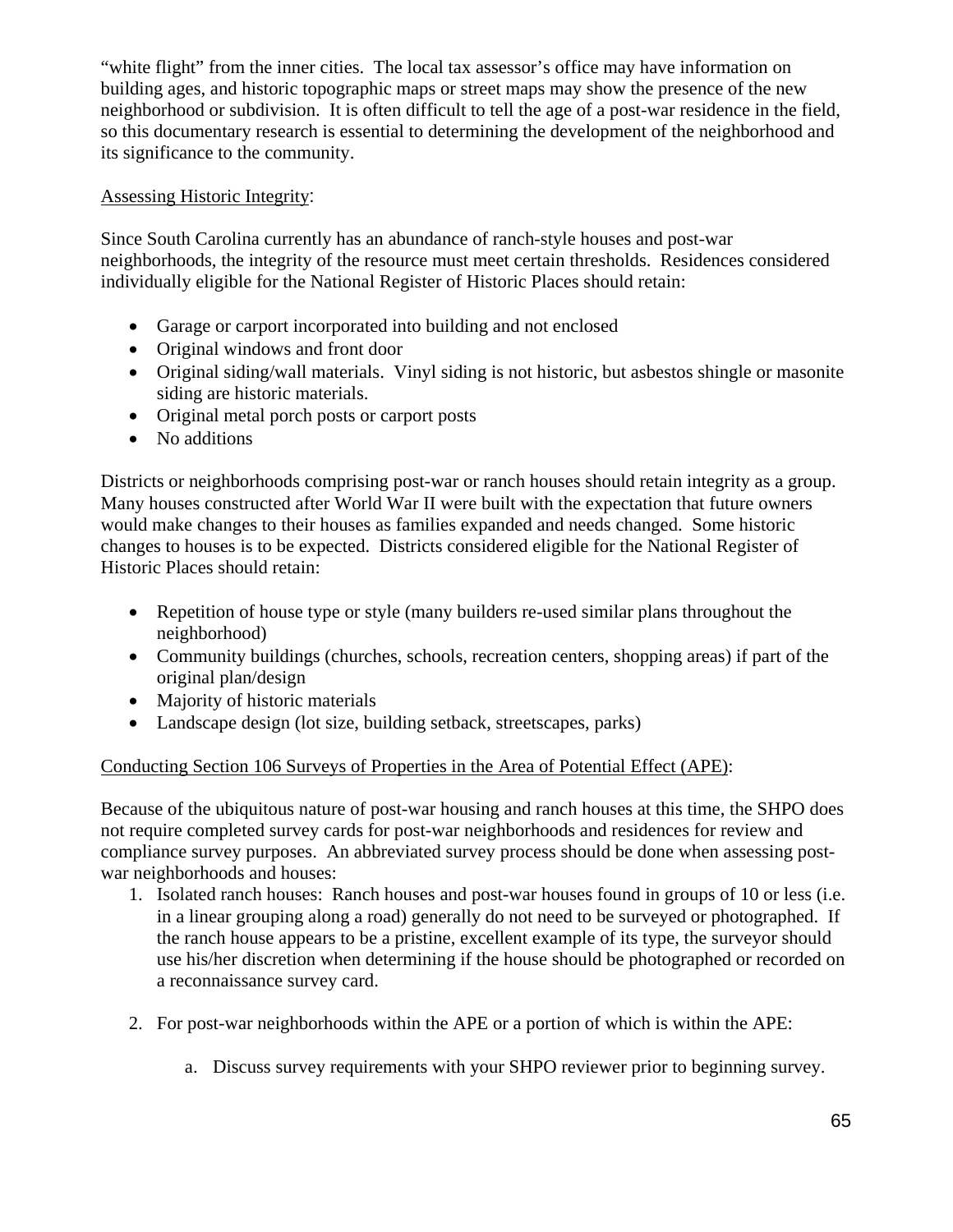"white flight" from the inner cities. The local tax assessor's office may have information on building ages, and historic topographic maps or street maps may show the presence of the new neighborhood or subdivision. It is often difficult to tell the age of a post-war residence in the field, so this documentary research is essential to determining the development of the neighborhood and its significance to the community.

<u>Assessing Historic Integrity</u>:

Since South Carolina currently has an abundance of ranch-style houses and post-war neighborhoods, the integrity of the resource must meet certain thresholds. Residences considered individually eligible for the National Register of Historic Places should retain:

- Garage or carport incorporated into building and not enclosed
- Original windows and front door
- Original siding/wall materials. Vinyl siding is not historic, but asbestos shingle or masonite siding are historic materials.
- Original metal porch posts or carport posts
- No additions

Districts or neighborhoods comprising post-war or ranch houses should retain integrity as a group. Many houses constructed after World War II were built with the expectation that future owners would make changes to their houses as families expanded and needs changed. Some historic changes to houses is to be expected. Districts considered eligible for the National Register of Historic Places should retain:

- Repetition of house type or style (many builders re-used similar plans throughout the neighborhood)
- Community buildings (churches, schools, recreation centers, shopping areas) if part of the original plan/design
- Majority of historic materials
- Landscape design (lot size, building setback, streetscapes, parks)

<u>Conducting Section 106 Surveys of Properties in the Area of Potential Effect (APE)</u>:

Because of the ubiquitous nature of post-war housing and ranch houses at this time, the SHPO does not require completed survey cards for post-war neighborhoods and residences for review and compliance survey purposes. An abbreviated survey process should be done when assessing post-war neighborhoods and houses:

1. Isolated ranch houses: Ranch houses and post-war houses found in groups of 10 or less (i.e. in a linear grouping along a road) generally do not need to be surveyed or photographed. If the ranch house appears to be a pristine, excellent example of its type, the surveyor should use his/her discretion when determining if the house should be photographed or recorded on a reconnaissance survey card.

2. For post-war neighborhoods within the APE or a portion of which is within the APE:

    a. Discuss survey requirements with your SHPO reviewer prior to beginning survey.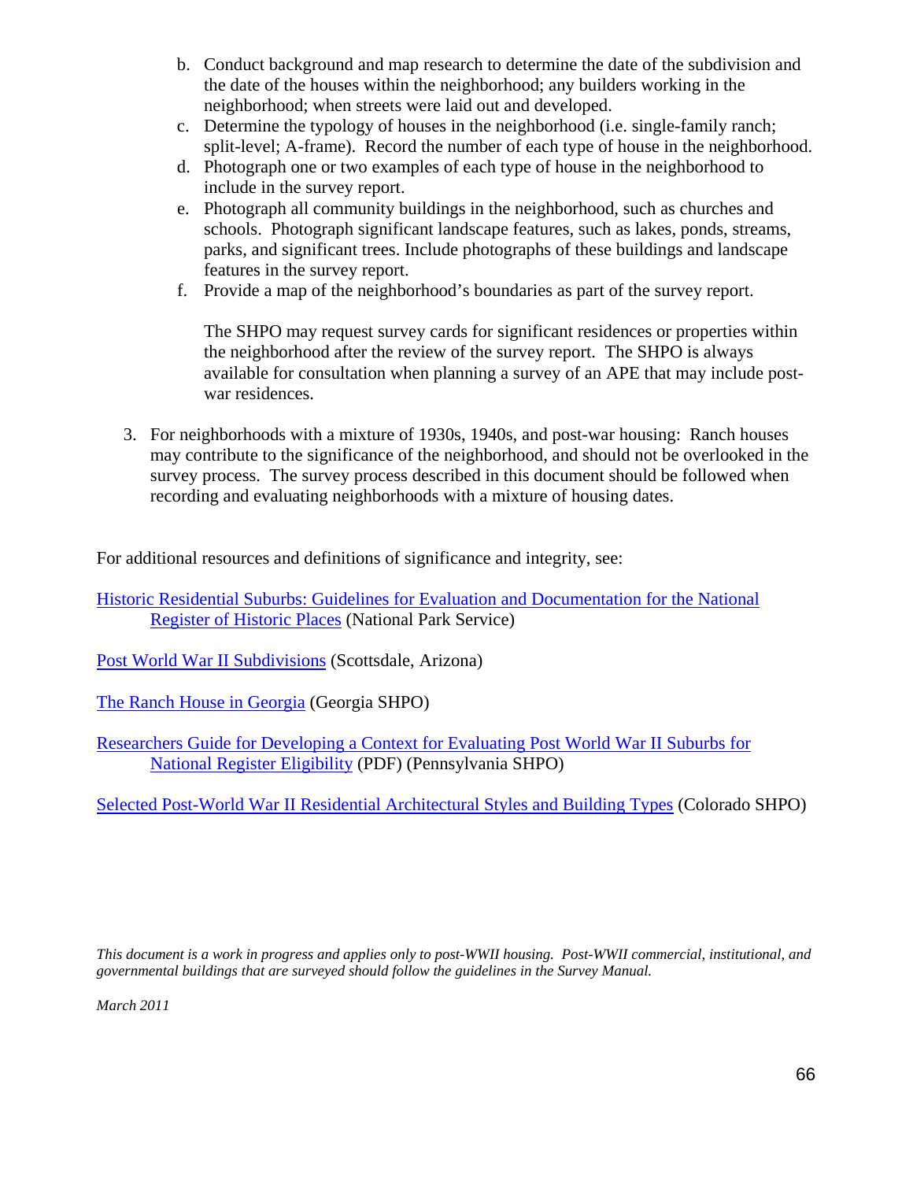b. Conduct background and map research to determine the date of the subdivision and the date of the houses within the neighborhood; any builders working in the neighborhood; when streets were laid out and developed.
c. Determine the typology of houses in the neighborhood (i.e. single-family ranch; split-level; A-frame). Record the number of each type of house in the neighborhood.
d. Photograph one or two examples of each type of house in the neighborhood to include in the survey report.
e. Photograph all community buildings in the neighborhood, such as churches and schools. Photograph significant landscape features, such as lakes, ponds, streams, parks, and significant trees. Include photographs of these buildings and landscape features in the survey report.
f. Provide a map of the neighborhood's boundaries as part of the survey report.

   The SHPO may request survey cards for significant residences or properties within the neighborhood after the review of the survey report. The SHPO is always available for consultation when planning a survey of an APE that may include post-war residences.

3. For neighborhoods with a mixture of 1930s, 1940s, and post-war housing: Ranch houses may contribute to the significance of the neighborhood, and should not be overlooked in the survey process. The survey process described in this document should be followed when recording and evaluating neighborhoods with a mixture of housing dates.

For additional resources and definitions of significance and integrity, see:

Historic Residential Suburbs: Guidelines for Evaluation and Documentation for the National Register of Historic Places (National Park Service)

Post World War II Subdivisions (Scottsdale, Arizona)

The Ranch House in Georgia (Georgia SHPO)

Researchers Guide for Developing a Context for Evaluating Post World War II Suburbs for National Register Eligibility (PDF) (Pennsylvania SHPO)

Selected Post-World War II Residential Architectural Styles and Building Types (Colorado SHPO)

*This document is a work in progress and applies only to post-WWII housing. Post-WWII commercial, institutional, and governmental buildings that are surveyed should follow the guidelines in the Survey Manual.*

*March 2011*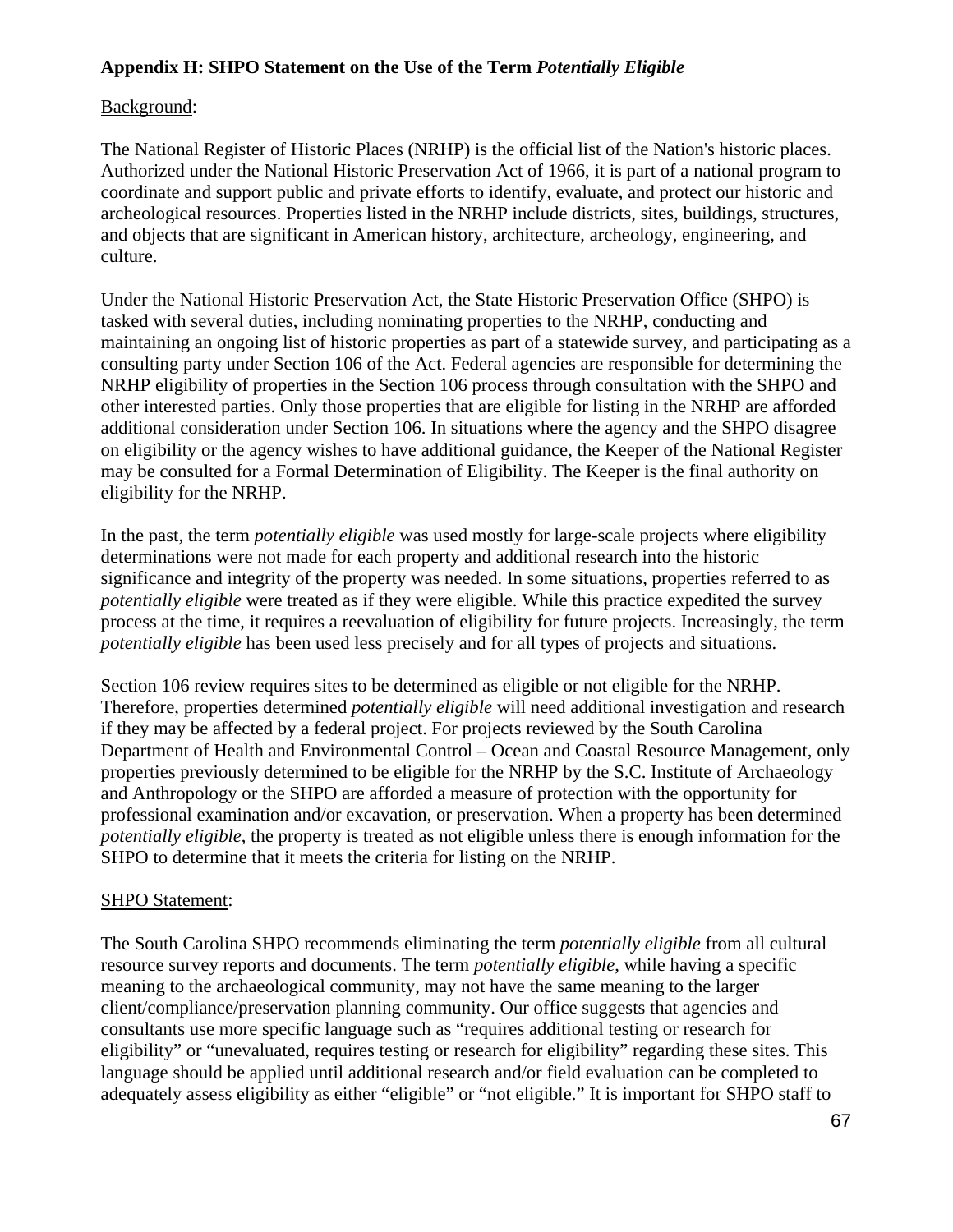**Appendix H: SHPO Statement on the Use of the Term *Potentially Eligible***

Background:

The National Register of Historic Places (NRHP) is the official list of the Nation's historic places. Authorized under the National Historic Preservation Act of 1966, it is part of a national program to coordinate and support public and private efforts to identify, evaluate, and protect our historic and archeological resources. Properties listed in the NRHP include districts, sites, buildings, structures, and objects that are significant in American history, architecture, archeology, engineering, and culture.

Under the National Historic Preservation Act, the State Historic Preservation Office (SHPO) is tasked with several duties, including nominating properties to the NRHP, conducting and maintaining an ongoing list of historic properties as part of a statewide survey, and participating as a consulting party under Section 106 of the Act. Federal agencies are responsible for determining the NRHP eligibility of properties in the Section 106 process through consultation with the SHPO and other interested parties. Only those properties that are eligible for listing in the NRHP are afforded additional consideration under Section 106. In situations where the agency and the SHPO disagree on eligibility or the agency wishes to have additional guidance, the Keeper of the National Register may be consulted for a Formal Determination of Eligibility. The Keeper is the final authority on eligibility for the NRHP.

In the past, the term *potentially eligible* was used mostly for large-scale projects where eligibility determinations were not made for each property and additional research into the historic significance and integrity of the property was needed. In some situations, properties referred to as *potentially eligible* were treated as if they were eligible. While this practice expedited the survey process at the time, it requires a reevaluation of eligibility for future projects. Increasingly, the term *potentially eligible* has been used less precisely and for all types of projects and situations.

Section 106 review requires sites to be determined as eligible or not eligible for the NRHP. Therefore, properties determined *potentially eligible* will need additional investigation and research if they may be affected by a federal project. For projects reviewed by the South Carolina Department of Health and Environmental Control – Ocean and Coastal Resource Management, only properties previously determined to be eligible for the NRHP by the S.C. Institute of Archaeology and Anthropology or the SHPO are afforded a measure of protection with the opportunity for professional examination and/or excavation, or preservation. When a property has been determined *potentially eligible*, the property is treated as not eligible unless there is enough information for the SHPO to determine that it meets the criteria for listing on the NRHP.

SHPO Statement:

The South Carolina SHPO recommends eliminating the term *potentially eligible* from all cultural resource survey reports and documents. The term *potentially eligible*, while having a specific meaning to the archaeological community, may not have the same meaning to the larger client/compliance/preservation planning community. Our office suggests that agencies and consultants use more specific language such as "requires additional testing or research for eligibility" or "unevaluated, requires testing or research for eligibility" regarding these sites. This language should be applied until additional research and/or field evaluation can be completed to adequately assess eligibility as either "eligible" or "not eligible." It is important for SHPO staff to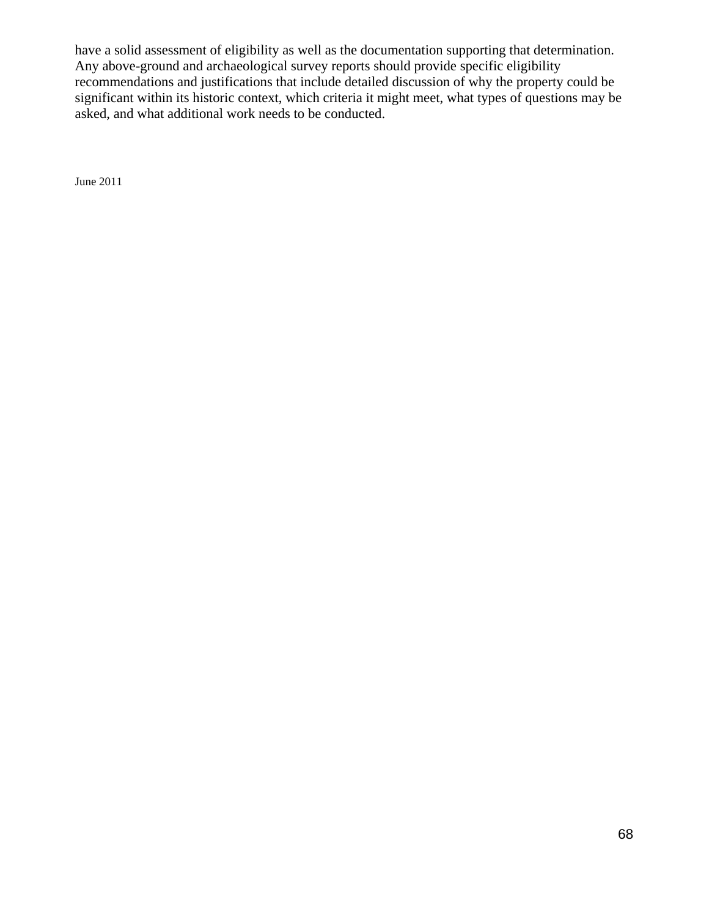have a solid assessment of eligibility as well as the documentation supporting that determination. Any above-ground and archaeological survey reports should provide specific eligibility recommendations and justifications that include detailed discussion of why the property could be significant within its historic context, which criteria it might meet, what types of questions may be asked, and what additional work needs to be conducted.

June 2011